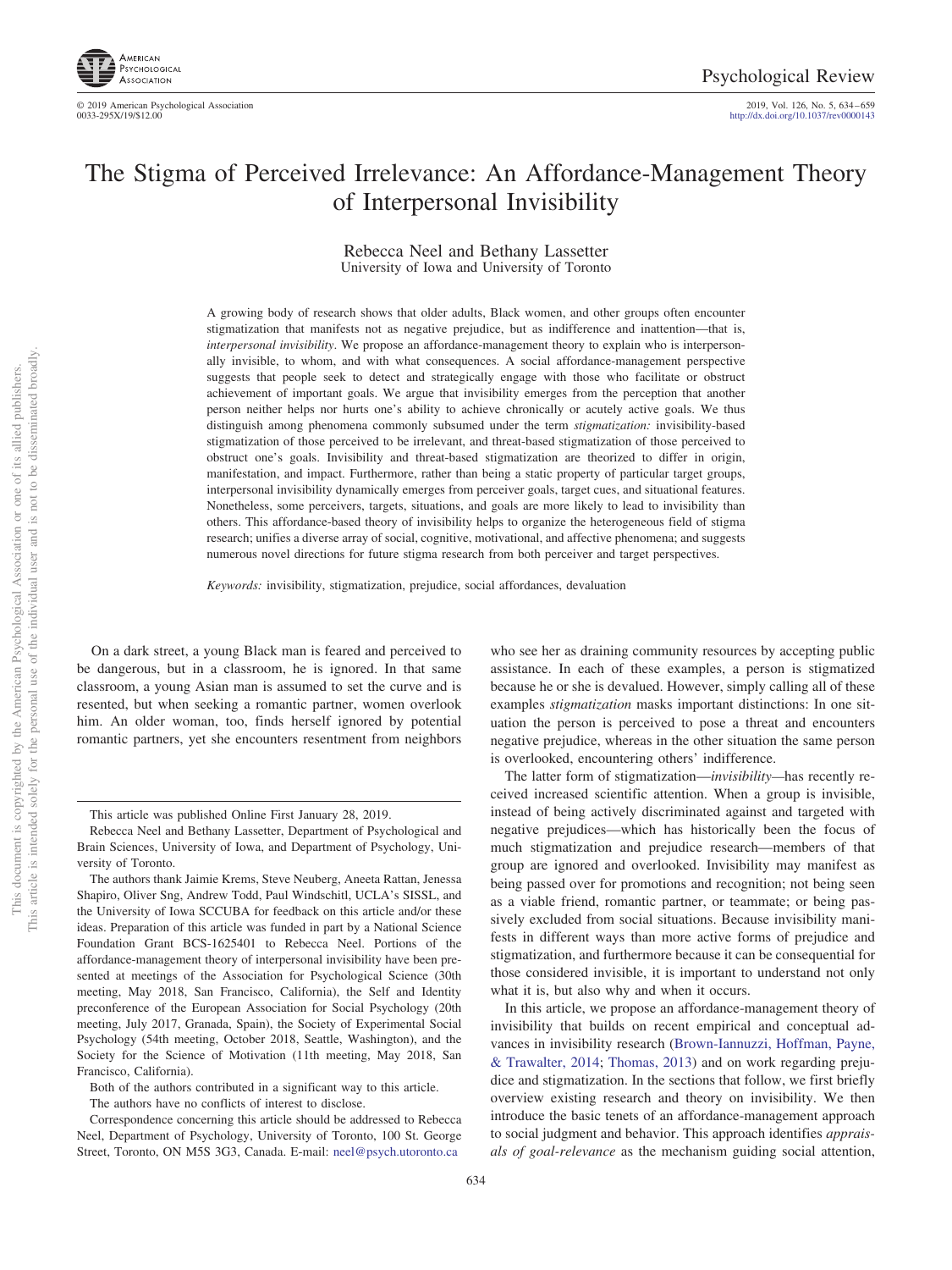# The Stigma of Perceived Irrelevance: An Affordance-Management Theory of Interpersonal Invisibility

Rebecca Neel and Bethany Lassetter
University of Iowa and University of Toronto

A growing body of research shows that older adults, Black women, and other groups often encounter stigmatization that manifests not as negative prejudice, but as indifference and inattention—that is, *interpersonal invisibility*. We propose an affordance-management theory to explain who is interpersonally invisible, to whom, and with what consequences. A social affordance-management perspective suggests that people seek to detect and strategically engage with those who facilitate or obstruct achievement of important goals. We argue that invisibility emerges from the perception that another person neither helps nor hurts one's ability to achieve chronically or acutely active goals. We thus distinguish among phenomena commonly subsumed under the term *stigmatization:* invisibility-based stigmatization of those perceived to be irrelevant, and threat-based stigmatization of those perceived to obstruct one's goals. Invisibility and threat-based stigmatization are theorized to differ in origin, manifestation, and impact. Furthermore, rather than being a static property of particular target groups, interpersonal invisibility dynamically emerges from perceiver goals, target cues, and situational features. Nonetheless, some perceivers, targets, situations, and goals are more likely to lead to invisibility than others. This affordance-based theory of invisibility helps to organize the heterogeneous field of stigma research; unifies a diverse array of social, cognitive, motivational, and affective phenomena; and suggests numerous novel directions for future stigma research from both perceiver and target perspectives.

*Keywords:* invisibility, stigmatization, prejudice, social affordances, devaluation

On a dark street, a young Black man is feared and perceived to be dangerous, but in a classroom, he is ignored. In that same classroom, a young Asian man is assumed to set the curve and is resented, but when seeking a romantic partner, women overlook him. An older woman, too, finds herself ignored by potential romantic partners, yet she encounters resentment from neighbors who see her as draining community resources by accepting public assistance. In each of these examples, a person is stigmatized because he or she is devalued. However, simply calling all of these examples *stigmatization* masks important distinctions: In one situation the person is perceived to pose a threat and encounters negative prejudice, whereas in the other situation the same person is overlooked, encountering others' indifference.

The latter form of stigmatization—*invisibility*—has recently received increased scientific attention. When a group is invisible, instead of being actively discriminated against and targeted with negative prejudices—which has historically been the focus of much stigmatization and prejudice research—members of that group are ignored and overlooked. Invisibility may manifest as being passed over for promotions and recognition; not being seen as a viable friend, romantic partner, or teammate; or being passively excluded from social situations. Because invisibility manifests in different ways than more active forms of prejudice and stigmatization, and furthermore because it can be consequential for those considered invisible, it is important to understand not only what it is, but also why and when it occurs.

In this article, we propose an affordance-management theory of invisibility that builds on recent empirical and conceptual advances in invisibility research (Brown-Iannuzzi, Hoffman, Payne, & Trawalter, 2014; Thomas, 2013) and on work regarding prejudice and stigmatization. In the sections that follow, we first briefly overview existing research and theory on invisibility. We then introduce the basic tenets of an affordance-management approach to social judgment and behavior. This approach identifies *appraisals of goal-relevance* as the mechanism guiding social attention,

---

This article was published Online First January 28, 2019.

Rebecca Neel and Bethany Lassetter, Department of Psychological and Brain Sciences, University of Iowa, and Department of Psychology, University of Toronto.

The authors thank Jaimie Krems, Steve Neuberg, Aneeta Rattan, Jenessa Shapiro, Oliver Sng, Andrew Todd, Paul Windschitl, UCLA's SISSL, and the University of Iowa SCCUBA for feedback on this article and/or these ideas. Preparation of this article was funded in part by a National Science Foundation Grant BCS-1625401 to Rebecca Neel. Portions of the affordance-management theory of interpersonal invisibility have been presented at meetings of the Association for Psychological Science (30th meeting, May 2018, San Francisco, California), the Self and Identity preconference of the European Association for Social Psychology (20th meeting, July 2017, Granada, Spain), the Society of Experimental Social Psychology (54th meeting, October 2018, Seattle, Washington), and the Society for the Science of Motivation (11th meeting, May 2018, San Francisco, California).

Both of the authors contributed in a significant way to this article.

The authors have no conflicts of interest to disclose.

Correspondence concerning this article should be addressed to Rebecca Neel, Department of Psychology, University of Toronto, 100 St. George Street, Toronto, ON M5S 3G3, Canada. E-mail: neel@psych.utoronto.ca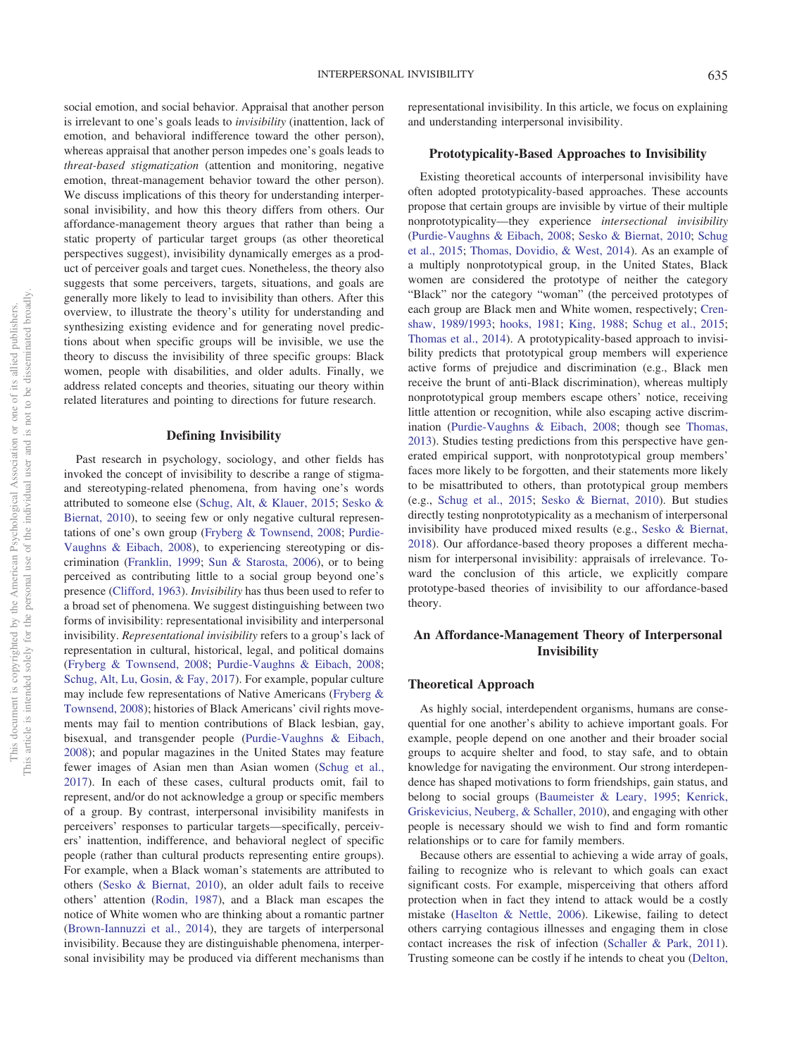social emotion, and social behavior. Appraisal that another person is irrelevant to one's goals leads to *invisibility* (inattention, lack of emotion, and behavioral indifference toward the other person), whereas appraisal that another person impedes one's goals leads to *threat-based stigmatization* (attention and monitoring, negative emotion, threat-management behavior toward the other person). We discuss implications of this theory for understanding interpersonal invisibility, and how this theory differs from others. Our affordance-management theory argues that rather than being a static property of particular target groups (as other theoretical perspectives suggest), invisibility dynamically emerges as a product of perceiver goals and target cues. Nonetheless, the theory also suggests that some perceivers, targets, situations, and goals are generally more likely to lead to invisibility than others. After this overview, to illustrate the theory's utility for understanding and synthesizing existing evidence and for generating novel predictions about when specific groups will be invisible, we use the theory to discuss the invisibility of three specific groups: Black women, people with disabilities, and older adults. Finally, we address related concepts and theories, situating our theory within related literatures and pointing to directions for future research.

## Defining Invisibility

Past research in psychology, sociology, and other fields has invoked the concept of invisibility to describe a range of stigma- and stereotyping-related phenomena, from having one's words attributed to someone else (Schug, Alt, & Klauer, 2015; Sesko & Biernat, 2010), to seeing few or only negative cultural representations of one's own group (Fryberg & Townsend, 2008; Purdie-Vaughns & Eibach, 2008), to experiencing stereotyping or discrimination (Franklin, 1999; Sun & Starosta, 2006), or to being perceived as contributing little to a social group beyond one's presence (Clifford, 1963). *Invisibility* has thus been used to refer to a broad set of phenomena. We suggest distinguishing between two forms of invisibility: representational invisibility and interpersonal invisibility. *Representational invisibility* refers to a group's lack of representation in cultural, historical, legal, and political domains (Fryberg & Townsend, 2008; Purdie-Vaughns & Eibach, 2008; Schug, Alt, Lu, Gosin, & Fay, 2017). For example, popular culture may include few representations of Native Americans (Fryberg & Townsend, 2008); histories of Black Americans' civil rights movements may fail to mention contributions of Black lesbian, gay, bisexual, and transgender people (Purdie-Vaughns & Eibach, 2008); and popular magazines in the United States may feature fewer images of Asian men than Asian women (Schug et al., 2017). In each of these cases, cultural products omit, fail to represent, and/or do not acknowledge a group or specific members of a group. By contrast, interpersonal invisibility manifests in perceivers' responses to particular targets—specifically, perceivers' inattention, indifference, and behavioral neglect of specific people (rather than cultural products representing entire groups). For example, when a Black woman's statements are attributed to others (Sesko & Biernat, 2010), an older adult fails to receive others' attention (Rodin, 1987), and a Black man escapes the notice of White women who are thinking about a romantic partner (Brown-Iannuzzi et al., 2014), they are targets of interpersonal invisibility. Because they are distinguishable phenomena, interpersonal invisibility may be produced via different mechanisms than representational invisibility. In this article, we focus on explaining and understanding interpersonal invisibility.

## Prototypicality-Based Approaches to Invisibility

Existing theoretical accounts of interpersonal invisibility have often adopted prototypicality-based approaches. These accounts propose that certain groups are invisible by virtue of their multiple nonprototypicality—they experience *intersectional invisibility* (Purdie-Vaughns & Eibach, 2008; Sesko & Biernat, 2010; Schug et al., 2015; Thomas, Dovidio, & West, 2014). As an example of a multiply nonprototypical group, in the United States, Black women are considered the prototype of neither the category "Black" nor the category "woman" (the perceived prototypes of each group are Black men and White women, respectively; Crenshaw, 1989/1993; hooks, 1981; King, 1988; Schug et al., 2015; Thomas et al., 2014). A prototypicality-based approach to invisibility predicts that prototypical group members will experience active forms of prejudice and discrimination (e.g., Black men receive the brunt of anti-Black discrimination), whereas multiply nonprototypical group members escape others' notice, receiving little attention or recognition, while also escaping active discrimination (Purdie-Vaughns & Eibach, 2008; though see Thomas, 2013). Studies testing predictions from this perspective have generated empirical support, with nonprototypical group members' faces more likely to be forgotten, and their statements more likely to be misattributed to others, than prototypical group members (e.g., Schug et al., 2015; Sesko & Biernat, 2010). But studies directly testing nonprototypicality as a mechanism of interpersonal invisibility have produced mixed results (e.g., Sesko & Biernat, 2018). Our affordance-based theory proposes a different mechanism for interpersonal invisibility: appraisals of irrelevance. Toward the conclusion of this article, we explicitly compare prototype-based theories of invisibility to our affordance-based theory.

## An Affordance-Management Theory of Interpersonal Invisibility

### Theoretical Approach

As highly social, interdependent organisms, humans are consequential for one another's ability to achieve important goals. For example, people depend on one another and their broader social groups to acquire shelter and food, to stay safe, and to obtain knowledge for navigating the environment. Our strong interdependence has shaped motivations to form friendships, gain status, and belong to social groups (Baumeister & Leary, 1995; Kenrick, Griskevicius, Neuberg, & Schaller, 2010), and engaging with other people is necessary should we wish to find and form romantic relationships or to care for family members.

Because others are essential to achieving a wide array of goals, failing to recognize who is relevant to which goals can exact significant costs. For example, misperceiving that others afford protection when in fact they intend to attack would be a costly mistake (Haselton & Nettle, 2006). Likewise, failing to detect others carrying contagious illnesses and engaging them in close contact increases the risk of infection (Schaller & Park, 2011). Trusting someone can be costly if he intends to cheat you (Delton,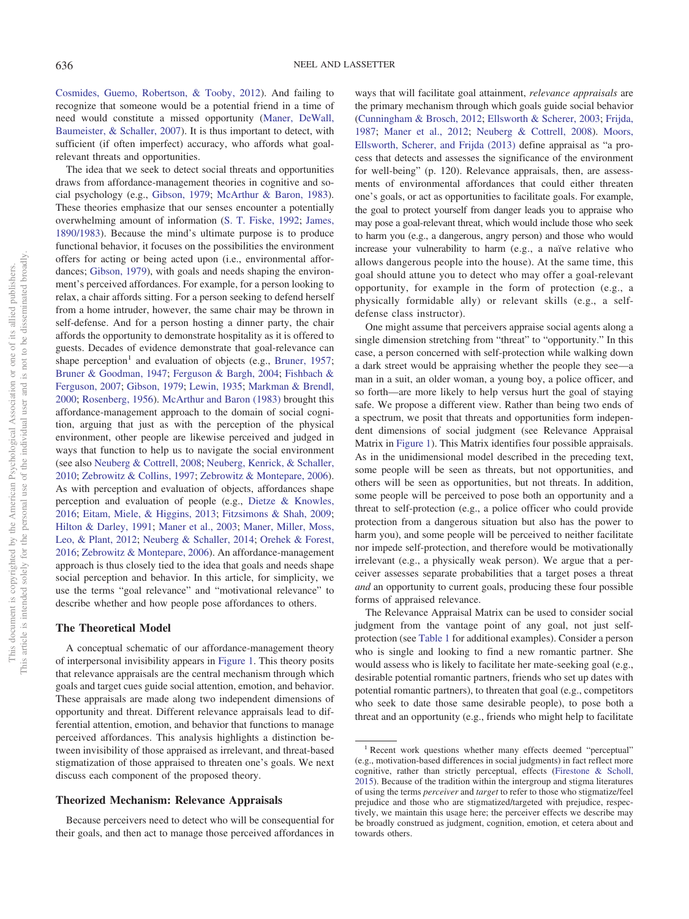Cosmides, Guemo, Robertson, & Tooby, 2012). And failing to recognize that someone would be a potential friend in a time of need would constitute a missed opportunity (Maner, DeWall, Baumeister, & Schaller, 2007). It is thus important to detect, with sufficient (if often imperfect) accuracy, who affords what goal-relevant threats and opportunities.

The idea that we seek to detect social threats and opportunities draws from affordance-management theories in cognitive and social psychology (e.g., Gibson, 1979; McArthur & Baron, 1983). These theories emphasize that our senses encounter a potentially overwhelming amount of information (S. T. Fiske, 1992; James, 1890/1983). Because the mind's ultimate purpose is to produce functional behavior, it focuses on the possibilities the environment offers for acting or being acted upon (i.e., environmental affordances; Gibson, 1979), with goals and needs shaping the environment's perceived affordances. For example, for a person looking to relax, a chair affords sitting. For a person seeking to defend herself from a home intruder, however, the same chair may be thrown in self-defense. And for a person hosting a dinner party, the chair affords the opportunity to demonstrate hospitality as it is offered to guests. Decades of evidence demonstrate that goal-relevance can shape perception[1] and evaluation of objects (e.g., Bruner, 1957; Bruner & Goodman, 1947; Ferguson & Bargh, 2004; Fishbach & Ferguson, 2007; Gibson, 1979; Lewin, 1935; Markman & Brendl, 2000; Rosenberg, 1956). McArthur and Baron (1983) brought this affordance-management approach to the domain of social cognition, arguing that just as with the perception of the physical environment, other people are likewise perceived and judged in ways that function to help us to navigate the social environment (see also Neuberg & Cottrell, 2008; Neuberg, Kenrick, & Schaller, 2010; Zebrowitz & Collins, 1997; Zebrowitz & Montepare, 2006). As with perception and evaluation of objects, affordances shape perception and evaluation of people (e.g., Dietze & Knowles, 2016; Eitam, Miele, & Higgins, 2013; Fitzsimons & Shah, 2009; Hilton & Darley, 1991; Maner et al., 2003; Maner, Miller, Moss, Leo, & Plant, 2012; Neuberg & Schaller, 2014; Orehek & Forest, 2016; Zebrowitz & Montepare, 2006). An affordance-management approach is thus closely tied to the idea that goals and needs shape social perception and behavior. In this article, for simplicity, we use the terms "goal relevance" and "motivational relevance" to describe whether and how people pose affordances to others.

## The Theoretical Model

A conceptual schematic of our affordance-management theory of interpersonal invisibility appears in Figure 1. This theory posits that relevance appraisals are the central mechanism through which goals and target cues guide social attention, emotion, and behavior. These appraisals are made along two independent dimensions of opportunity and threat. Different relevance appraisals lead to differential attention, emotion, and behavior that functions to manage perceived affordances. This analysis highlights a distinction between invisibility of those appraised as irrelevant, and threat-based stigmatization of those appraised to threaten one's goals. We next discuss each component of the proposed theory.

## Theorized Mechanism: Relevance Appraisals

Because perceivers need to detect who will be consequential for their goals, and then act to manage those perceived affordances in ways that will facilitate goal attainment, *relevance appraisals* are the primary mechanism through which goals guide social behavior (Cunningham & Brosch, 2012; Ellsworth & Scherer, 2003; Frijda, 1987; Maner et al., 2012; Neuberg & Cottrell, 2008). Moors, Ellsworth, Scherer, and Frijda (2013) define appraisal as "a process that detects and assesses the significance of the environment for well-being" (p. 120). Relevance appraisals, then, are assessments of environmental affordances that could either threaten one's goals, or act as opportunities to facilitate goals. For example, the goal to protect yourself from danger leads you to appraise who may pose a goal-relevant threat, which would include those who seek to harm you (e.g., a dangerous, angry person) and those who would increase your vulnerability to harm (e.g., a naïve relative who allows dangerous people into the house). At the same time, this goal should attune you to detect who may offer a goal-relevant opportunity, for example in the form of protection (e.g., a physically formidable ally) or relevant skills (e.g., a self-defense class instructor).

One might assume that perceivers appraise social agents along a single dimension stretching from "threat" to "opportunity." In this case, a person concerned with self-protection while walking down a dark street would be appraising whether the people they see—a man in a suit, an older woman, a young boy, a police officer, and so forth—are more likely to help versus hurt the goal of staying safe. We propose a different view. Rather than being two ends of a spectrum, we posit that threats and opportunities form independent dimensions of social judgment (see Relevance Appraisal Matrix in Figure 1). This Matrix identifies four possible appraisals. As in the unidimensional model described in the preceding text, some people will be seen as threats, but not opportunities, and others will be seen as opportunities, but not threats. In addition, some people will be perceived to pose both an opportunity and a threat to self-protection (e.g., a police officer who could provide protection from a dangerous situation but also has the power to harm you), and some people will be perceived to neither facilitate nor impede self-protection, and therefore would be motivationally irrelevant (e.g., a physically weak person). We argue that a perceiver assesses separate probabilities that a target poses a threat *and* an opportunity to current goals, producing these four possible forms of appraised relevance.

The Relevance Appraisal Matrix can be used to consider social judgment from the vantage point of any goal, not just self-protection (see Table 1 for additional examples). Consider a person who is single and looking to find a new romantic partner. She would assess who is likely to facilitate her mate-seeking goal (e.g., desirable potential romantic partners, friends who set up dates with potential romantic partners), to threaten that goal (e.g., competitors who seek to date those same desirable people), to pose both a threat and an opportunity (e.g., friends who might help to facilitate

[1] Recent work questions whether many effects deemed "perceptual" (e.g., motivation-based differences in social judgments) in fact reflect more cognitive, rather than strictly perceptual, effects (Firestone & Scholl, 2015). Because of the tradition within the intergroup and stigma literatures of using the terms *perceiver* and *target* to refer to those who stigmatize/feel prejudice and those who are stigmatized/targeted with prejudice, respectively, we maintain this usage here; the perceiver effects we describe may be broadly construed as judgment, cognition, emotion, et cetera about and towards others.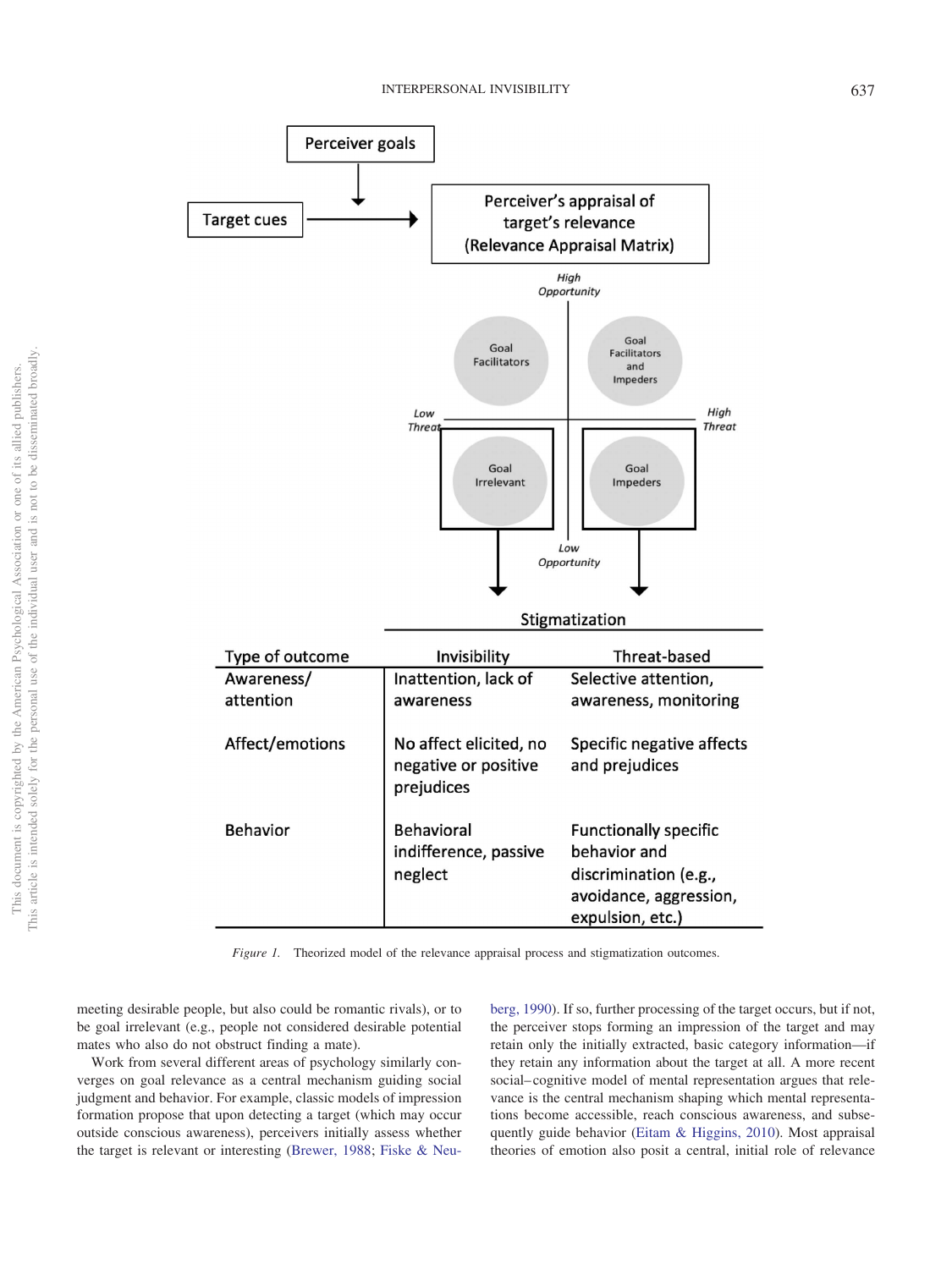| Type of outcome | Invisibility | Threat-based |
|---|---|---|
| Awareness/attention | Inattention, lack of awareness | Selective attention, awareness, monitoring |
| Affect/emotions | No affect elicited, no negative or positive prejudices | Specific negative affects and prejudices |
| Behavior | Behavioral indifference, passive neglect | Functionally specific behavior and discrimination (e.g., avoidance, aggression, expulsion, etc.) |

*Figure 1.* Theorized model of the relevance appraisal process and stigmatization outcomes.

meeting desirable people, but also could be romantic rivals), or to be goal irrelevant (e.g., people not considered desirable potential mates who also do not obstruct finding a mate).

Work from several different areas of psychology similarly converges on goal relevance as a central mechanism guiding social judgment and behavior. For example, classic models of impression formation propose that upon detecting a target (which may occur outside conscious awareness), perceivers initially assess whether the target is relevant or interesting (Brewer, 1988; Fiske & Neuberg, 1990). If so, further processing of the target occurs, but if not, the perceiver stops forming an impression of the target and may retain only the initially extracted, basic category information—if they retain any information about the target at all. A more recent social–cognitive model of mental representation argues that relevance is the central mechanism shaping which mental representations become accessible, reach conscious awareness, and subsequently guide behavior (Eitam & Higgins, 2010). Most appraisal theories of emotion also posit a central, initial role of relevance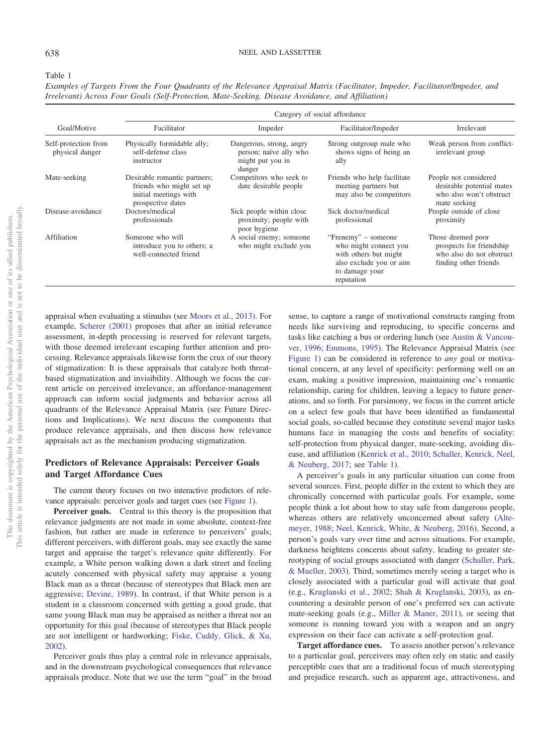Table 1

*Examples of Targets From the Four Quadrants of the Relevance Appraisal Matrix (Facilitator, Impeder, Facilitator/Impeder, and Irrelevant) Across Four Goals (Self-Protection, Mate-Seeking, Disease Avoidance, and Affiliation)*

| Goal/Motive | Category of social affordance | | | |
|---|---|---|---|---|
| | Facilitator | Impeder | Facilitator/Impeder | Irrelevant |
| Self-protection from physical danger | Physically formidable ally; self-defense class instructor | Dangerous, strong, angry person; naïve ally who might put you in danger | Strong outgroup male who shows signs of being an ally | Weak person from conflict-irrelevant group |
| Mate-seeking | Desirable romantic partners; friends who might set up initial meetings with prospective dates | Competitors who seek to date desirable people | Friends who help facilitate meeting partners but may also be competitors | People not considered desirable potential mates who also won't obstruct mate seeking |
| Disease-avoidance | Doctors/medical professionals | Sick people within close proximity; people with poor hygiene | Sick doctor/medical professional | People outside of close proximity |
| Affiliation | Someone who will introduce you to others; a well-connected friend | A social enemy; someone who might exclude you | "Frenemy" – someone who might connect you with others but might also exclude you or aim to damage your reputation | Those deemed poor prospects for friendship who also do not obstruct finding other friends |

appraisal when evaluating a stimulus (see Moors et al., 2013). For example, Scherer (2001) proposes that after an initial relevance assessment, in-depth processing is reserved for relevant targets, with those deemed irrelevant escaping further attention and processing. Relevance appraisals likewise form the crux of our theory of stigmatization: It is these appraisals that catalyze both threat-based stigmatization and invisibility. Although we focus the current article on perceived irrelevance, an affordance-management approach can inform social judgments and behavior across all quadrants of the Relevance Appraisal Matrix (see Future Directions and Implications). We next discuss the components that produce relevance appraisals, and then discuss how relevance appraisals act as the mechanism producing stigmatization.

## Predictors of Relevance Appraisals: Perceiver Goals and Target Affordance Cues

The current theory focuses on two interactive predictors of relevance appraisals: perceiver goals and target cues (see Figure 1).

**Perceiver goals.** Central to this theory is the proposition that relevance judgments are not made in some absolute, context-free fashion, but rather are made in reference to perceivers' goals; different perceivers, with different goals, may see exactly the same target and appraise the target's relevance quite differently. For example, a White person walking down a dark street and feeling acutely concerned with physical safety may appraise a young Black man as a threat (because of stereotypes that Black men are aggressive; Devine, 1989). In contrast, if that White person is a student in a classroom concerned with getting a good grade, that same young Black man may be appraised as neither a threat nor an opportunity for this goal (because of stereotypes that Black people are not intelligent or hardworking; Fiske, Cuddy, Glick, & Xu, 2002).

Perceiver goals thus play a central role in relevance appraisals, and in the downstream psychological consequences that relevance appraisals produce. Note that we use the term "goal" in the broad sense, to capture a range of motivational constructs ranging from needs like surviving and reproducing, to specific concerns and tasks like catching a bus or ordering lunch (see Austin & Vancouver, 1996; Emmons, 1995). The Relevance Appraisal Matrix (see Figure 1) can be considered in reference to *any* goal or motivational concern, at any level of specificity: performing well on an exam, making a positive impression, maintaining one's romantic relationship, caring for children, leaving a legacy to future generations, and so forth. For parsimony, we focus in the current article on a select few goals that have been identified as fundamental social goals, so-called because they constitute several major tasks humans face in managing the costs and benefits of sociality: self-protection from physical danger, mate-seeking, avoiding disease, and affiliation (Kenrick et al., 2010; Schaller, Kenrick, Neel, & Neuberg, 2017; see Table 1).

A perceiver's goals in any particular situation can come from several sources. First, people differ in the extent to which they are chronically concerned with particular goals. For example, some people think a lot about how to stay safe from dangerous people, whereas others are relatively unconcerned about safety (Altemeyer, 1988; Neel, Kenrick, White, & Neuberg, 2016). Second, a person's goals vary over time and across situations. For example, darkness heightens concerns about safety, leading to greater stereotyping of social groups associated with danger (Schaller, Park, & Mueller, 2003). Third, sometimes merely seeing a target who is closely associated with a particular goal will activate that goal (e.g., Kruglanski et al., 2002; Shah & Kruglanski, 2003), as encountering a desirable person of one's preferred sex can activate mate-seeking goals (e.g., Miller & Maner, 2011), or seeing that someone is running toward you with a weapon and an angry expression on their face can activate a self-protection goal.

**Target affordance cues.** To assess another person's relevance to a particular goal, perceivers may often rely on static and easily perceptible cues that are a traditional focus of much stereotyping and prejudice research, such as apparent age, attractiveness, and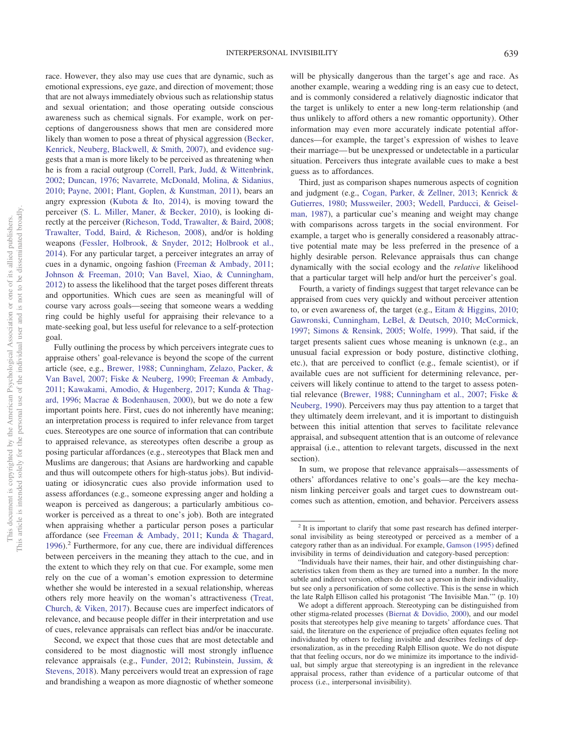race. However, they also may use cues that are dynamic, such as emotional expressions, eye gaze, and direction of movement; those that are not always immediately obvious such as relationship status and sexual orientation; and those operating outside conscious awareness such as chemical signals. For example, work on perceptions of dangerousness shows that men are considered more likely than women to pose a threat of physical aggression (Becker, Kenrick, Neuberg, Blackwell, & Smith, 2007), and evidence suggests that a man is more likely to be perceived as threatening when he is from a racial outgroup (Correll, Park, Judd, & Wittenbrink, 2002; Duncan, 1976; Navarrete, McDonald, Molina, & Sidanius, 2010; Payne, 2001; Plant, Goplen, & Kunstman, 2011), bears an angry expression (Kubota & Ito, 2014), is moving toward the perceiver (S. L. Miller, Maner, & Becker, 2010), is looking directly at the perceiver (Richeson, Todd, Trawalter, & Baird, 2008; Trawalter, Todd, Baird, & Richeson, 2008), and/or is holding weapons (Fessler, Holbrook, & Snyder, 2012; Holbrook et al., 2014). For any particular target, a perceiver integrates an array of cues in a dynamic, ongoing fashion (Freeman & Ambady, 2011; Johnson & Freeman, 2010; Van Bavel, Xiao, & Cunningham, 2012) to assess the likelihood that the target poses different threats and opportunities. Which cues are seen as meaningful will of course vary across goals—seeing that someone wears a wedding ring could be highly useful for appraising their relevance to a mate-seeking goal, but less useful for relevance to a self-protection goal.

Fully outlining the process by which perceivers integrate cues to appraise others' goal-relevance is beyond the scope of the current article (see, e.g., Brewer, 1988; Cunningham, Zelazo, Packer, & Van Bavel, 2007; Fiske & Neuberg, 1990; Freeman & Ambady, 2011; Kawakami, Amodio, & Hugenberg, 2017; Kunda & Thagard, 1996; Macrae & Bodenhausen, 2000), but we do note a few important points here. First, cues do not inherently have meaning; an interpretation process is required to infer relevance from target cues. Stereotypes are one source of information that can contribute to appraised relevance, as stereotypes often describe a group as posing particular affordances (e.g., stereotypes that Black men and Muslims are dangerous; that Asians are hardworking and capable and thus will outcompete others for high-status jobs). But individuating or idiosyncratic cues also provide information used to assess affordances (e.g., someone expressing anger and holding a weapon is perceived as dangerous; a particularly ambitious coworker is perceived as a threat to one's job). Both are integrated when appraising whether a particular person poses a particular affordance (see Freeman & Ambady, 2011; Kunda & Thagard, 1996).[2] Furthermore, for any cue, there are individual differences between perceivers in the meaning they attach to the cue, and in the extent to which they rely on that cue. For example, some men rely on the cue of a woman's emotion expression to determine whether she would be interested in a sexual relationship, whereas others rely more heavily on the woman's attractiveness (Treat, Church, & Viken, 2017). Because cues are imperfect indicators of relevance, and because people differ in their interpretation and use of cues, relevance appraisals can reflect bias and/or be inaccurate.

Second, we expect that those cues that are most detectable and considered to be most diagnostic will most strongly influence relevance appraisals (e.g., Funder, 2012; Rubinstein, Jussim, & Stevens, 2018). Many perceivers would treat an expression of rage and brandishing a weapon as more diagnostic of whether someone will be physically dangerous than the target's age and race. As another example, wearing a wedding ring is an easy cue to detect, and is commonly considered a relatively diagnostic indicator that the target is unlikely to enter a new long-term relationship (and thus unlikely to afford others a new romantic opportunity). Other information may even more accurately indicate potential affordances—for example, the target's expression of wishes to leave their marriage—but be unexpressed or undetectable in a particular situation. Perceivers thus integrate available cues to make a best guess as to affordances.

Third, just as comparison shapes numerous aspects of cognition and judgment (e.g., Cogan, Parker, & Zellner, 2013; Kenrick & Gutierres, 1980; Mussweiler, 2003; Wedell, Parducci, & Geiselman, 1987), a particular cue's meaning and weight may change with comparisons across targets in the social environment. For example, a target who is generally considered a reasonably attractive potential mate may be less preferred in the presence of a highly desirable person. Relevance appraisals thus can change dynamically with the social ecology and the *relative* likelihood that a particular target will help and/or hurt the perceiver's goal.

Fourth, a variety of findings suggest that target relevance can be appraised from cues very quickly and without perceiver attention to, or even awareness of, the target (e.g., Eitam & Higgins, 2010; Gawronski, Cunningham, LeBel, & Deutsch, 2010; McCormick, 1997; Simons & Rensink, 2005; Wolfe, 1999). That said, if the target presents salient cues whose meaning is unknown (e.g., an unusual facial expression or body posture, distinctive clothing, etc.), that are perceived to conflict (e.g., female scientist), or if available cues are not sufficient for determining relevance, perceivers will likely continue to attend to the target to assess potential relevance (Brewer, 1988; Cunningham et al., 2007; Fiske & Neuberg, 1990). Perceivers may thus pay attention to a target that they ultimately deem irrelevant, and it is important to distinguish between this initial attention that serves to facilitate relevance appraisal, and subsequent attention that is an outcome of relevance appraisal (i.e., attention to relevant targets, discussed in the next section).

In sum, we propose that relevance appraisals—assessments of others' affordances relative to one's goals—are the key mechanism linking perceiver goals and target cues to downstream outcomes such as attention, emotion, and behavior. Perceivers assess

---

[2] It is important to clarify that some past research has defined interpersonal invisibility as being stereotyped or perceived as a member of a category rather than as an individual. For example, Gamson (1995) defined invisibility in terms of deindividuation and category-based perception:

"Individuals have their names, their hair, and other distinguishing characteristics taken from them as they are turned into a number. In the more subtle and indirect version, others do not see a person in their individuality, but see only a personification of some collective. This is the sense in which the late Ralph Ellison called his protagonist 'The Invisible Man.'" (p. 10)

We adopt a different approach. Stereotyping can be distinguished from other stigma-related processes (Biernat & Dovidio, 2000), and our model posits that stereotypes help give meaning to targets' affordance cues. That said, the literature on the experience of prejudice often equates feeling not individuated by others to feeling invisible and describes feelings of depersonalization, as in the preceding Ralph Ellison quote. We do not dispute that that feeling occurs, nor do we minimize its importance to the individual, but simply argue that stereotyping is an ingredient in the relevance appraisal process, rather than evidence of a particular outcome of that process (i.e., interpersonal invisibility).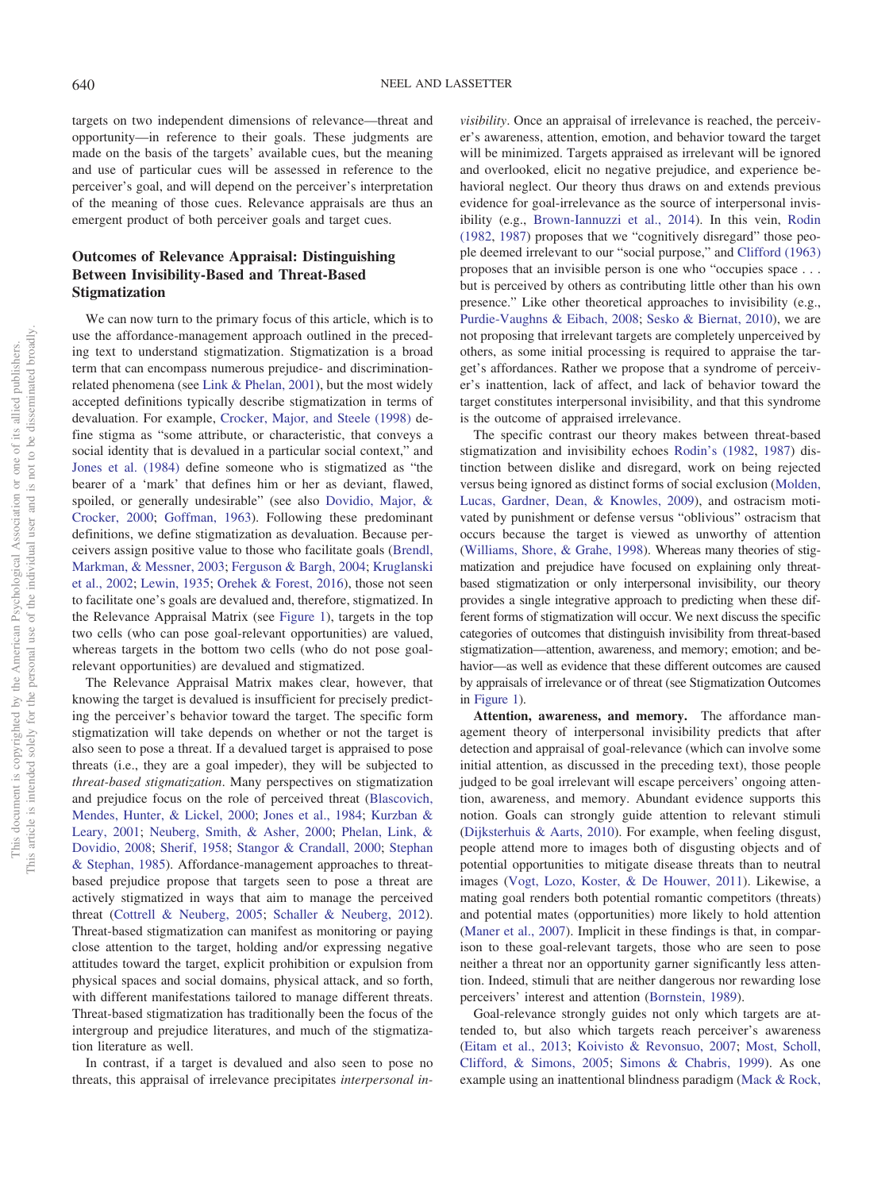targets on two independent dimensions of relevance—threat and opportunity—in reference to their goals. These judgments are made on the basis of the targets' available cues, but the meaning and use of particular cues will be assessed in reference to the perceiver's goal, and will depend on the perceiver's interpretation of the meaning of those cues. Relevance appraisals are thus an emergent product of both perceiver goals and target cues.

## Outcomes of Relevance Appraisal: Distinguishing Between Invisibility-Based and Threat-Based Stigmatization

We can now turn to the primary focus of this article, which is to use the affordance-management approach outlined in the preceding text to understand stigmatization. Stigmatization is a broad term that can encompass numerous prejudice- and discrimination-related phenomena (see Link & Phelan, 2001), but the most widely accepted definitions typically describe stigmatization in terms of devaluation. For example, Crocker, Major, and Steele (1998) define stigma as "some attribute, or characteristic, that conveys a social identity that is devalued in a particular social context," and Jones et al. (1984) define someone who is stigmatized as "the bearer of a 'mark' that defines him or her as deviant, flawed, spoiled, or generally undesirable" (see also Dovidio, Major, & Crocker, 2000; Goffman, 1963). Following these predominant definitions, we define stigmatization as devaluation. Because perceivers assign positive value to those who facilitate goals (Brendl, Markman, & Messner, 2003; Ferguson & Bargh, 2004; Kruglanski et al., 2002; Lewin, 1935; Orehek & Forest, 2016), those not seen to facilitate one's goals are devalued and, therefore, stigmatized. In the Relevance Appraisal Matrix (see Figure 1), targets in the top two cells (who can pose goal-relevant opportunities) are valued, whereas targets in the bottom two cells (who do not pose goal-relevant opportunities) are devalued and stigmatized.

The Relevance Appraisal Matrix makes clear, however, that knowing the target is devalued is insufficient for precisely predicting the perceiver's behavior toward the target. The specific form stigmatization will take depends on whether or not the target is also seen to pose a threat. If a devalued target is appraised to pose threats (i.e., they are a goal impeder), they will be subjected to *threat-based stigmatization*. Many perspectives on stigmatization and prejudice focus on the role of perceived threat (Blascovich, Mendes, Hunter, & Lickel, 2000; Jones et al., 1984; Kurzban & Leary, 2001; Neuberg, Smith, & Asher, 2000; Phelan, Link, & Dovidio, 2008; Sherif, 1958; Stangor & Crandall, 2000; Stephan & Stephan, 1985). Affordance-management approaches to threat-based prejudice propose that targets seen to pose a threat are actively stigmatized in ways that aim to manage the perceived threat (Cottrell & Neuberg, 2005; Schaller & Neuberg, 2012). Threat-based stigmatization can manifest as monitoring or paying close attention to the target, holding and/or expressing negative attitudes toward the target, explicit prohibition or expulsion from physical spaces and social domains, physical attack, and so forth, with different manifestations tailored to manage different threats. Threat-based stigmatization has traditionally been the focus of the intergroup and prejudice literatures, and much of the stigmatization literature as well.

In contrast, if a target is devalued and also seen to pose no threats, this appraisal of irrelevance precipitates *interpersonal invisibility*. Once an appraisal of irrelevance is reached, the perceiver's awareness, attention, emotion, and behavior toward the target will be minimized. Targets appraised as irrelevant will be ignored and overlooked, elicit no negative prejudice, and experience behavioral neglect. Our theory thus draws on and extends previous evidence for goal-irrelevance as the source of interpersonal invisibility (e.g., Brown-Iannuzzi et al., 2014). In this vein, Rodin (1982, 1987) proposes that we "cognitively disregard" those people deemed irrelevant to our "social purpose," and Clifford (1963) proposes that an invisible person is one who "occupies space . . . but is perceived by others as contributing little other than his own presence." Like other theoretical approaches to invisibility (e.g., Purdie-Vaughns & Eibach, 2008; Sesko & Biernat, 2010), we are not proposing that irrelevant targets are completely unperceived by others, as some initial processing is required to appraise the target's affordances. Rather we propose that a syndrome of perceiver's inattention, lack of affect, and lack of behavior toward the target constitutes interpersonal invisibility, and that this syndrome is the outcome of appraised irrelevance.

The specific contrast our theory makes between threat-based stigmatization and invisibility echoes Rodin's (1982, 1987) distinction between dislike and disregard, work on being rejected versus being ignored as distinct forms of social exclusion (Molden, Lucas, Gardner, Dean, & Knowles, 2009), and ostracism motivated by punishment or defense versus "oblivious" ostracism that occurs because the target is viewed as unworthy of attention (Williams, Shore, & Grahe, 1998). Whereas many theories of stigmatization and prejudice have focused on explaining only threat-based stigmatization or only interpersonal invisibility, our theory provides a single integrative approach to predicting when these different forms of stigmatization will occur. We next discuss the specific categories of outcomes that distinguish invisibility from threat-based stigmatization—attention, awareness, and memory; emotion; and behavior—as well as evidence that these different outcomes are caused by appraisals of irrelevance or of threat (see Stigmatization Outcomes in Figure 1).

**Attention, awareness, and memory.** The affordance management theory of interpersonal invisibility predicts that after detection and appraisal of goal-relevance (which can involve some initial attention, as discussed in the preceding text), those people judged to be goal irrelevant will escape perceivers' ongoing attention, awareness, and memory. Abundant evidence supports this notion. Goals can strongly guide attention to relevant stimuli (Dijksterhuis & Aarts, 2010). For example, when feeling disgust, people attend more to images both of disgusting objects and of potential opportunities to mitigate disease threats than to neutral images (Vogt, Lozo, Koster, & De Houwer, 2011). Likewise, a mating goal renders both potential romantic competitors (threats) and potential mates (opportunities) more likely to hold attention (Maner et al., 2007). Implicit in these findings is that, in comparison to these goal-relevant targets, those who are seen to pose neither a threat nor an opportunity garner significantly less attention. Indeed, stimuli that are neither dangerous nor rewarding lose perceivers' interest and attention (Bornstein, 1989).

Goal-relevance strongly guides not only which targets are attended to, but also which targets reach perceiver's awareness (Eitam et al., 2013; Koivisto & Revonsuo, 2007; Most, Scholl, Clifford, & Simons, 2005; Simons & Chabris, 1999). As one example using an inattentional blindness paradigm (Mack & Rock,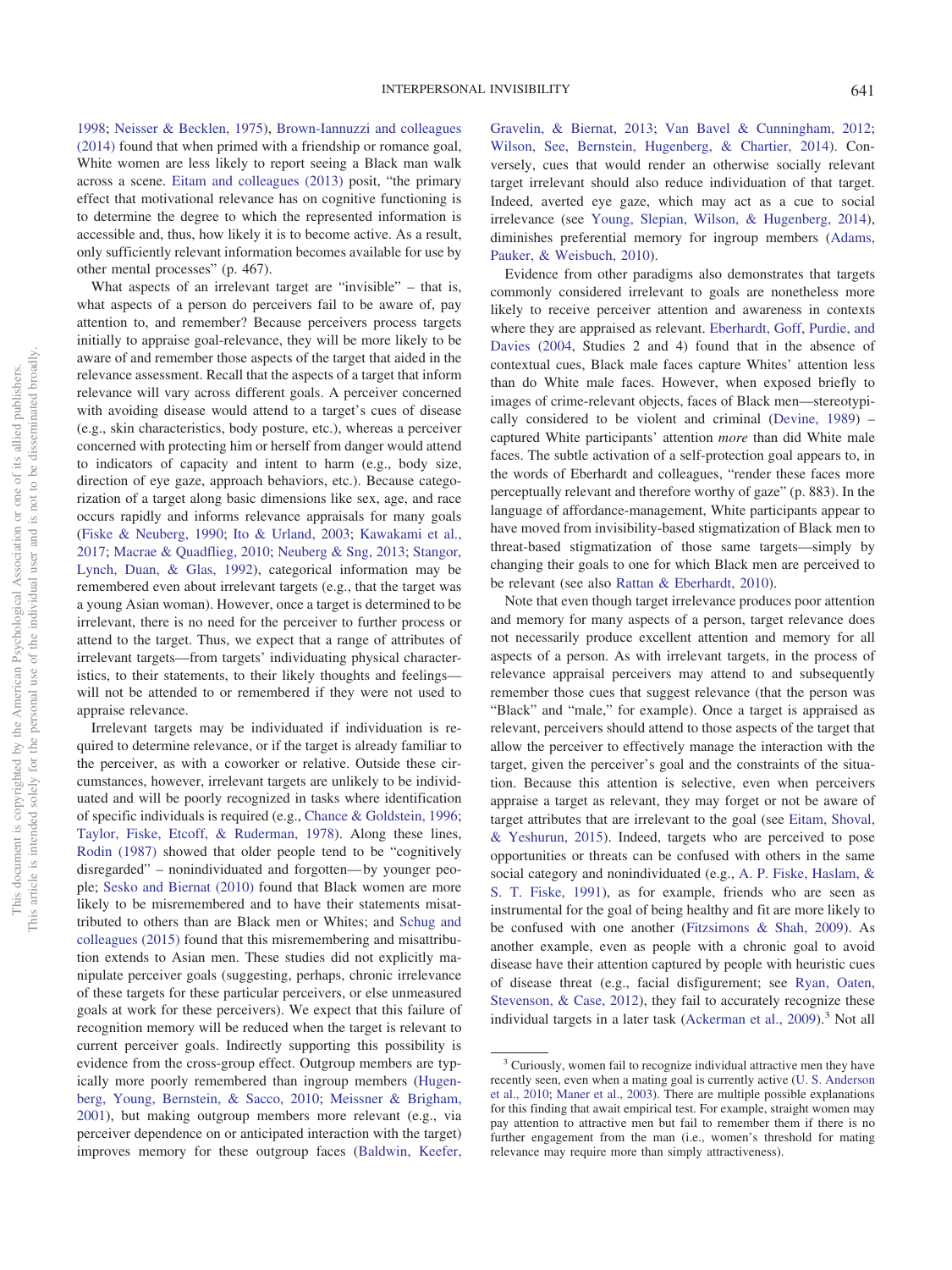1998; Neisser & Becklen, 1975), Brown-Iannuzzi and colleagues (2014) found that when primed with a friendship or romance goal, White women are less likely to report seeing a Black man walk across a scene. Eitam and colleagues (2013) posit, "the primary effect that motivational relevance has on cognitive functioning is to determine the degree to which the represented information is accessible and, thus, how likely it is to become active. As a result, only sufficiently relevant information becomes available for use by other mental processes" (p. 467).

What aspects of an irrelevant target are "invisible" – that is, what aspects of a person do perceivers fail to be aware of, pay attention to, and remember? Because perceivers process targets initially to appraise goal-relevance, they will be more likely to be aware of and remember those aspects of the target that aided in the relevance assessment. Recall that the aspects of a target that inform relevance will vary across different goals. A perceiver concerned with avoiding disease would attend to a target's cues of disease (e.g., skin characteristics, body posture, etc.), whereas a perceiver concerned with protecting him or herself from danger would attend to indicators of capacity and intent to harm (e.g., body size, direction of eye gaze, approach behaviors, etc.). Because categorization of a target along basic dimensions like sex, age, and race occurs rapidly and informs relevance appraisals for many goals (Fiske & Neuberg, 1990; Ito & Urland, 2003; Kawakami et al., 2017; Macrae & Quadflieg, 2010; Neuberg & Sng, 2013; Stangor, Lynch, Duan, & Glas, 1992), categorical information may be remembered even about irrelevant targets (e.g., that the target was a young Asian woman). However, once a target is determined to be irrelevant, there is no need for the perceiver to further process or attend to the target. Thus, we expect that a range of attributes of irrelevant targets—from targets' individuating physical characteristics, to their statements, to their likely thoughts and feelings—will not be attended to or remembered if they were not used to appraise relevance.

Irrelevant targets may be individuated if individuation is required to determine relevance, or if the target is already familiar to the perceiver, as with a coworker or relative. Outside these circumstances, however, irrelevant targets are unlikely to be individuated and will be poorly recognized in tasks where identification of specific individuals is required (e.g., Chance & Goldstein, 1996; Taylor, Fiske, Etcoff, & Ruderman, 1978). Along these lines, Rodin (1987) showed that older people tend to be "cognitively disregarded" – nonindividuated and forgotten—by younger people; Sesko and Biernat (2010) found that Black women are more likely to be misremembered and to have their statements misattributed to others than are Black men or Whites; and Schug and colleagues (2015) found that this misremembering and misattribution extends to Asian men. These studies did not explicitly manipulate perceiver goals (suggesting, perhaps, chronic irrelevance of these targets for these particular perceivers, or else unmeasured goals at work for these perceivers). We expect that this failure of recognition memory will be reduced when the target is relevant to current perceiver goals. Indirectly supporting this possibility is evidence from the cross-group effect. Outgroup members are typically more poorly remembered than ingroup members (Hugenberg, Young, Bernstein, & Sacco, 2010; Meissner & Brigham, 2001), but making outgroup members more relevant (e.g., via perceiver dependence on or anticipated interaction with the target) improves memory for these outgroup faces (Baldwin, Keefer, Gravelin, & Biernat, 2013; Van Bavel & Cunningham, 2012; Wilson, See, Bernstein, Hugenberg, & Chartier, 2014). Conversely, cues that would render an otherwise socially relevant target irrelevant should also reduce individuation of that target. Indeed, averted eye gaze, which may act as a cue to social irrelevance (see Young, Slepian, Wilson, & Hugenberg, 2014), diminishes preferential memory for ingroup members (Adams, Pauker, & Weisbuch, 2010).

Evidence from other paradigms also demonstrates that targets commonly considered irrelevant to goals are nonetheless more likely to receive perceiver attention and awareness in contexts where they are appraised as relevant. Eberhardt, Goff, Purdie, and Davies (2004, Studies 2 and 4) found that in the absence of contextual cues, Black male faces capture Whites' attention less than do White male faces. However, when exposed briefly to images of crime-relevant objects, faces of Black men—stereotypically considered to be violent and criminal (Devine, 1989) – captured White participants' attention *more* than did White male faces. The subtle activation of a self-protection goal appears to, in the words of Eberhardt and colleagues, "render these faces more perceptually relevant and therefore worthy of gaze" (p. 883). In the language of affordance-management, White participants appear to have moved from invisibility-based stigmatization of Black men to threat-based stigmatization of those same targets—simply by changing their goals to one for which Black men are perceived to be relevant (see also Rattan & Eberhardt, 2010).

Note that even though target irrelevance produces poor attention and memory for many aspects of a person, target relevance does not necessarily produce excellent attention and memory for all aspects of a person. As with irrelevant targets, in the process of relevance appraisal perceivers may attend to and subsequently remember those cues that suggest relevance (that the person was "Black" and "male," for example). Once a target is appraised as relevant, perceivers should attend to those aspects of the target that allow the perceiver to effectively manage the interaction with the target, given the perceiver's goal and the constraints of the situation. Because this attention is selective, even when perceivers appraise a target as relevant, they may forget or not be aware of target attributes that are irrelevant to the goal (see Eitam, Shoval, & Yeshurun, 2015). Indeed, targets who are perceived to pose opportunities or threats can be confused with others in the same social category and nonindividuated (e.g., A. P. Fiske, Haslam, & S. T. Fiske, 1991), as for example, friends who are seen as instrumental for the goal of being healthy and fit are more likely to be confused with one another (Fitzsimons & Shah, 2009). As another example, even as people with a chronic goal to avoid disease have their attention captured by people with heuristic cues of disease threat (e.g., facial disfigurement; see Ryan, Oaten, Stevenson, & Case, 2012), they fail to accurately recognize these individual targets in a later task (Ackerman et al., 2009).[3] Not all

[3] Curiously, women fail to recognize individual attractive men they have recently seen, even when a mating goal is currently active (U. S. Anderson et al., 2010; Maner et al., 2003). There are multiple possible explanations for this finding that await empirical test. For example, straight women may pay attention to attractive men but fail to remember them if there is no further engagement from the man (i.e., women's threshold for mating relevance may require more than simply attractiveness).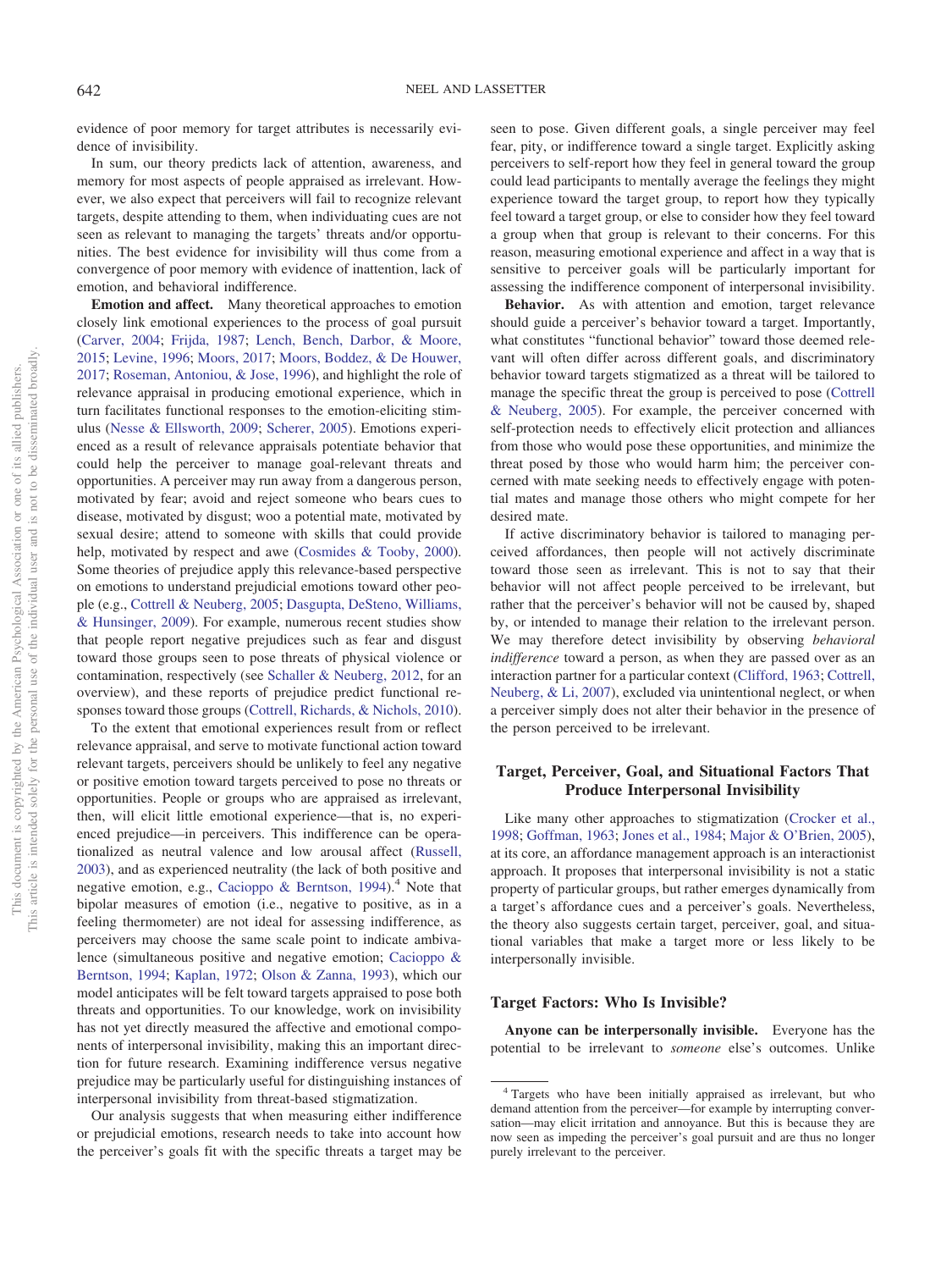evidence of poor memory for target attributes is necessarily evidence of invisibility.

In sum, our theory predicts lack of attention, awareness, and memory for most aspects of people appraised as irrelevant. However, we also expect that perceivers will fail to recognize relevant targets, despite attending to them, when individuating cues are not seen as relevant to managing the targets' threats and/or opportunities. The best evidence for invisibility will thus come from a convergence of poor memory with evidence of inattention, lack of emotion, and behavioral indifference.

**Emotion and affect.** Many theoretical approaches to emotion closely link emotional experiences to the process of goal pursuit (Carver, 2004; Frijda, 1987; Lench, Bench, Darbor, & Moore, 2015; Levine, 1996; Moors, 2017; Moors, Boddez, & De Houwer, 2017; Roseman, Antoniou, & Jose, 1996), and highlight the role of relevance appraisal in producing emotional experience, which in turn facilitates functional responses to the emotion-eliciting stimulus (Nesse & Ellsworth, 2009; Scherer, 2005). Emotions experienced as a result of relevance appraisals potentiate behavior that could help the perceiver to manage goal-relevant threats and opportunities. A perceiver may run away from a dangerous person, motivated by fear; avoid and reject someone who bears cues to disease, motivated by disgust; woo a potential mate, motivated by sexual desire; attend to someone with skills that could provide help, motivated by respect and awe (Cosmides & Tooby, 2000). Some theories of prejudice apply this relevance-based perspective on emotions to understand prejudicial emotions toward other people (e.g., Cottrell & Neuberg, 2005; Dasgupta, DeSteno, Williams, & Hunsinger, 2009). For example, numerous recent studies show that people report negative prejudices such as fear and disgust toward those groups seen to pose threats of physical violence or contamination, respectively (see Schaller & Neuberg, 2012, for an overview), and these reports of prejudice predict functional responses toward those groups (Cottrell, Richards, & Nichols, 2010).

To the extent that emotional experiences result from or reflect relevance appraisal, and serve to motivate functional action toward relevant targets, perceivers should be unlikely to feel any negative or positive emotion toward targets perceived to pose no threats or opportunities. People or groups who are appraised as irrelevant, then, will elicit little emotional experience—that is, no experienced prejudice—in perceivers. This indifference can be operationalized as neutral valence and low arousal affect (Russell, 2003), and as experienced neutrality (the lack of both positive and negative emotion, e.g., Cacioppo & Berntson, 1994).[4] Note that bipolar measures of emotion (i.e., negative to positive, as in a feeling thermometer) are not ideal for assessing indifference, as perceivers may choose the same scale point to indicate ambivalence (simultaneous positive and negative emotion; Cacioppo & Berntson, 1994; Kaplan, 1972; Olson & Zanna, 1993), which our model anticipates will be felt toward targets appraised to pose both threats and opportunities. To our knowledge, work on invisibility has not yet directly measured the affective and emotional components of interpersonal invisibility, making this an important direction for future research. Examining indifference versus negative prejudice may be particularly useful for distinguishing instances of interpersonal invisibility from threat-based stigmatization.

Our analysis suggests that when measuring either indifference or prejudicial emotions, research needs to take into account how the perceiver's goals fit with the specific threats a target may be seen to pose. Given different goals, a single perceiver may feel fear, pity, or indifference toward a single target. Explicitly asking perceivers to self-report how they feel in general toward the group could lead participants to mentally average the feelings they might experience toward the target group, to report how they typically feel toward a target group, or else to consider how they feel toward a group when that group is relevant to their concerns. For this reason, measuring emotional experience and affect in a way that is sensitive to perceiver goals will be particularly important for assessing the indifference component of interpersonal invisibility.

**Behavior.** As with attention and emotion, target relevance should guide a perceiver's behavior toward a target. Importantly, what constitutes "functional behavior" toward those deemed relevant will often differ across different goals, and discriminatory behavior toward targets stigmatized as a threat will be tailored to manage the specific threat the group is perceived to pose (Cottrell & Neuberg, 2005). For example, the perceiver concerned with self-protection needs to effectively elicit protection and alliances from those who would pose these opportunities, and minimize the threat posed by those who would harm him; the perceiver concerned with mate seeking needs to effectively engage with potential mates and manage those others who might compete for her desired mate.

If active discriminatory behavior is tailored to managing perceived affordances, then people will not actively discriminate toward those seen as irrelevant. This is not to say that their behavior will not affect people perceived to be irrelevant, but rather that the perceiver's behavior will not be caused by, shaped by, or intended to manage their relation to the irrelevant person. We may therefore detect invisibility by observing *behavioral indifference* toward a person, as when they are passed over as an interaction partner for a particular context (Clifford, 1963; Cottrell, Neuberg, & Li, 2007), excluded via unintentional neglect, or when a perceiver simply does not alter their behavior in the presence of the person perceived to be irrelevant.

## Target, Perceiver, Goal, and Situational Factors That Produce Interpersonal Invisibility

Like many other approaches to stigmatization (Crocker et al., 1998; Goffman, 1963; Jones et al., 1984; Major & O'Brien, 2005), at its core, an affordance management approach is an interactionist approach. It proposes that interpersonal invisibility is not a static property of particular groups, but rather emerges dynamically from a target's affordance cues and a perceiver's goals. Nevertheless, the theory also suggests certain target, perceiver, goal, and situational variables that make a target more or less likely to be interpersonally invisible.

### Target Factors: Who Is Invisible?

**Anyone can be interpersonally invisible.** Everyone has the potential to be irrelevant to *someone* else's outcomes. Unlike

[4] Targets who have been initially appraised as irrelevant, but who demand attention from the perceiver—for example by interrupting conversation—may elicit irritation and annoyance. But this is because they are now seen as impeding the perceiver's goal pursuit and are thus no longer purely irrelevant to the perceiver.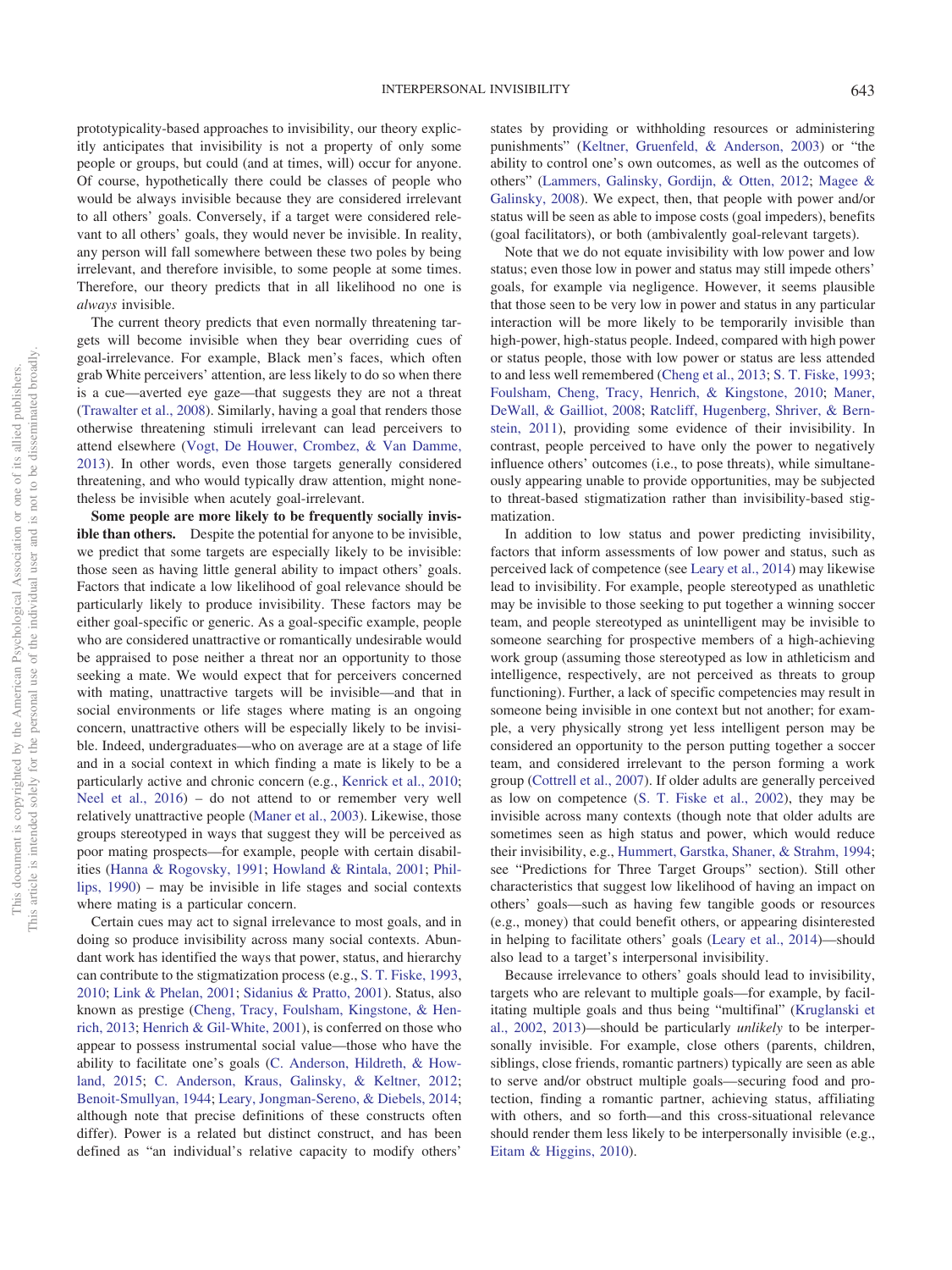prototypicality-based approaches to invisibility, our theory explicitly anticipates that invisibility is not a property of only some people or groups, but could (and at times, will) occur for anyone. Of course, hypothetically there could be classes of people who would be always invisible because they are considered irrelevant to all others' goals. Conversely, if a target were considered relevant to all others' goals, they would never be invisible. In reality, any person will fall somewhere between these two poles by being irrelevant, and therefore invisible, to some people at some times. Therefore, our theory predicts that in all likelihood no one is *always* invisible.

The current theory predicts that even normally threatening targets will become invisible when they bear overriding cues of goal-irrelevance. For example, Black men's faces, which often grab White perceivers' attention, are less likely to do so when there is a cue—averted eye gaze—that suggests they are not a threat (Trawalter et al., 2008). Similarly, having a goal that renders those otherwise threatening stimuli irrelevant can lead perceivers to attend elsewhere (Vogt, De Houwer, Crombez, & Van Damme, 2013). In other words, even those targets generally considered threatening, and who would typically draw attention, might nonetheless be invisible when acutely goal-irrelevant.

**Some people are more likely to be frequently socially invisible than others.** Despite the potential for anyone to be invisible, we predict that some targets are especially likely to be invisible: those seen as having little general ability to impact others' goals. Factors that indicate a low likelihood of goal relevance should be particularly likely to produce invisibility. These factors may be either goal-specific or generic. As a goal-specific example, people who are considered unattractive or romantically undesirable would be appraised to pose neither a threat nor an opportunity to those seeking a mate. We would expect that for perceivers concerned with mating, unattractive targets will be invisible—and that in social environments or life stages where mating is an ongoing concern, unattractive others will be especially likely to be invisible. Indeed, undergraduates—who on average are at a stage of life and in a social context in which finding a mate is likely to be a particularly active and chronic concern (e.g., Kenrick et al., 2010; Neel et al., 2016) – do not attend to or remember very well relatively unattractive people (Maner et al., 2003). Likewise, those groups stereotyped in ways that suggest they will be perceived as poor mating prospects—for example, people with certain disabilities (Hanna & Rogovsky, 1991; Howland & Rintala, 2001; Phillips, 1990) – may be invisible in life stages and social contexts where mating is a particular concern.

Certain cues may act to signal irrelevance to most goals, and in doing so produce invisibility across many social contexts. Abundant work has identified the ways that power, status, and hierarchy can contribute to the stigmatization process (e.g., S. T. Fiske, 1993, 2010; Link & Phelan, 2001; Sidanius & Pratto, 2001). Status, also known as prestige (Cheng, Tracy, Foulsham, Kingstone, & Henrich, 2013; Henrich & Gil-White, 2001), is conferred on those who appear to possess instrumental social value—those who have the ability to facilitate one's goals (C. Anderson, Hildreth, & Howland, 2015; C. Anderson, Kraus, Galinsky, & Keltner, 2012; Benoit-Smullyan, 1944; Leary, Jongman-Sereno, & Diebels, 2014; although note that precise definitions of these constructs often differ). Power is a related but distinct construct, and has been defined as "an individual's relative capacity to modify others' states by providing or withholding resources or administering punishments" (Keltner, Gruenfeld, & Anderson, 2003) or "the ability to control one's own outcomes, as well as the outcomes of others" (Lammers, Galinsky, Gordijn, & Otten, 2012; Magee & Galinsky, 2008). We expect, then, that people with power and/or status will be seen as able to impose costs (goal impeders), benefits (goal facilitators), or both (ambivalently goal-relevant targets).

Note that we do not equate invisibility with low power and low status; even those low in power and status may still impede others' goals, for example via negligence. However, it seems plausible that those seen to be very low in power and status in any particular interaction will be more likely to be temporarily invisible than high-power, high-status people. Indeed, compared with high power or status people, those with low power or status are less attended to and less well remembered (Cheng et al., 2013; S. T. Fiske, 1993; Foulsham, Cheng, Tracy, Henrich, & Kingstone, 2010; Maner, DeWall, & Gailliot, 2008; Ratcliff, Hugenberg, Shriver, & Bernstein, 2011), providing some evidence of their invisibility. In contrast, people perceived to have only the power to negatively influence others' outcomes (i.e., to pose threats), while simultaneously appearing unable to provide opportunities, may be subjected to threat-based stigmatization rather than invisibility-based stigmatization.

In addition to low status and power predicting invisibility, factors that inform assessments of low power and status, such as perceived lack of competence (see Leary et al., 2014) may likewise lead to invisibility. For example, people stereotyped as unathletic may be invisible to those seeking to put together a winning soccer team, and people stereotyped as unintelligent may be invisible to someone searching for prospective members of a high-achieving work group (assuming those stereotyped as low in athleticism and intelligence, respectively, are not perceived as threats to group functioning). Further, a lack of specific competencies may result in someone being invisible in one context but not another; for example, a very physically strong yet less intelligent person may be considered an opportunity to the person putting together a soccer team, and considered irrelevant to the person forming a work group (Cottrell et al., 2007). If older adults are generally perceived as low on competence (S. T. Fiske et al., 2002), they may be invisible across many contexts (though note that older adults are sometimes seen as high status and power, which would reduce their invisibility, e.g., Hummert, Garstka, Shaner, & Strahm, 1994; see "Predictions for Three Target Groups" section). Still other characteristics that suggest low likelihood of having an impact on others' goals—such as having few tangible goods or resources (e.g., money) that could benefit others, or appearing disinterested in helping to facilitate others' goals (Leary et al., 2014)—should also lead to a target's interpersonal invisibility.

Because irrelevance to others' goals should lead to invisibility, targets who are relevant to multiple goals—for example, by facilitating multiple goals and thus being "multifinal" (Kruglanski et al., 2002, 2013)—should be particularly *unlikely* to be interpersonally invisible. For example, close others (parents, children, siblings, close friends, romantic partners) typically are seen as able to serve and/or obstruct multiple goals—securing food and protection, finding a romantic partner, achieving status, affiliating with others, and so forth—and this cross-situational relevance should render them less likely to be interpersonally invisible (e.g., Eitam & Higgins, 2010).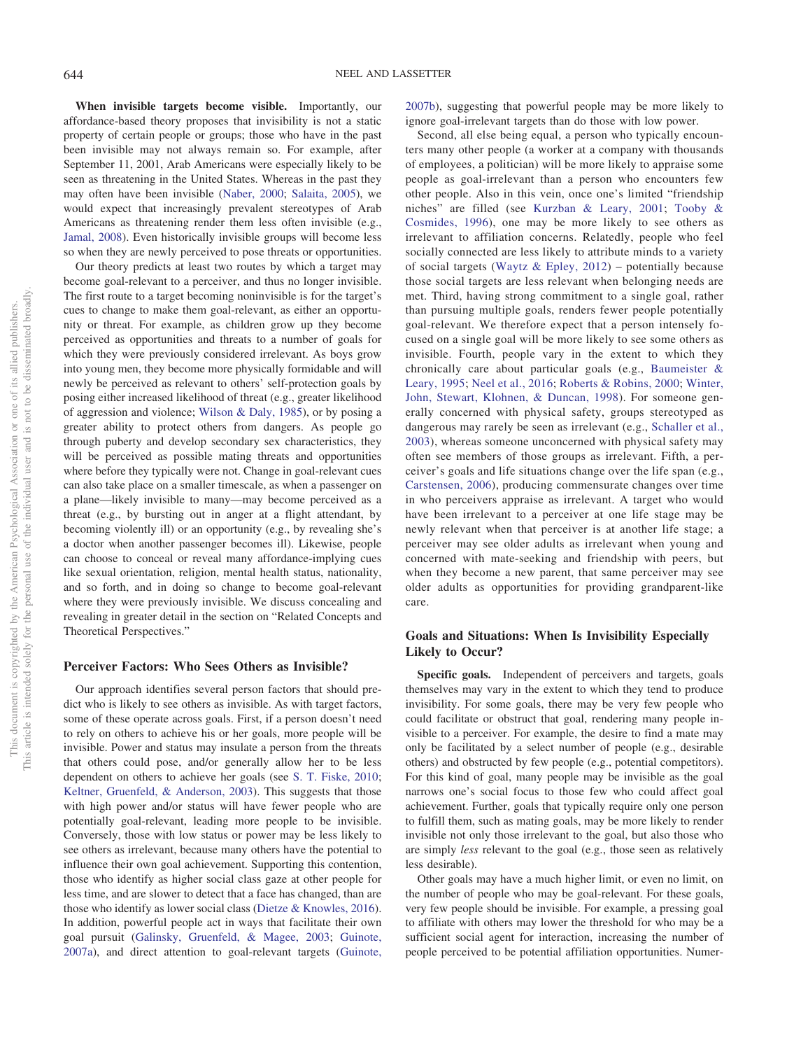**When invisible targets become visible.** Importantly, our affordance-based theory proposes that invisibility is not a static property of certain people or groups; those who have in the past been invisible may not always remain so. For example, after September 11, 2001, Arab Americans were especially likely to be seen as threatening in the United States. Whereas in the past they may often have been invisible (Naber, 2000; Salaita, 2005), we would expect that increasingly prevalent stereotypes of Arab Americans as threatening render them less often invisible (e.g., Jamal, 2008). Even historically invisible groups will become less so when they are newly perceived to pose threats or opportunities.

Our theory predicts at least two routes by which a target may become goal-relevant to a perceiver, and thus no longer invisible. The first route to a target becoming noninvisible is for the target's cues to change to make them goal-relevant, as either an opportunity or threat. For example, as children grow up they become perceived as opportunities and threats to a number of goals for which they were previously considered irrelevant. As boys grow into young men, they become more physically formidable and will newly be perceived as relevant to others' self-protection goals by posing either increased likelihood of threat (e.g., greater likelihood of aggression and violence; Wilson & Daly, 1985), or by posing a greater ability to protect others from dangers. As people go through puberty and develop secondary sex characteristics, they will be perceived as possible mating threats and opportunities where before they typically were not. Change in goal-relevant cues can also take place on a smaller timescale, as when a passenger on a plane—likely invisible to many—may become perceived as a threat (e.g., by bursting out in anger at a flight attendant, by becoming violently ill) or an opportunity (e.g., by revealing she's a doctor when another passenger becomes ill). Likewise, people can choose to conceal or reveal many affordance-implying cues like sexual orientation, religion, mental health status, nationality, and so forth, and in doing so change to become goal-relevant where they were previously invisible. We discuss concealing and revealing in greater detail in the section on "Related Concepts and Theoretical Perspectives."

## Perceiver Factors: Who Sees Others as Invisible?

Our approach identifies several person factors that should predict who is likely to see others as invisible. As with target factors, some of these operate across goals. First, if a person doesn't need to rely on others to achieve his or her goals, more people will be invisible. Power and status may insulate a person from the threats that others could pose, and/or generally allow her to be less dependent on others to achieve her goals (see S. T. Fiske, 2010; Keltner, Gruenfeld, & Anderson, 2003). This suggests that those with high power and/or status will have fewer people who are potentially goal-relevant, leading more people to be invisible. Conversely, those with low status or power may be less likely to see others as irrelevant, because many others have the potential to influence their own goal achievement. Supporting this contention, those who identify as higher social class gaze at other people for less time, and are slower to detect that a face has changed, than are those who identify as lower social class (Dietze & Knowles, 2016). In addition, powerful people act in ways that facilitate their own goal pursuit (Galinsky, Gruenfeld, & Magee, 2003; Guinote, 2007a), and direct attention to goal-relevant targets (Guinote, 2007b), suggesting that powerful people may be more likely to ignore goal-irrelevant targets than do those with low power.

Second, all else being equal, a person who typically encounters many other people (a worker at a company with thousands of employees, a politician) will be more likely to appraise some people as goal-irrelevant than a person who encounters few other people. Also in this vein, once one's limited "friendship niches" are filled (see Kurzban & Leary, 2001; Tooby & Cosmides, 1996), one may be more likely to see others as irrelevant to affiliation concerns. Relatedly, people who feel socially connected are less likely to attribute minds to a variety of social targets (Waytz & Epley, 2012) – potentially because those social targets are less relevant when belonging needs are met. Third, having strong commitment to a single goal, rather than pursuing multiple goals, renders fewer people potentially goal-relevant. We therefore expect that a person intensely focused on a single goal will be more likely to see some others as invisible. Fourth, people vary in the extent to which they chronically care about particular goals (e.g., Baumeister & Leary, 1995; Neel et al., 2016; Roberts & Robins, 2000; Winter, John, Stewart, Klohnen, & Duncan, 1998). For someone generally concerned with physical safety, groups stereotyped as dangerous may rarely be seen as irrelevant (e.g., Schaller et al., 2003), whereas someone unconcerned with physical safety may often see members of those groups as irrelevant. Fifth, a perceiver's goals and life situations change over the life span (e.g., Carstensen, 2006), producing commensurate changes over time in who perceivers appraise as irrelevant. A target who would have been irrelevant to a perceiver at one life stage may be newly relevant when that perceiver is at another life stage; a perceiver may see older adults as irrelevant when young and concerned with mate-seeking and friendship with peers, but when they become a new parent, that same perceiver may see older adults as opportunities for providing grandparent-like care.

## Goals and Situations: When Is Invisibility Especially Likely to Occur?

**Specific goals.** Independent of perceivers and targets, goals themselves may vary in the extent to which they tend to produce invisibility. For some goals, there may be very few people who could facilitate or obstruct that goal, rendering many people invisible to a perceiver. For example, the desire to find a mate may only be facilitated by a select number of people (e.g., desirable others) and obstructed by few people (e.g., potential competitors). For this kind of goal, many people may be invisible as the goal narrows one's social focus to those few who could affect goal achievement. Further, goals that typically require only one person to fulfill them, such as mating goals, may be more likely to render invisible not only those irrelevant to the goal, but also those who are simply *less* relevant to the goal (e.g., those seen as relatively less desirable).

Other goals may have a much higher limit, or even no limit, on the number of people who may be goal-relevant. For these goals, very few people should be invisible. For example, a pressing goal to affiliate with others may lower the threshold for who may be a sufficient social agent for interaction, increasing the number of people perceived to be potential affiliation opportunities. Numer-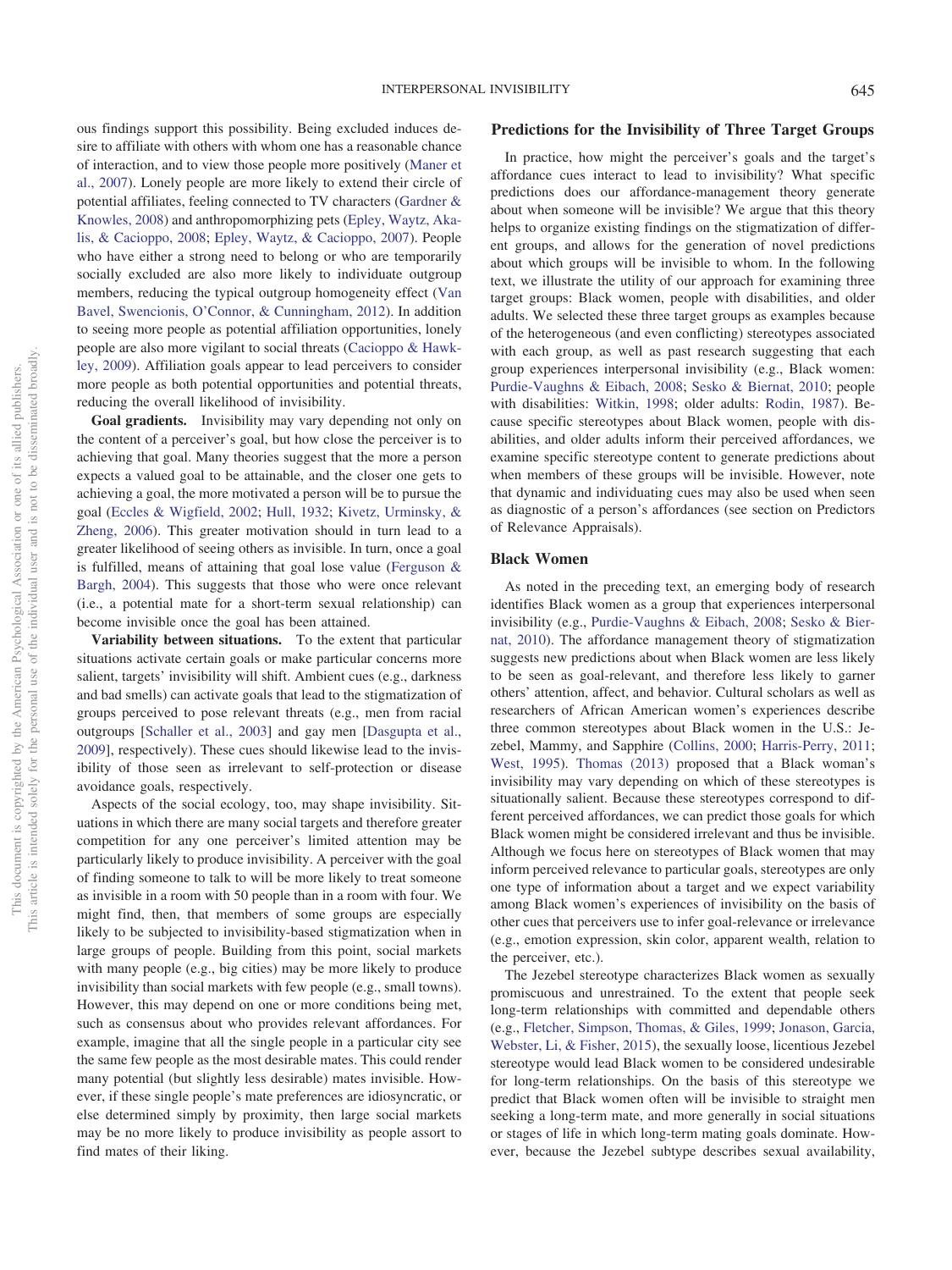ous findings support this possibility. Being excluded induces desire to affiliate with others with whom one has a reasonable chance of interaction, and to view those people more positively (Maner et al., 2007). Lonely people are more likely to extend their circle of potential affiliates, feeling connected to TV characters (Gardner & Knowles, 2008) and anthropomorphizing pets (Epley, Waytz, Akalis, & Cacioppo, 2008; Epley, Waytz, & Cacioppo, 2007). People who have either a strong need to belong or who are temporarily socially excluded are also more likely to individuate outgroup members, reducing the typical outgroup homogeneity effect (Van Bavel, Swencionis, O'Connor, & Cunningham, 2012). In addition to seeing more people as potential affiliation opportunities, lonely people are also more vigilant to social threats (Cacioppo & Hawkley, 2009). Affiliation goals appear to lead perceivers to consider more people as both potential opportunities and potential threats, reducing the overall likelihood of invisibility.

**Goal gradients.** Invisibility may vary depending not only on the content of a perceiver's goal, but how close the perceiver is to achieving that goal. Many theories suggest that the more a person expects a valued goal to be attainable, and the closer one gets to achieving a goal, the more motivated a person will be to pursue the goal (Eccles & Wigfield, 2002; Hull, 1932; Kivetz, Urminsky, & Zheng, 2006). This greater motivation should in turn lead to a greater likelihood of seeing others as invisible. In turn, once a goal is fulfilled, means of attaining that goal lose value (Ferguson & Bargh, 2004). This suggests that those who were once relevant (i.e., a potential mate for a short-term sexual relationship) can become invisible once the goal has been attained.

**Variability between situations.** To the extent that particular situations activate certain goals or make particular concerns more salient, targets' invisibility will shift. Ambient cues (e.g., darkness and bad smells) can activate goals that lead to the stigmatization of groups perceived to pose relevant threats (e.g., men from racial outgroups [Schaller et al., 2003] and gay men [Dasgupta et al., 2009], respectively). These cues should likewise lead to the invisibility of those seen as irrelevant to self-protection or disease avoidance goals, respectively.

Aspects of the social ecology, too, may shape invisibility. Situations in which there are many social targets and therefore greater competition for any one perceiver's limited attention may be particularly likely to produce invisibility. A perceiver with the goal of finding someone to talk to will be more likely to treat someone as invisible in a room with 50 people than in a room with four. We might find, then, that members of some groups are especially likely to be subjected to invisibility-based stigmatization when in large groups of people. Building from this point, social markets with many people (e.g., big cities) may be more likely to produce invisibility than social markets with few people (e.g., small towns). However, this may depend on one or more conditions being met, such as consensus about who provides relevant affordances. For example, imagine that all the single people in a particular city see the same few people as the most desirable mates. This could render many potential (but slightly less desirable) mates invisible. However, if these single people's mate preferences are idiosyncratic, or else determined simply by proximity, then large social markets may be no more likely to produce invisibility as people assort to find mates of their liking.

## Predictions for the Invisibility of Three Target Groups

In practice, how might the perceiver's goals and the target's affordance cues interact to lead to invisibility? What specific predictions does our affordance-management theory generate about when someone will be invisible? We argue that this theory helps to organize existing findings on the stigmatization of different groups, and allows for the generation of novel predictions about which groups will be invisible to whom. In the following text, we illustrate the utility of our approach for examining three target groups: Black women, people with disabilities, and older adults. We selected these three target groups as examples because of the heterogeneous (and even conflicting) stereotypes associated with each group, as well as past research suggesting that each group experiences interpersonal invisibility (e.g., Black women: Purdie-Vaughns & Eibach, 2008; Sesko & Biernat, 2010; people with disabilities: Witkin, 1998; older adults: Rodin, 1987). Because specific stereotypes about Black women, people with disabilities, and older adults inform their perceived affordances, we examine specific stereotype content to generate predictions about when members of these groups will be invisible. However, note that dynamic and individuating cues may also be used when seen as diagnostic of a person's affordances (see section on Predictors of Relevance Appraisals).

### Black Women

As noted in the preceding text, an emerging body of research identifies Black women as a group that experiences interpersonal invisibility (e.g., Purdie-Vaughns & Eibach, 2008; Sesko & Biernat, 2010). The affordance management theory of stigmatization suggests new predictions about when Black women are less likely to be seen as goal-relevant, and therefore less likely to garner others' attention, affect, and behavior. Cultural scholars as well as researchers of African American women's experiences describe three common stereotypes about Black women in the U.S.: Jezebel, Mammy, and Sapphire (Collins, 2000; Harris-Perry, 2011; West, 1995). Thomas (2013) proposed that a Black woman's invisibility may vary depending on which of these stereotypes is situationally salient. Because these stereotypes correspond to different perceived affordances, we can predict those goals for which Black women might be considered irrelevant and thus be invisible. Although we focus here on stereotypes of Black women that may inform perceived relevance to particular goals, stereotypes are only one type of information about a target and we expect variability among Black women's experiences of invisibility on the basis of other cues that perceivers use to infer goal-relevance or irrelevance (e.g., emotion expression, skin color, apparent wealth, relation to the perceiver, etc.).

The Jezebel stereotype characterizes Black women as sexually promiscuous and unrestrained. To the extent that people seek long-term relationships with committed and dependable others (e.g., Fletcher, Simpson, Thomas, & Giles, 1999; Jonason, Garcia, Webster, Li, & Fisher, 2015), the sexually loose, licentious Jezebel stereotype would lead Black women to be considered undesirable for long-term relationships. On the basis of this stereotype we predict that Black women often will be invisible to straight men seeking a long-term mate, and more generally in social situations or stages of life in which long-term mating goals dominate. However, because the Jezebel subtype describes sexual availability,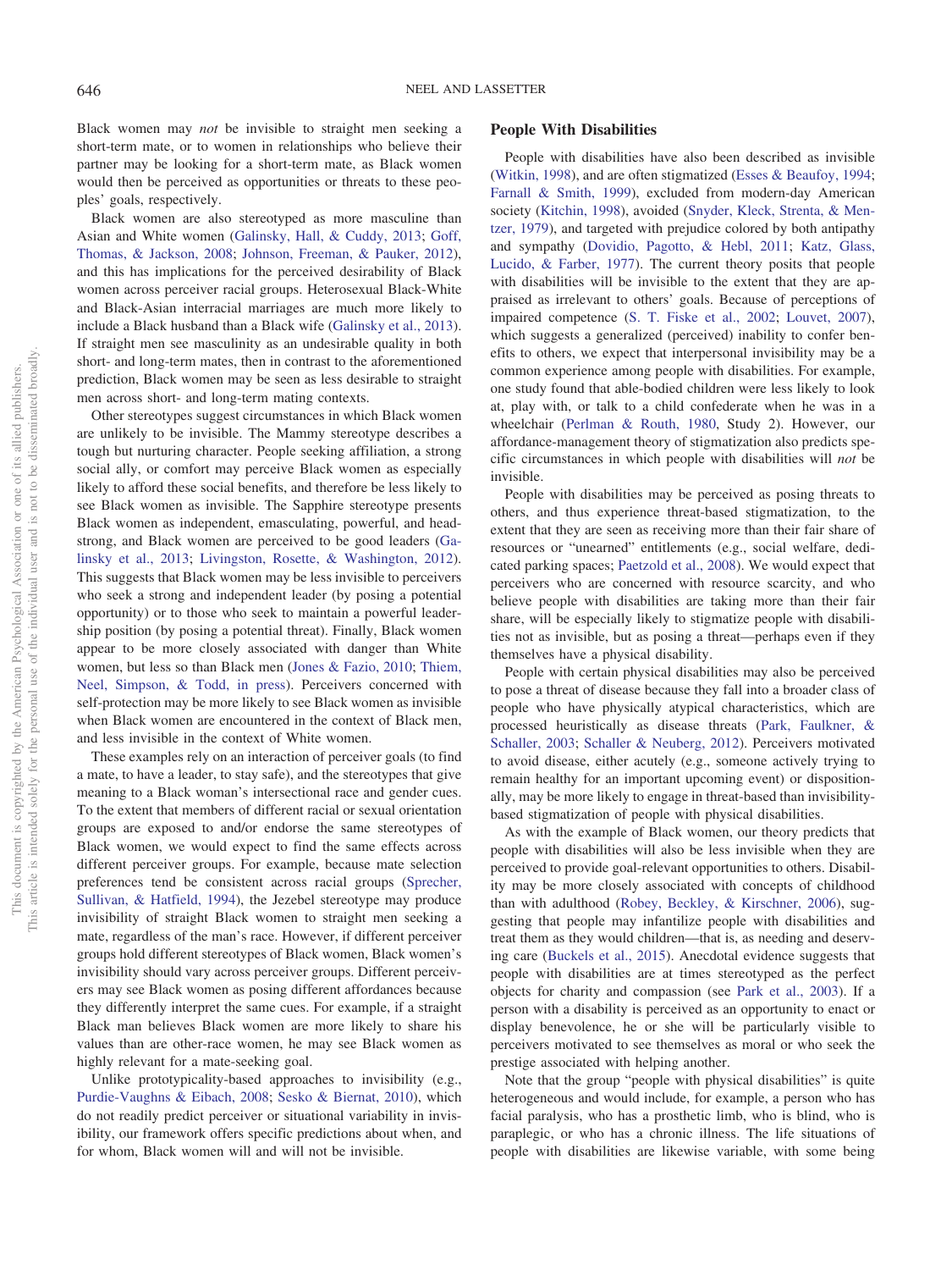Black women may *not* be invisible to straight men seeking a short-term mate, or to women in relationships who believe their partner may be looking for a short-term mate, as Black women would then be perceived as opportunities or threats to these peoples' goals, respectively.

Black women are also stereotyped as more masculine than Asian and White women (Galinsky, Hall, & Cuddy, 2013; Goff, Thomas, & Jackson, 2008; Johnson, Freeman, & Pauker, 2012), and this has implications for the perceived desirability of Black women across perceiver racial groups. Heterosexual Black-White and Black-Asian interracial marriages are much more likely to include a Black husband than a Black wife (Galinsky et al., 2013). If straight men see masculinity as an undesirable quality in both short- and long-term mates, then in contrast to the aforementioned prediction, Black women may be seen as less desirable to straight men across short- and long-term mating contexts.

Other stereotypes suggest circumstances in which Black women are unlikely to be invisible. The Mammy stereotype describes a tough but nurturing character. People seeking affiliation, a strong social ally, or comfort may perceive Black women as especially likely to afford these social benefits, and therefore be less likely to see Black women as invisible. The Sapphire stereotype presents Black women as independent, emasculating, powerful, and headstrong, and Black women are perceived to be good leaders (Galinsky et al., 2013; Livingston, Rosette, & Washington, 2012). This suggests that Black women may be less invisible to perceivers who seek a strong and independent leader (by posing a potential opportunity) or to those who seek to maintain a powerful leadership position (by posing a potential threat). Finally, Black women appear to be more closely associated with danger than White women, but less so than Black men (Jones & Fazio, 2010; Thiem, Neel, Simpson, & Todd, in press). Perceivers concerned with self-protection may be more likely to see Black women as invisible when Black women are encountered in the context of Black men, and less invisible in the context of White women.

These examples rely on an interaction of perceiver goals (to find a mate, to have a leader, to stay safe), and the stereotypes that give meaning to a Black woman's intersectional race and gender cues. To the extent that members of different racial or sexual orientation groups are exposed to and/or endorse the same stereotypes of Black women, we would expect to find the same effects across different perceiver groups. For example, because mate selection preferences tend to be consistent across racial groups (Sprecher, Sullivan, & Hatfield, 1994), the Jezebel stereotype may produce invisibility of straight Black women to straight men seeking a mate, regardless of the man's race. However, if different perceiver groups hold different stereotypes of Black women, Black women's invisibility should vary across perceiver groups. Different perceivers may see Black women as posing different affordances because they differently interpret the same cues. For example, if a straight Black man believes Black women are more likely to share his values than are other-race women, he may see Black women as highly relevant for a mate-seeking goal.

Unlike prototypicality-based approaches to invisibility (e.g., Purdie-Vaughns & Eibach, 2008; Sesko & Biernat, 2010), which do not readily predict perceiver or situational variability in invisibility, our framework offers specific predictions about when, and for whom, Black women will and will not be invisible.

## People With Disabilities

People with disabilities have also been described as invisible (Witkin, 1998), and are often stigmatized (Esses & Beaufoy, 1994; Farnall & Smith, 1999), excluded from modern-day American society (Kitchin, 1998), avoided (Snyder, Kleck, Strenta, & Mentzer, 1979), and targeted with prejudice colored by both antipathy and sympathy (Dovidio, Pagotto, & Hebl, 2011; Katz, Glass, Lucido, & Farber, 1977). The current theory posits that people with disabilities will be invisible to the extent that they are appraised as irrelevant to others' goals. Because of perceptions of impaired competence (S. T. Fiske et al., 2002; Louvet, 2007), which suggests a generalized (perceived) inability to confer benefits to others, we expect that interpersonal invisibility may be a common experience among people with disabilities. For example, one study found that able-bodied children were less likely to look at, play with, or talk to a child confederate when he was in a wheelchair (Perlman & Routh, 1980, Study 2). However, our affordance-management theory of stigmatization also predicts specific circumstances in which people with disabilities will *not* be invisible.

People with disabilities may be perceived as posing threats to others, and thus experience threat-based stigmatization, to the extent that they are seen as receiving more than their fair share of resources or "unearned" entitlements (e.g., social welfare, dedicated parking spaces; Paetzold et al., 2008). We would expect that perceivers who are concerned with resource scarcity, and who believe people with disabilities are taking more than their fair share, will be especially likely to stigmatize people with disabilities not as invisible, but as posing a threat—perhaps even if they themselves have a physical disability.

People with certain physical disabilities may also be perceived to pose a threat of disease because they fall into a broader class of people who have physically atypical characteristics, which are processed heuristically as disease threats (Park, Faulkner, & Schaller, 2003; Schaller & Neuberg, 2012). Perceivers motivated to avoid disease, either acutely (e.g., someone actively trying to remain healthy for an important upcoming event) or dispositionally, may be more likely to engage in threat-based than invisibility-based stigmatization of people with physical disabilities.

As with the example of Black women, our theory predicts that people with disabilities will also be less invisible when they are perceived to provide goal-relevant opportunities to others. Disability may be more closely associated with concepts of childhood than with adulthood (Robey, Beckley, & Kirschner, 2006), suggesting that people may infantilize people with disabilities and treat them as they would children—that is, as needing and deserving care (Buckels et al., 2015). Anecdotal evidence suggests that people with disabilities are at times stereotyped as the perfect objects for charity and compassion (see Park et al., 2003). If a person with a disability is perceived as an opportunity to enact or display benevolence, he or she will be particularly visible to perceivers motivated to see themselves as moral or who seek the prestige associated with helping another.

Note that the group "people with physical disabilities" is quite heterogeneous and would include, for example, a person who has facial paralysis, who has a prosthetic limb, who is blind, who is paraplegic, or who has a chronic illness. The life situations of people with disabilities are likewise variable, with some being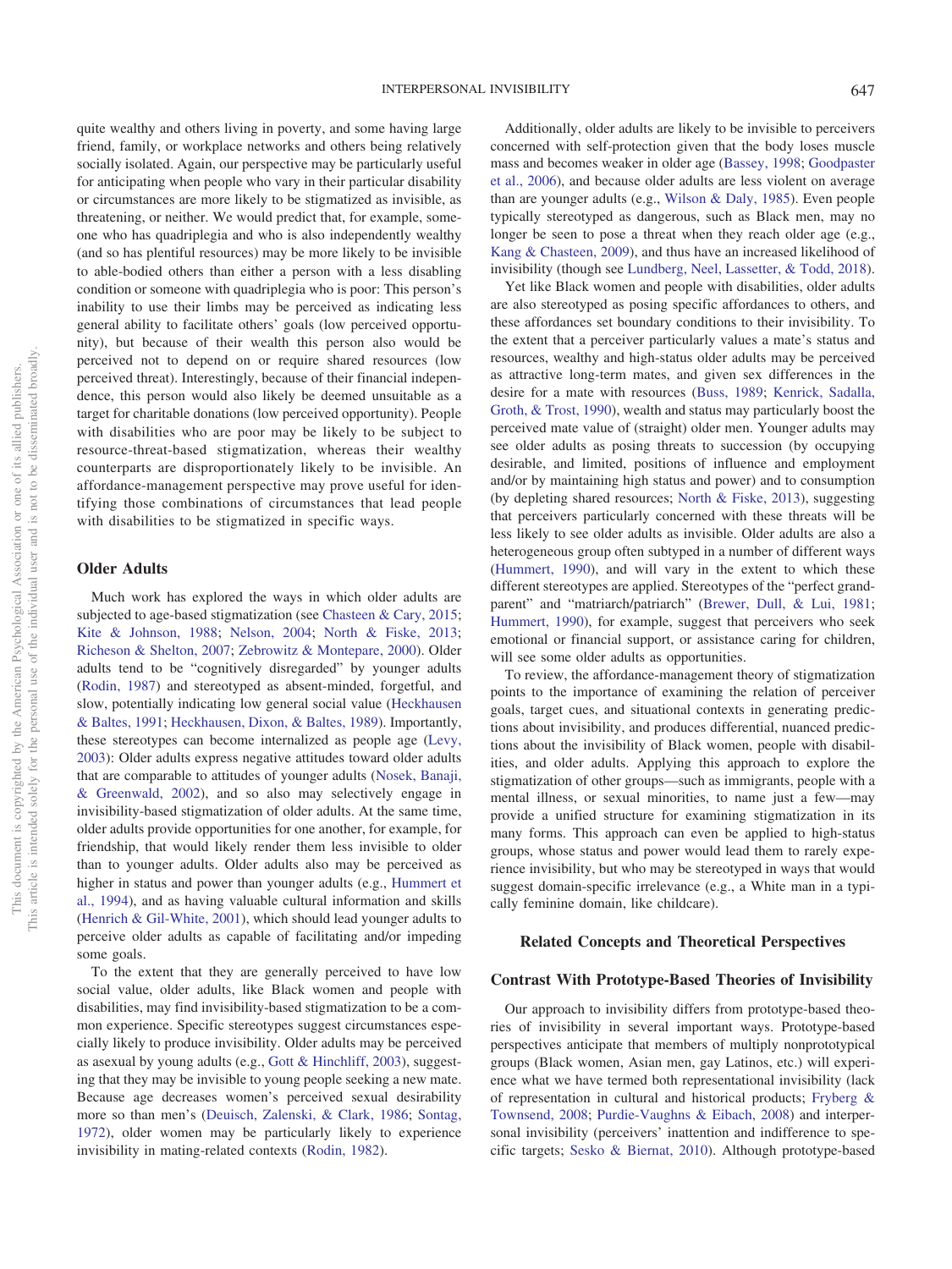quite wealthy and others living in poverty, and some having large friend, family, or workplace networks and others being relatively socially isolated. Again, our perspective may be particularly useful for anticipating when people who vary in their particular disability or circumstances are more likely to be stigmatized as invisible, as threatening, or neither. We would predict that, for example, someone who has quadriplegia and who is also independently wealthy (and so has plentiful resources) may be more likely to be invisible to able-bodied others than either a person with a less disabling condition or someone with quadriplegia who is poor: This person's inability to use their limbs may be perceived as indicating less general ability to facilitate others' goals (low perceived opportunity), but because of their wealth this person also would be perceived not to depend on or require shared resources (low perceived threat). Interestingly, because of their financial independence, this person would also likely be deemed unsuitable as a target for charitable donations (low perceived opportunity). People with disabilities who are poor may be likely to be subject to resource-threat-based stigmatization, whereas their wealthy counterparts are disproportionately likely to be invisible. An affordance-management perspective may prove useful for identifying those combinations of circumstances that lead people with disabilities to be stigmatized in specific ways.

### Older Adults

Much work has explored the ways in which older adults are subjected to age-based stigmatization (see Chasteen & Cary, 2015; Kite & Johnson, 1988; Nelson, 2004; North & Fiske, 2013; Richeson & Shelton, 2007; Zebrowitz & Montepare, 2000). Older adults tend to be "cognitively disregarded" by younger adults (Rodin, 1987) and stereotyped as absent-minded, forgetful, and slow, potentially indicating low general social value (Heckhausen & Baltes, 1991; Heckhausen, Dixon, & Baltes, 1989). Importantly, these stereotypes can become internalized as people age (Levy, 2003): Older adults express negative attitudes toward older adults that are comparable to attitudes of younger adults (Nosek, Banaji, & Greenwald, 2002), and so also may selectively engage in invisibility-based stigmatization of older adults. At the same time, older adults provide opportunities for one another, for example, for friendship, that would likely render them less invisible to older than to younger adults. Older adults also may be perceived as higher in status and power than younger adults (e.g., Hummert et al., 1994), and as having valuable cultural information and skills (Henrich & Gil-White, 2001), which should lead younger adults to perceive older adults as capable of facilitating and/or impeding some goals.

To the extent that they are generally perceived to have low social value, older adults, like Black women and people with disabilities, may find invisibility-based stigmatization to be a common experience. Specific stereotypes suggest circumstances especially likely to produce invisibility. Older adults may be perceived as asexual by young adults (e.g., Gott & Hinchliff, 2003), suggesting that they may be invisible to young people seeking a new mate. Because age decreases women's perceived sexual desirability more so than men's (Deuisch, Zalenski, & Clark, 1986; Sontag, 1972), older women may be particularly likely to experience invisibility in mating-related contexts (Rodin, 1982).

Additionally, older adults are likely to be invisible to perceivers concerned with self-protection given that the body loses muscle mass and becomes weaker in older age (Bassey, 1998; Goodpaster et al., 2006), and because older adults are less violent on average than are younger adults (e.g., Wilson & Daly, 1985). Even people typically stereotyped as dangerous, such as Black men, may no longer be seen to pose a threat when they reach older age (e.g., Kang & Chasteen, 2009), and thus have an increased likelihood of invisibility (though see Lundberg, Neel, Lassetter, & Todd, 2018).

Yet like Black women and people with disabilities, older adults are also stereotyped as posing specific affordances to others, and these affordances set boundary conditions to their invisibility. To the extent that a perceiver particularly values a mate's status and resources, wealthy and high-status older adults may be perceived as attractive long-term mates, and given sex differences in the desire for a mate with resources (Buss, 1989; Kenrick, Sadalla, Groth, & Trost, 1990), wealth and status may particularly boost the perceived mate value of (straight) older men. Younger adults may see older adults as posing threats to succession (by occupying desirable, and limited, positions of influence and employment and/or by maintaining high status and power) and to consumption (by depleting shared resources; North & Fiske, 2013), suggesting that perceivers particularly concerned with these threats will be less likely to see older adults as invisible. Older adults are also a heterogeneous group often subtyped in a number of different ways (Hummert, 1990), and will vary in the extent to which these different stereotypes are applied. Stereotypes of the "perfect grandparent" and "matriarch/patriarch" (Brewer, Dull, & Lui, 1981; Hummert, 1990), for example, suggest that perceivers who seek emotional or financial support, or assistance caring for children, will see some older adults as opportunities.

To review, the affordance-management theory of stigmatization points to the importance of examining the relation of perceiver goals, target cues, and situational contexts in generating predictions about invisibility, and produces differential, nuanced predictions about the invisibility of Black women, people with disabilities, and older adults. Applying this approach to explore the stigmatization of other groups—such as immigrants, people with a mental illness, or sexual minorities, to name just a few—may provide a unified structure for examining stigmatization in its many forms. This approach can even be applied to high-status groups, whose status and power would lead them to rarely experience invisibility, but who may be stereotyped in ways that would suggest domain-specific irrelevance (e.g., a White man in a typically feminine domain, like childcare).

## Related Concepts and Theoretical Perspectives

### Contrast With Prototype-Based Theories of Invisibility

Our approach to invisibility differs from prototype-based theories of invisibility in several important ways. Prototype-based perspectives anticipate that members of multiply nonprototypical groups (Black women, Asian men, gay Latinos, etc.) will experience what we have termed both representational invisibility (lack of representation in cultural and historical products; Fryberg & Townsend, 2008; Purdie-Vaughns & Eibach, 2008) and interpersonal invisibility (perceivers' inattention and indifference to specific targets; Sesko & Biernat, 2010). Although prototype-based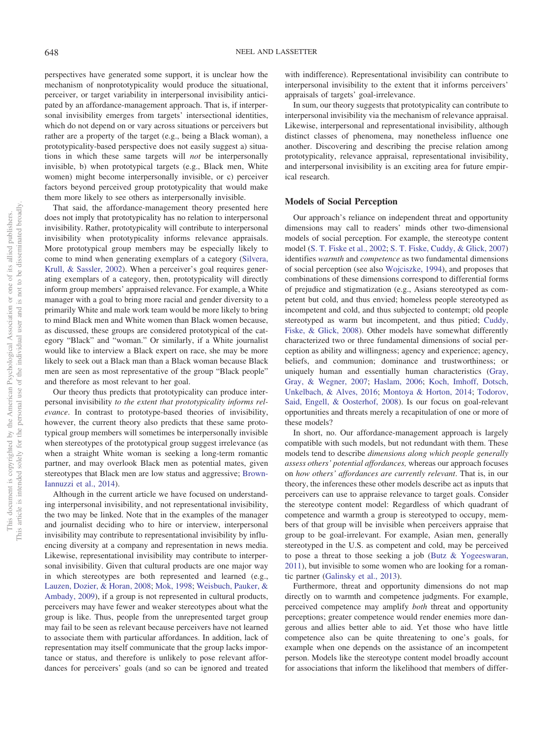perspectives have generated some support, it is unclear how the mechanism of nonprototypicality would produce the situational, perceiver, or target variability in interpersonal invisibility anticipated by an affordance-management approach. That is, if interpersonal invisibility emerges from targets' intersectional identities, which do not depend on or vary across situations or perceivers but rather are a property of the target (e.g., being a Black woman), a prototypicality-based perspective does not easily suggest a) situations in which these same targets will *not* be interpersonally invisible, b) when prototypical targets (e.g., Black men, White women) might become interpersonally invisible, or c) perceiver factors beyond perceived group prototypicality that would make them more likely to see others as interpersonally invisible.

That said, the affordance-management theory presented here does not imply that prototypicality has no relation to interpersonal invisibility. Rather, prototypicality will contribute to interpersonal invisibility when prototypicality informs relevance appraisals. More prototypical group members may be especially likely to come to mind when generating exemplars of a category (Silvera, Krull, & Sassler, 2002). When a perceiver's goal requires generating exemplars of a category, then, prototypicality will directly inform group members' appraised relevance. For example, a White manager with a goal to bring more racial and gender diversity to a primarily White and male work team would be more likely to bring to mind Black men and White women than Black women because, as discussed, these groups are considered prototypical of the category "Black" and "woman." Or similarly, if a White journalist would like to interview a Black expert on race, she may be more likely to seek out a Black man than a Black woman because Black men are seen as most representative of the group "Black people" and therefore as most relevant to her goal.

Our theory thus predicts that prototypicality can produce interpersonal invisibility *to the extent that prototypicality informs relevance*. In contrast to prototype-based theories of invisibility, however, the current theory also predicts that these same prototypical group members will sometimes be interpersonally invisible when stereotypes of the prototypical group suggest irrelevance (as when a straight White woman is seeking a long-term romantic partner, and may overlook Black men as potential mates, given stereotypes that Black men are low status and aggressive; Brown-Iannuzzi et al., 2014).

Although in the current article we have focused on understanding interpersonal invisibility, and not representational invisibility, the two may be linked. Note that in the examples of the manager and journalist deciding who to hire or interview, interpersonal invisibility may contribute to representational invisibility by influencing diversity at a company and representation in news media. Likewise, representational invisibility may contribute to interpersonal invisibility. Given that cultural products are one major way in which stereotypes are both represented and learned (e.g., Lauzen, Dozier, & Horan, 2008; Mok, 1998; Weisbuch, Pauker, & Ambady, 2009), if a group is not represented in cultural products, perceivers may have fewer and weaker stereotypes about what the group is like. Thus, people from the unrepresented target group may fail to be seen as relevant because perceivers have not learned to associate them with particular affordances. In addition, lack of representation may itself communicate that the group lacks importance or status, and therefore is unlikely to pose relevant affordances for perceivers' goals (and so can be ignored and treated with indifference). Representational invisibility can contribute to interpersonal invisibility to the extent that it informs perceivers' appraisals of targets' goal-irrelevance.

In sum, our theory suggests that prototypicality can contribute to interpersonal invisibility via the mechanism of relevance appraisal. Likewise, interpersonal and representational invisibility, although distinct classes of phenomena, may nonetheless influence one another. Discovering and describing the precise relation among prototypicality, relevance appraisal, representational invisibility, and interpersonal invisibility is an exciting area for future empirical research.

## Models of Social Perception

Our approach's reliance on independent threat and opportunity dimensions may call to readers' minds other two-dimensional models of social perception. For example, the stereotype content model (S. T. Fiske et al., 2002; S. T. Fiske, Cuddy, & Glick, 2007) identifies *warmth* and *competence* as two fundamental dimensions of social perception (see also Wojciszke, 1994), and proposes that combinations of these dimensions correspond to differential forms of prejudice and stigmatization (e.g., Asians stereotyped as competent but cold, and thus envied; homeless people stereotyped as incompetent and cold, and thus subjected to contempt; old people stereotyped as warm but incompetent, and thus pitied; Cuddy, Fiske, & Glick, 2008). Other models have somewhat differently characterized two or three fundamental dimensions of social perception as ability and willingness; agency and experience; agency, beliefs, and communion; dominance and trustworthiness; or uniquely human and essentially human characteristics (Gray, Gray, & Wegner, 2007; Haslam, 2006; Koch, Imhoff, Dotsch, Unkelbach, & Alves, 2016; Montoya & Horton, 2014; Todorov, Said, Engell, & Oosterhof, 2008). Is our focus on goal-relevant opportunities and threats merely a recapitulation of one or more of these models?

In short, no. Our affordance-management approach is largely compatible with such models, but not redundant with them. These models tend to describe *dimensions along which people generally assess others' potential affordances,* whereas our approach focuses on *how others' affordances are currently relevant*. That is, in our theory, the inferences these other models describe act as inputs that perceivers can use to appraise relevance to target goals. Consider the stereotype content model: Regardless of which quadrant of competence and warmth a group is stereotyped to occupy, members of that group will be invisible when perceivers appraise that group to be goal-irrelevant. For example, Asian men, generally stereotyped in the U.S. as competent and cold, may be perceived to pose a threat to those seeking a job (Butz & Yogeeswaran, 2011), but invisible to some women who are looking for a romantic partner (Galinsky et al., 2013).

Furthermore, threat and opportunity dimensions do not map directly on to warmth and competence judgments. For example, perceived competence may amplify *both* threat and opportunity perceptions; greater competence would render enemies more dangerous and allies better able to aid. Yet those who have little competence also can be quite threatening to one's goals, for example when one depends on the assistance of an incompetent person. Models like the stereotype content model broadly account for associations that inform the likelihood that members of differ-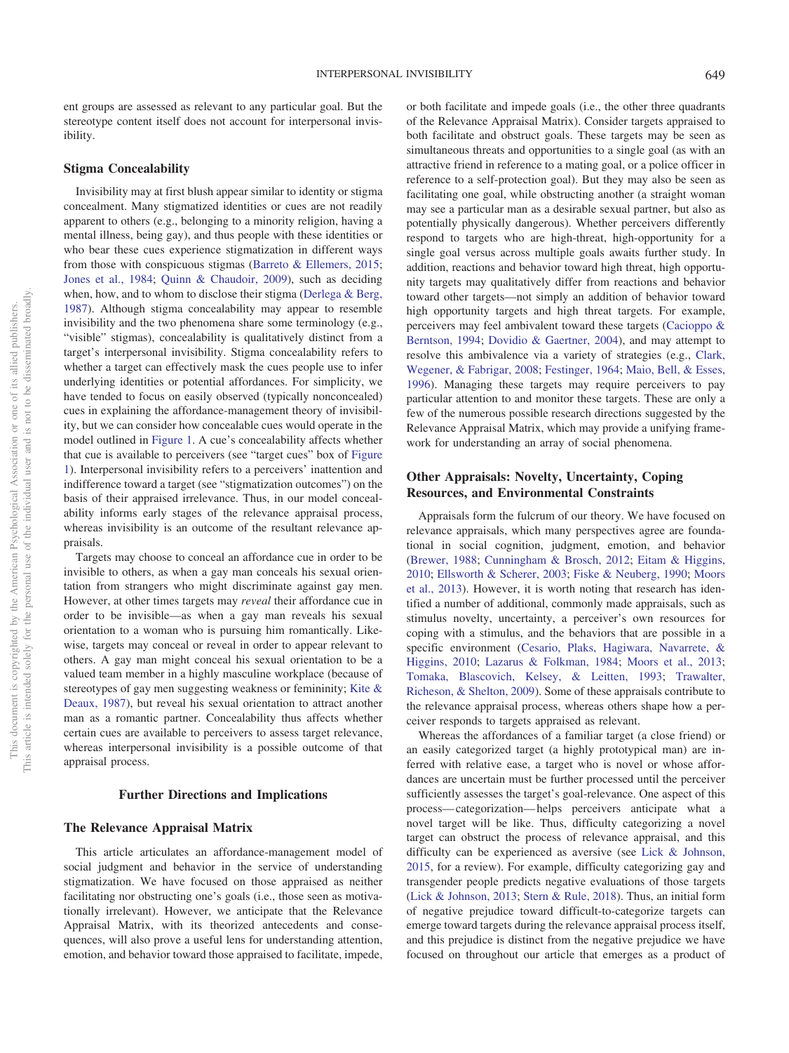ent groups are assessed as relevant to any particular goal. But the stereotype content itself does not account for interpersonal invisibility.

### Stigma Concealability

Invisibility may at first blush appear similar to identity or stigma concealment. Many stigmatized identities or cues are not readily apparent to others (e.g., belonging to a minority religion, having a mental illness, being gay), and thus people with these identities or who bear these cues experience stigmatization in different ways from those with conspicuous stigmas (Barreto & Ellemers, 2015; Jones et al., 1984; Quinn & Chaudoir, 2009), such as deciding when, how, and to whom to disclose their stigma (Derlega & Berg, 1987). Although stigma concealability may appear to resemble invisibility and the two phenomena share some terminology (e.g., "visible" stigmas), concealability is qualitatively distinct from a target's interpersonal invisibility. Stigma concealability refers to whether a target can effectively mask the cues people use to infer underlying identities or potential affordances. For simplicity, we have tended to focus on easily observed (typically nonconcealed) cues in explaining the affordance-management theory of invisibility, but we can consider how concealable cues would operate in the model outlined in Figure 1. A cue's concealability affects whether that cue is available to perceivers (see "target cues" box of Figure 1). Interpersonal invisibility refers to a perceivers' inattention and indifference toward a target (see "stigmatization outcomes") on the basis of their appraised irrelevance. Thus, in our model concealability informs early stages of the relevance appraisal process, whereas invisibility is an outcome of the resultant relevance appraisals.

Targets may choose to conceal an affordance cue in order to be invisible to others, as when a gay man conceals his sexual orientation from strangers who might discriminate against gay men. However, at other times targets may *reveal* their affordance cue in order to be invisible—as when a gay man reveals his sexual orientation to a woman who is pursuing him romantically. Likewise, targets may conceal or reveal in order to appear relevant to others. A gay man might conceal his sexual orientation to be a valued team member in a highly masculine workplace (because of stereotypes of gay men suggesting weakness or femininity; Kite & Deaux, 1987), but reveal his sexual orientation to attract another man as a romantic partner. Concealability thus affects whether certain cues are available to perceivers to assess target relevance, whereas interpersonal invisibility is a possible outcome of that appraisal process.

## Further Directions and Implications

### The Relevance Appraisal Matrix

This article articulates an affordance-management model of social judgment and behavior in the service of understanding stigmatization. We have focused on those appraised as neither facilitating nor obstructing one's goals (i.e., those seen as motivationally irrelevant). However, we anticipate that the Relevance Appraisal Matrix, with its theorized antecedents and consequences, will also prove a useful lens for understanding attention, emotion, and behavior toward those appraised to facilitate, impede, or both facilitate and impede goals (i.e., the other three quadrants of the Relevance Appraisal Matrix). Consider targets appraised to both facilitate and obstruct goals. These targets may be seen as simultaneous threats and opportunities to a single goal (as with an attractive friend in reference to a mating goal, or a police officer in reference to a self-protection goal). But they may also be seen as facilitating one goal, while obstructing another (a straight woman may see a particular man as a desirable sexual partner, but also as potentially physically dangerous). Whether perceivers differently respond to targets who are high-threat, high-opportunity for a single goal versus across multiple goals awaits further study. In addition, reactions and behavior toward high threat, high opportunity targets may qualitatively differ from reactions and behavior toward other targets—not simply an addition of behavior toward high opportunity targets and high threat targets. For example, perceivers may feel ambivalent toward these targets (Cacioppo & Berntson, 1994; Dovidio & Gaertner, 2004), and may attempt to resolve this ambivalence via a variety of strategies (e.g., Clark, Wegener, & Fabrigar, 2008; Festinger, 1964; Maio, Bell, & Esses, 1996). Managing these targets may require perceivers to pay particular attention to and monitor these targets. These are only a few of the numerous possible research directions suggested by the Relevance Appraisal Matrix, which may provide a unifying framework for understanding an array of social phenomena.

### Other Appraisals: Novelty, Uncertainty, Coping Resources, and Environmental Constraints

Appraisals form the fulcrum of our theory. We have focused on relevance appraisals, which many perspectives agree are foundational in social cognition, judgment, emotion, and behavior (Brewer, 1988; Cunningham & Brosch, 2012; Eitam & Higgins, 2010; Ellsworth & Scherer, 2003; Fiske & Neuberg, 1990; Moors et al., 2013). However, it is worth noting that research has identified a number of additional, commonly made appraisals, such as stimulus novelty, uncertainty, a perceiver's own resources for coping with a stimulus, and the behaviors that are possible in a specific environment (Cesario, Plaks, Hagiwara, Navarrete, & Higgins, 2010; Lazarus & Folkman, 1984; Moors et al., 2013; Tomaka, Blascovich, Kelsey, & Leitten, 1993; Trawalter, Richeson, & Shelton, 2009). Some of these appraisals contribute to the relevance appraisal process, whereas others shape how a perceiver responds to targets appraised as relevant.

Whereas the affordances of a familiar target (a close friend) or an easily categorized target (a highly prototypical man) are inferred with relative ease, a target who is novel or whose affordances are uncertain must be further processed until the perceiver sufficiently assesses the target's goal-relevance. One aspect of this process—categorization—helps perceivers anticipate what a novel target will be like. Thus, difficulty categorizing a novel target can obstruct the process of relevance appraisal, and this difficulty can be experienced as aversive (see Lick & Johnson, 2015, for a review). For example, difficulty categorizing gay and transgender people predicts negative evaluations of those targets (Lick & Johnson, 2013; Stern & Rule, 2018). Thus, an initial form of negative prejudice toward difficult-to-categorize targets can emerge toward targets during the relevance appraisal process itself, and this prejudice is distinct from the negative prejudice we have focused on throughout our article that emerges as a product of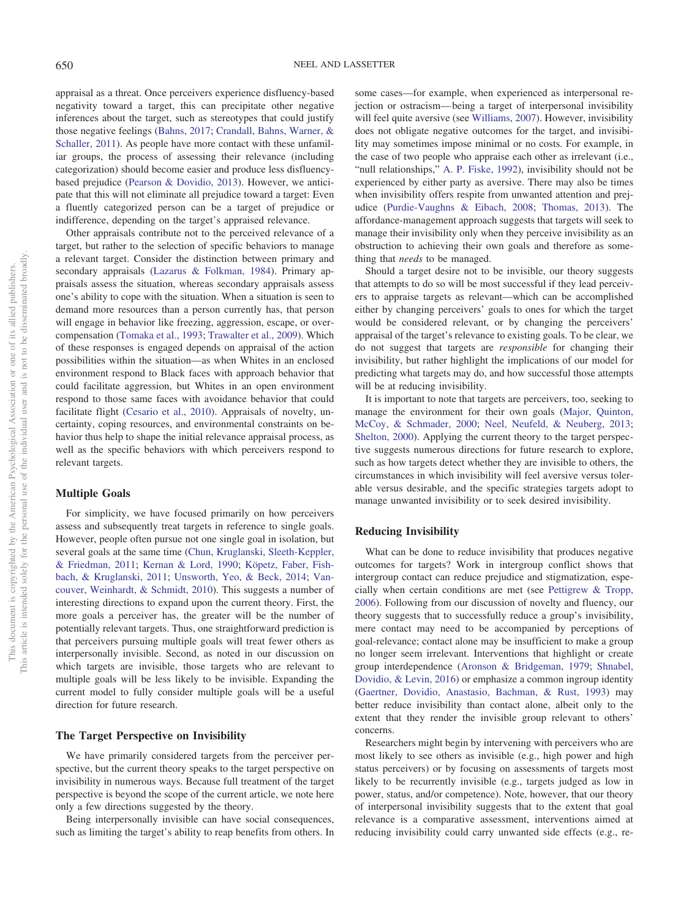appraisal as a threat. Once perceivers experience disfluency-based negativity toward a target, this can precipitate other negative inferences about the target, such as stereotypes that could justify those negative feelings (Bahns, 2017; Crandall, Bahns, Warner, & Schaller, 2011). As people have more contact with these unfamiliar groups, the process of assessing their relevance (including categorization) should become easier and produce less disfluency-based prejudice (Pearson & Dovidio, 2013). However, we anticipate that this will not eliminate all prejudice toward a target: Even a fluently categorized person can be a target of prejudice or indifference, depending on the target's appraised relevance.

Other appraisals contribute not to the perceived relevance of a target, but rather to the selection of specific behaviors to manage a relevant target. Consider the distinction between primary and secondary appraisals (Lazarus & Folkman, 1984). Primary appraisals assess the situation, whereas secondary appraisals assess one's ability to cope with the situation. When a situation is seen to demand more resources than a person currently has, that person will engage in behavior like freezing, aggression, escape, or overcompensation (Tomaka et al., 1993; Trawalter et al., 2009). Which of these responses is engaged depends on appraisal of the action possibilities within the situation—as when Whites in an enclosed environment respond to Black faces with approach behavior that could facilitate aggression, but Whites in an open environment respond to those same faces with avoidance behavior that could facilitate flight (Cesario et al., 2010). Appraisals of novelty, uncertainty, coping resources, and environmental constraints on behavior thus help to shape the initial relevance appraisal process, as well as the specific behaviors with which perceivers respond to relevant targets.

### Multiple Goals

For simplicity, we have focused primarily on how perceivers assess and subsequently treat targets in reference to single goals. However, people often pursue not one single goal in isolation, but several goals at the same time (Chun, Kruglanski, Sleeth-Keppler, & Friedman, 2011; Kernan & Lord, 1990; Köpetz, Faber, Fishbach, & Kruglanski, 2011; Unsworth, Yeo, & Beck, 2014; Vancouver, Weinhardt, & Schmidt, 2010). This suggests a number of interesting directions to expand upon the current theory. First, the more goals a perceiver has, the greater will be the number of potentially relevant targets. Thus, one straightforward prediction is that perceivers pursuing multiple goals will treat fewer others as interpersonally invisible. Second, as noted in our discussion on which targets are invisible, those targets who are relevant to multiple goals will be less likely to be invisible. Expanding the current model to fully consider multiple goals will be a useful direction for future research.

### The Target Perspective on Invisibility

We have primarily considered targets from the perceiver perspective, but the current theory speaks to the target perspective on invisibility in numerous ways. Because full treatment of the target perspective is beyond the scope of the current article, we note here only a few directions suggested by the theory.

Being interpersonally invisible can have social consequences, such as limiting the target's ability to reap benefits from others. In some cases—for example, when experienced as interpersonal rejection or ostracism—being a target of interpersonal invisibility will feel quite aversive (see Williams, 2007). However, invisibility does not obligate negative outcomes for the target, and invisibility may sometimes impose minimal or no costs. For example, in the case of two people who appraise each other as irrelevant (i.e., "null relationships," A. P. Fiske, 1992), invisibility should not be experienced by either party as aversive. There may also be times when invisibility offers respite from unwanted attention and prejudice (Purdie-Vaughns & Eibach, 2008; Thomas, 2013). The affordance-management approach suggests that targets will seek to manage their invisibility only when they perceive invisibility as an obstruction to achieving their own goals and therefore as something that *needs* to be managed.

Should a target desire not to be invisible, our theory suggests that attempts to do so will be most successful if they lead perceivers to appraise targets as relevant—which can be accomplished either by changing perceivers' goals to ones for which the target would be considered relevant, or by changing the perceivers' appraisal of the target's relevance to existing goals. To be clear, we do not suggest that targets are *responsible* for changing their invisibility, but rather highlight the implications of our model for predicting what targets may do, and how successful those attempts will be at reducing invisibility.

It is important to note that targets are perceivers, too, seeking to manage the environment for their own goals (Major, Quinton, McCoy, & Schmader, 2000; Neel, Neufeld, & Neuberg, 2013; Shelton, 2000). Applying the current theory to the target perspective suggests numerous directions for future research to explore, such as how targets detect whether they are invisible to others, the circumstances in which invisibility will feel aversive versus tolerable versus desirable, and the specific strategies targets adopt to manage unwanted invisibility or to seek desired invisibility.

### Reducing Invisibility

What can be done to reduce invisibility that produces negative outcomes for targets? Work in intergroup conflict shows that intergroup contact can reduce prejudice and stigmatization, especially when certain conditions are met (see Pettigrew & Tropp, 2006). Following from our discussion of novelty and fluency, our theory suggests that to successfully reduce a group's invisibility, mere contact may need to be accompanied by perceptions of goal-relevance; contact alone may be insufficient to make a group no longer seem irrelevant. Interventions that highlight or create group interdependence (Aronson & Bridgeman, 1979; Shnabel, Dovidio, & Levin, 2016) or emphasize a common ingroup identity (Gaertner, Dovidio, Anastasio, Bachman, & Rust, 1993) may better reduce invisibility than contact alone, albeit only to the extent that they render the invisible group relevant to others' concerns.

Researchers might begin by intervening with perceivers who are most likely to see others as invisible (e.g., high power and high status perceivers) or by focusing on assessments of targets most likely to be recurrently invisible (e.g., targets judged as low in power, status, and/or competence). Note, however, that our theory of interpersonal invisibility suggests that to the extent that goal relevance is a comparative assessment, interventions aimed at reducing invisibility could carry unwanted side effects (e.g., re-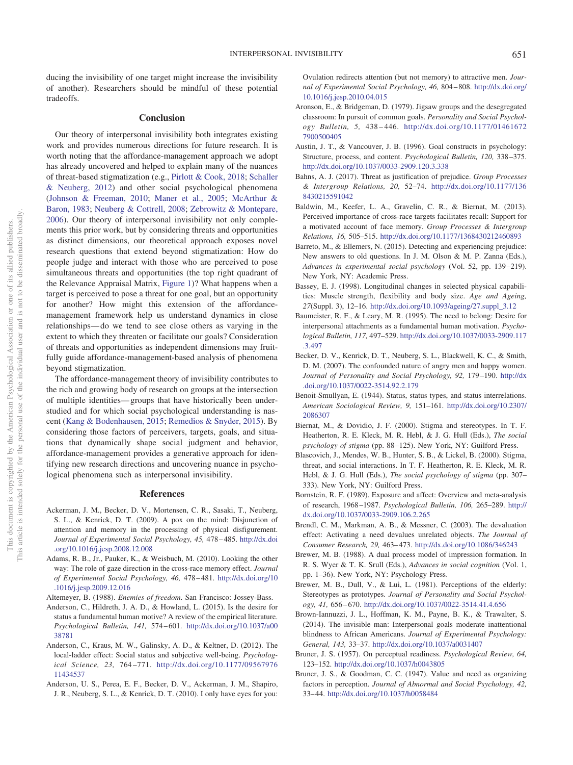ducing the invisibility of one target might increase the invisibility of another). Researchers should be mindful of these potential tradeoffs.

## Conclusion

Our theory of interpersonal invisibility both integrates existing work and provides numerous directions for future research. It is worth noting that the affordance-management approach we adopt has already uncovered and helped to explain many of the nuances of threat-based stigmatization (e.g., Pirlott & Cook, 2018; Schaller & Neuberg, 2012) and other social psychological phenomena (Johnson & Freeman, 2010; Maner et al., 2005; McArthur & Baron, 1983; Neuberg & Cottrell, 2008; Zebrowitz & Montepare, 2006). Our theory of interpersonal invisibility not only complements this prior work, but by considering threats and opportunities as distinct dimensions, our theoretical approach exposes novel research questions that extend beyond stigmatization: How do people judge and interact with those who are perceived to pose simultaneous threats and opportunities (the top right quadrant of the Relevance Appraisal Matrix, Figure 1)? What happens when a target is perceived to pose a threat for one goal, but an opportunity for another? How might this extension of the affordance-management framework help us understand dynamics in close relationships—do we tend to see close others as varying in the extent to which they threaten or facilitate our goals? Consideration of threats and opportunities as independent dimensions may fruitfully guide affordance-management-based analysis of phenomena beyond stigmatization.

The affordance-management theory of invisibility contributes to the rich and growing body of research on groups at the intersection of multiple identities—groups that have historically been understudied and for which social psychological understanding is nascent (Kang & Bodenhausen, 2015; Remedios & Snyder, 2015). By considering those factors of perceivers, targets, goals, and situations that dynamically shape social judgment and behavior, affordance-management provides a generative approach for identifying new research directions and uncovering nuance in psychological phenomena such as interpersonal invisibility.

## References

Ackerman, J. M., Becker, D. V., Mortensen, C. R., Sasaki, T., Neuberg, S. L., & Kenrick, D. T. (2009). A pox on the mind: Disjunction of attention and memory in the processing of physical disfigurement. *Journal of Experimental Social Psychology, 45,* 478–485. http://dx.doi.org/10.1016/j.jesp.2008.12.008

Adams, R. B., Jr., Pauker, K., & Weisbuch, M. (2010). Looking the other way: The role of gaze direction in the cross-race memory effect. *Journal of Experimental Social Psychology, 46,* 478–481. http://dx.doi.org/10.1016/j.jesp.2009.12.016

Altemeyer, B. (1988). *Enemies of freedom.* San Francisco: Jossey-Bass.

Anderson, C., Hildreth, J. A. D., & Howland, L. (2015). Is the desire for status a fundamental human motive? A review of the empirical literature. *Psychological Bulletin, 141,* 574–601. http://dx.doi.org/10.1037/a0038781

Anderson, C., Kraus, M. W., Galinsky, A. D., & Keltner, D. (2012). The local-ladder effect: Social status and subjective well-being. *Psychological Science, 23,* 764–771. http://dx.doi.org/10.1177/0956797611434537

Anderson, U. S., Perea, E. F., Becker, D. V., Ackerman, J. M., Shapiro, J. R., Neuberg, S. L., & Kenrick, D. T. (2010). I only have eyes for you: Ovulation redirects attention (but not memory) to attractive men. *Journal of Experimental Social Psychology, 46,* 804–808. http://dx.doi.org/10.1016/j.jesp.2010.04.015

Aronson, E., & Bridgeman, D. (1979). Jigsaw groups and the desegregated classroom: In pursuit of common goals. *Personality and Social Psychology Bulletin, 5,* 438–446. http://dx.doi.org/10.1177/014616727900500405

Austin, J. T., & Vancouver, J. B. (1996). Goal constructs in psychology: Structure, process, and content. *Psychological Bulletin, 120,* 338–375. http://dx.doi.org/10.1037/0033-2909.120.3.338

Bahns, A. J. (2017). Threat as justification of prejudice. *Group Processes & Intergroup Relations, 20,* 52–74. http://dx.doi.org/10.1177/1368430215591042

Baldwin, M., Keefer, L. A., Gravelin, C. R., & Biernat, M. (2013). Perceived importance of cross-race targets facilitates recall: Support for a motivated account of face memory. *Group Processes & Intergroup Relations, 16,* 505–515. http://dx.doi.org/10.1177/1368430212460893

Barreto, M., & Ellemers, N. (2015). Detecting and experiencing prejudice: New answers to old questions. In J. M. Olson & M. P. Zanna (Eds.), *Advances in experimental social psychology* (Vol. 52, pp. 139–219). New York, NY: Academic Press.

Bassey, E. J. (1998). Longitudinal changes in selected physical capabilities: Muscle strength, flexibility and body size. *Age and Ageing, 27*(Suppl. 3), 12–16. http://dx.doi.org/10.1093/ageing/27.suppl_3.12

Baumeister, R. F., & Leary, M. R. (1995). The need to belong: Desire for interpersonal attachments as a fundamental human motivation. *Psychological Bulletin, 117,* 497–529. http://dx.doi.org/10.1037/0033-2909.117.3.497

Becker, D. V., Kenrick, D. T., Neuberg, S. L., Blackwell, K. C., & Smith, D. M. (2007). The confounded nature of angry men and happy women. *Journal of Personality and Social Psychology, 92,* 179–190. http://dx.doi.org/10.1037/0022-3514.92.2.179

Benoit-Smullyan, E. (1944). Status, status types, and status interrelations. *American Sociological Review, 9,* 151–161. http://dx.doi.org/10.2307/2086307

Biernat, M., & Dovidio, J. F. (2000). Stigma and stereotypes. In T. F. Heatherton, R. E. Kleck, M. R. Hebl, & J. G. Hull (Eds.), *The social psychology of stigma* (pp. 88–125). New York, NY: Guilford Press.

Blascovich, J., Mendes, W. B., Hunter, S. B., & Lickel, B. (2000). Stigma, threat, and social interactions. In T. F. Heatherton, R. E. Kleck, M. R. Hebl, & J. G. Hull (Eds.), *The social psychology of stigma* (pp. 307–333). New York, NY: Guilford Press.

Bornstein, R. F. (1989). Exposure and affect: Overview and meta-analysis of research, 1968–1987. *Psychological Bulletin, 106,* 265–289. http://dx.doi.org/10.1037/0033-2909.106.2.265

Brendl, C. M., Markman, A. B., & Messner, C. (2003). The devaluation effect: Activating a need devalues unrelated objects. *The Journal of Consumer Research, 29,* 463–473. http://dx.doi.org/10.1086/346243

Brewer, M. B. (1988). A dual process model of impression formation. In R. S. Wyer & T. K. Srull (Eds.), *Advances in social cognition* (Vol. 1, pp. 1–36). New York, NY: Psychology Press.

Brewer, M. B., Dull, V., & Lui, L. (1981). Perceptions of the elderly: Stereotypes as prototypes. *Journal of Personality and Social Psychology, 41,* 656–670. http://dx.doi.org/10.1037/0022-3514.41.4.656

Brown-Iannuzzi, J. L., Hoffman, K. M., Payne, B. K., & Trawalter, S. (2014). The invisible man: Interpersonal goals moderate inattentional blindness to African Americans. *Journal of Experimental Psychology: General, 143,* 33–37. http://dx.doi.org/10.1037/a0031407

Bruner, J. S. (1957). On perceptual readiness. *Psychological Review, 64,* 123–152. http://dx.doi.org/10.1037/h0043805

Bruner, J. S., & Goodman, C. C. (1947). Value and need as organizing factors in perception. *Journal of Abnormal and Social Psychology, 42,* 33–44. http://dx.doi.org/10.1037/h0058484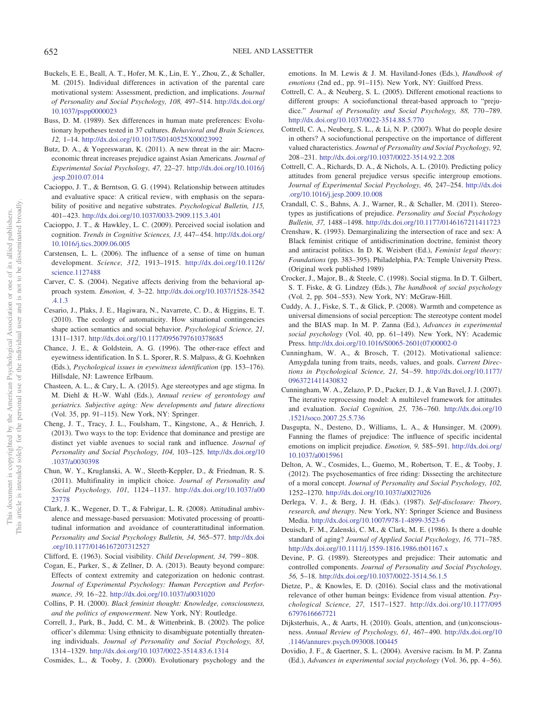Buckels, E. E., Beall, A. T., Hofer, M. K., Lin, E. Y., Zhou, Z., & Schaller, M. (2015). Individual differences in activation of the parental care motivational system: Assessment, prediction, and implications. *Journal of Personality and Social Psychology, 108,* 497–514. http://dx.doi.org/10.1037/pspp0000023

Buss, D. M. (1989). Sex differences in human mate preferences: Evolutionary hypotheses tested in 37 cultures. *Behavioral and Brain Sciences, 12,* 1–14. http://dx.doi.org/10.1017/S0140525X00023992

Butz, D. A., & Yogeeswaran, K. (2011). A new threat in the air: Macroeconomic threat increases prejudice against Asian Americans. *Journal of Experimental Social Psychology, 47,* 22–27. http://dx.doi.org/10.1016/j.jesp.2010.07.014

Cacioppo, J. T., & Berntson, G. G. (1994). Relationship between attitudes and evaluative space: A critical review, with emphasis on the separability of positive and negative substrates. *Psychological Bulletin, 115,* 401–423. http://dx.doi.org/10.1037/0033-2909.115.3.401

Cacioppo, J. T., & Hawkley, L. C. (2009). Perceived social isolation and cognition. *Trends in Cognitive Sciences, 13,* 447–454. http://dx.doi.org/10.1016/j.tics.2009.06.005

Carstensen, L. L. (2006). The influence of a sense of time on human development. *Science, 312,* 1913–1915. http://dx.doi.org/10.1126/science.1127488

Carver, C. S. (2004). Negative affects deriving from the behavioral approach system. *Emotion, 4,* 3–22. http://dx.doi.org/10.1037/1528-3542.4.1.3

Cesario, J., Plaks, J. E., Hagiwara, N., Navarrete, C. D., & Higgins, E. T. (2010). The ecology of automaticity. How situational contingencies shape action semantics and social behavior. *Psychological Science, 21,* 1311–1317. http://dx.doi.org/10.1177/0956797610378685

Chance, J. E., & Goldstein, A. G. (1996). The other-race effect and eyewitness identification. In S. L. Sporer, R. S. Malpass, & G. Koehnken (Eds.), *Psychological issues in eyewitness identification* (pp. 153–176). Hillsdale, NJ: Lawrence Erlbaum.

Chasteen, A. L., & Cary, L. A. (2015). Age stereotypes and age stigma. In M. Diehl & H.-W. Wahl (Eds.), *Annual review of gerontology and geriatrics. Subjective aging: New developments and future directions* (Vol. 35, pp. 91–115). New York, NY: Springer.

Cheng, J. T., Tracy, J. L., Foulsham, T., Kingstone, A., & Henrich, J. (2013). Two ways to the top: Evidence that dominance and prestige are distinct yet viable avenues to social rank and influence. *Journal of Personality and Social Psychology, 104,* 103–125. http://dx.doi.org/10.1037/a0030398

Chun, W. Y., Kruglanski, A. W., Sleeth-Keppler, D., & Friedman, R. S. (2011). Multifinality in implicit choice. *Journal of Personality and Social Psychology, 101,* 1124–1137. http://dx.doi.org/10.1037/a0023778

Clark, J. K., Wegener, D. T., & Fabrigar, L. R. (2008). Attitudinal ambivalence and message-based persuasion: Motivated processing of proattitudinal information and avoidance of counterattitudinal information. *Personality and Social Psychology Bulletin, 34,* 565–577. http://dx.doi.org/10.1177/0146167207312527

Clifford, E. (1963). Social visibility. *Child Development, 34,* 799–808.

Cogan, E., Parker, S., & Zellner, D. A. (2013). Beauty beyond compare: Effects of context extremity and categorization on hedonic contrast. *Journal of Experimental Psychology: Human Perception and Performance, 39,* 16–22. http://dx.doi.org/10.1037/a0031020

Collins, P. H. (2000). *Black feminist thought: Knowledge, consciousness, and the politics of empowerment*. New York, NY: Routledge.

Correll, J., Park, B., Judd, C. M., & Wittenbrink, B. (2002). The police officer's dilemma: Using ethnicity to disambiguate potentially threatening individuals. *Journal of Personality and Social Psychology, 83,* 1314–1329. http://dx.doi.org/10.1037/0022-3514.83.6.1314

Cosmides, L., & Tooby, J. (2000). Evolutionary psychology and the emotions. In M. Lewis & J. M. Haviland-Jones (Eds.), *Handbook of emotions* (2nd ed., pp. 91–115). New York, NY: Guilford Press.

Cottrell, C. A., & Neuberg, S. L. (2005). Different emotional reactions to different groups: A sociofunctional threat-based approach to "prejudice." *Journal of Personality and Social Psychology, 88,* 770–789. http://dx.doi.org/10.1037/0022-3514.88.5.770

Cottrell, C. A., Neuberg, S. L., & Li, N. P. (2007). What do people desire in others? A sociofunctional perspective on the importance of different valued characteristics. *Journal of Personality and Social Psychology, 92,* 208–231. http://dx.doi.org/10.1037/0022-3514.92.2.208

Cottrell, C. A., Richards, D. A., & Nichols, A. L. (2010). Predicting policy attitudes from general prejudice versus specific intergroup emotions. *Journal of Experimental Social Psychology, 46,* 247–254. http://dx.doi.org/10.1016/j.jesp.2009.10.008

Crandall, C. S., Bahns, A. J., Warner, R., & Schaller, M. (2011). Stereotypes as justifications of prejudice. *Personality and Social Psychology Bulletin, 37,* 1488–1498. http://dx.doi.org/10.1177/0146167211411723

Crenshaw, K. (1993). Demarginalizing the intersection of race and sex: A Black feminist critique of antidiscrimination doctrine, feminist theory and antiracist politics. In D. K. Weisbert (Ed.), *Feminist legal theory: Foundations* (pp. 383–395). Philadelphia, PA: Temple University Press. (Original work published 1989)

Crocker, J., Major, B., & Steele, C. (1998). Social stigma. In D. T. Gilbert, S. T. Fiske, & G. Lindzey (Eds.), *The handbook of social psychology* (Vol. 2, pp. 504–553). New York, NY: McGraw-Hill.

Cuddy, A. J., Fiske, S. T., & Glick, P. (2008). Warmth and competence as universal dimensions of social perception: The stereotype content model and the BIAS map. In M. P. Zanna (Ed.), *Advances in experimental social psychology* (Vol. 40, pp. 61–149). New York, NY: Academic Press. http://dx.doi.org/10.1016/S0065-2601(07)00002-0

Cunningham, W. A., & Brosch, T. (2012). Motivational salience: Amygdala tuning from traits, needs, values, and goals. *Current Directions in Psychological Science, 21,* 54–59. http://dx.doi.org/10.1177/0963721411430832

Cunningham, W. A., Zelazo, P. D., Packer, D. J., & Van Bavel, J. J. (2007). The iterative reprocessing model: A multilevel framework for attitudes and evaluation. *Social Cognition, 25,* 736–760. http://dx.doi.org/10.1521/soco.2007.25.5.736

Dasgupta, N., Desteno, D., Williams, L. A., & Hunsinger, M. (2009). Fanning the flames of prejudice: The influence of specific incidental emotions on implicit prejudice. *Emotion, 9,* 585–591. http://dx.doi.org/10.1037/a0015961

Delton, A. W., Cosmides, L., Guemo, M., Robertson, T. E., & Tooby, J. (2012). The psychosemantics of free riding: Dissecting the architecture of a moral concept. *Journal of Personality and Social Psychology, 102,* 1252–1270. http://dx.doi.org/10.1037/a0027026

Derlega, V. J., & Berg, J. H. (Eds.). (1987). *Self-disclosure: Theory, research, and therapy*. New York, NY: Springer Science and Business Media. http://dx.doi.org/10.1007/978-1-4899-3523-6

Deuisch, F. M., Zalenski, C. M., & Clark, M. E. (1986). Is there a double standard of aging? *Journal of Applied Social Psychology, 16,* 771–785. http://dx.doi.org/10.1111/j.1559-1816.1986.tb01167.x

Devine, P. G. (1989). Stereotypes and prejudice: Their automatic and controlled components. *Journal of Personality and Social Psychology, 56,* 5–18. http://dx.doi.org/10.1037/0022-3514.56.1.5

Dietze, P., & Knowles, E. D. (2016). Social class and the motivational relevance of other human beings: Evidence from visual attention. *Psychological Science, 27,* 1517–1527. http://dx.doi.org/10.1177/0956797616667721

Dijksterhuis, A., & Aarts, H. (2010). Goals, attention, and (un)consciousness. *Annual Review of Psychology, 61,* 467–490. http://dx.doi.org/10.1146/annurev.psych.093008.100445

Dovidio, J. F., & Gaertner, S. L. (2004). Aversive racism. In M. P. Zanna (Ed.), *Advances in experimental social psychology* (Vol. 36, pp. 4–56).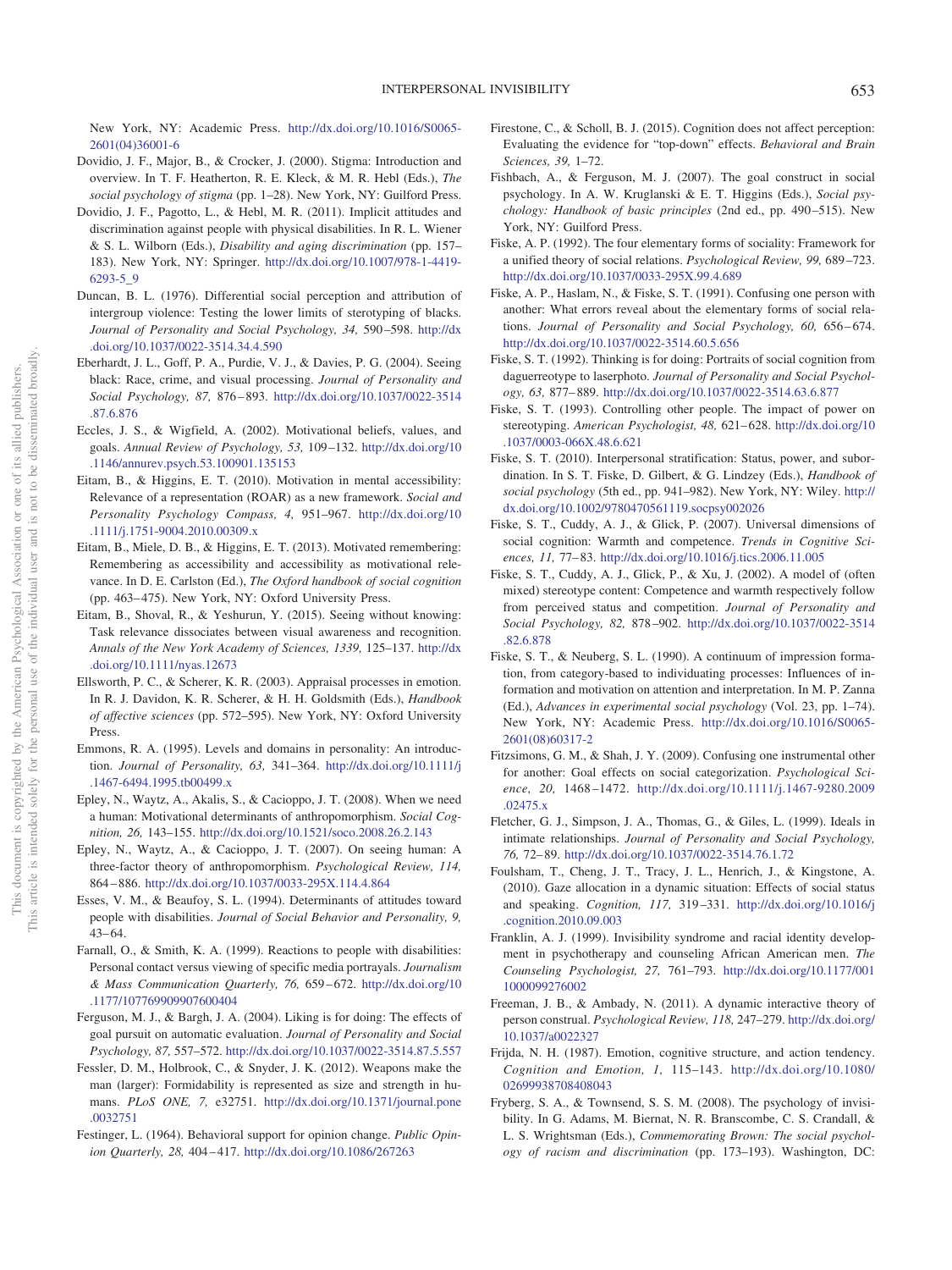New York, NY: Academic Press. http://dx.doi.org/10.1016/S0065-2601(04)36001-6

Dovidio, J. F., Major, B., & Crocker, J. (2000). Stigma: Introduction and overview. In T. F. Heatherton, R. E. Kleck, & M. R. Hebl (Eds.), *The social psychology of stigma* (pp. 1–28). New York, NY: Guilford Press.

Dovidio, J. F., Pagotto, L., & Hebl, M. R. (2011). Implicit attitudes and discrimination against people with physical disabilities. In R. L. Wiener & S. L. Wilborn (Eds.), *Disability and aging discrimination* (pp. 157–183). New York, NY: Springer. http://dx.doi.org/10.1007/978-1-4419-6293-5_9

Duncan, B. L. (1976). Differential social perception and attribution of intergroup violence: Testing the lower limits of sterotyping of blacks. *Journal of Personality and Social Psychology, 34,* 590–598. http://dx.doi.org/10.1037/0022-3514.34.4.590

Eberhardt, J. L., Goff, P. A., Purdie, V. J., & Davies, P. G. (2004). Seeing black: Race, crime, and visual processing. *Journal of Personality and Social Psychology, 87,* 876–893. http://dx.doi.org/10.1037/0022-3514.87.6.876

Eccles, J. S., & Wigfield, A. (2002). Motivational beliefs, values, and goals. *Annual Review of Psychology, 53,* 109–132. http://dx.doi.org/10.1146/annurev.psych.53.100901.135153

Eitam, B., & Higgins, E. T. (2010). Motivation in mental accessibility: Relevance of a representation (ROAR) as a new framework. *Social and Personality Psychology Compass, 4,* 951–967. http://dx.doi.org/10.1111/j.1751-9004.2010.00309.x

Eitam, B., Miele, D. B., & Higgins, E. T. (2013). Motivated remembering: Remembering as accessibility and accessibility as motivational relevance. In D. E. Carlston (Ed.), *The Oxford handbook of social cognition* (pp. 463–475). New York, NY: Oxford University Press.

Eitam, B., Shoval, R., & Yeshurun, Y. (2015). Seeing without knowing: Task relevance dissociates between visual awareness and recognition. *Annals of the New York Academy of Sciences, 1339,* 125–137. http://dx.doi.org/10.1111/nyas.12673

Ellsworth, P. C., & Scherer, K. R. (2003). Appraisal processes in emotion. In R. J. Davidon, K. R. Scherer, & H. H. Goldsmith (Eds.), *Handbook of affective sciences* (pp. 572–595). New York, NY: Oxford University Press.

Emmons, R. A. (1995). Levels and domains in personality: An introduction. *Journal of Personality, 63,* 341–364. http://dx.doi.org/10.1111/j.1467-6494.1995.tb00499.x

Epley, N., Waytz, A., Akalis, S., & Cacioppo, J. T. (2008). When we need a human: Motivational determinants of anthropomorphism. *Social Cognition, 26,* 143–155. http://dx.doi.org/10.1521/soco.2008.26.2.143

Epley, N., Waytz, A., & Cacioppo, J. T. (2007). On seeing human: A three-factor theory of anthropomorphism. *Psychological Review, 114,* 864–886. http://dx.doi.org/10.1037/0033-295X.114.4.864

Esses, V. M., & Beaufoy, S. L. (1994). Determinants of attitudes toward people with disabilities. *Journal of Social Behavior and Personality, 9,* 43–64.

Farnall, O., & Smith, K. A. (1999). Reactions to people with disabilities: Personal contact versus viewing of specific media portrayals. *Journalism & Mass Communication Quarterly, 76,* 659–672. http://dx.doi.org/10.1177/107769909907600404

Ferguson, M. J., & Bargh, J. A. (2004). Liking is for doing: The effects of goal pursuit on automatic evaluation. *Journal of Personality and Social Psychology, 87,* 557–572. http://dx.doi.org/10.1037/0022-3514.87.5.557

Fessler, D. M., Holbrook, C., & Snyder, J. K. (2012). Weapons make the man (larger): Formidability is represented as size and strength in humans. *PLoS ONE, 7,* e32751. http://dx.doi.org/10.1371/journal.pone.0032751

Festinger, L. (1964). Behavioral support for opinion change. *Public Opinion Quarterly, 28,* 404–417. http://dx.doi.org/10.1086/267263

Firestone, C., & Scholl, B. J. (2015). Cognition does not affect perception: Evaluating the evidence for "top-down" effects. *Behavioral and Brain Sciences, 39,* 1–72.

Fishbach, A., & Ferguson, M. J. (2007). The goal construct in social psychology. In A. W. Kruglanski & E. T. Higgins (Eds.), *Social psychology: Handbook of basic principles* (2nd ed., pp. 490–515). New York, NY: Guilford Press.

Fiske, A. P. (1992). The four elementary forms of sociality: Framework for a unified theory of social relations. *Psychological Review, 99,* 689–723. http://dx.doi.org/10.1037/0033-295X.99.4.689

Fiske, A. P., Haslam, N., & Fiske, S. T. (1991). Confusing one person with another: What errors reveal about the elementary forms of social relations. *Journal of Personality and Social Psychology, 60,* 656–674. http://dx.doi.org/10.1037/0022-3514.60.5.656

Fiske, S. T. (1992). Thinking is for doing: Portraits of social cognition from daguerreotype to laserphoto. *Journal of Personality and Social Psychology, 63,* 877–889. http://dx.doi.org/10.1037/0022-3514.63.6.877

Fiske, S. T. (1993). Controlling other people. The impact of power on stereotyping. *American Psychologist, 48,* 621–628. http://dx.doi.org/10.1037/0003-066X.48.6.621

Fiske, S. T. (2010). Interpersonal stratification: Status, power, and subordination. In S. T. Fiske, D. Gilbert, & G. Lindzey (Eds.), *Handbook of social psychology* (5th ed., pp. 941–982). New York, NY: Wiley. http://dx.doi.org/10.1002/9780470561119.socpsy002026

Fiske, S. T., Cuddy, A. J., & Glick, P. (2007). Universal dimensions of social cognition: Warmth and competence. *Trends in Cognitive Sciences, 11,* 77–83. http://dx.doi.org/10.1016/j.tics.2006.11.005

Fiske, S. T., Cuddy, A. J., Glick, P., & Xu, J. (2002). A model of (often mixed) stereotype content: Competence and warmth respectively follow from perceived status and competition. *Journal of Personality and Social Psychology, 82,* 878–902. http://dx.doi.org/10.1037/0022-3514.82.6.878

Fiske, S. T., & Neuberg, S. L. (1990). A continuum of impression formation, from category-based to individuating processes: Influences of information and motivation on attention and interpretation. In M. P. Zanna (Ed.), *Advances in experimental social psychology* (Vol. 23, pp. 1–74). New York, NY: Academic Press. http://dx.doi.org/10.1016/S0065-2601(08)60317-2

Fitzsimons, G. M., & Shah, J. Y. (2009). Confusing one instrumental other for another: Goal effects on social categorization. *Psychological Science, 20,* 1468–1472. http://dx.doi.org/10.1111/j.1467-9280.2009.02475.x

Fletcher, G. J., Simpson, J. A., Thomas, G., & Giles, L. (1999). Ideals in intimate relationships. *Journal of Personality and Social Psychology, 76,* 72–89. http://dx.doi.org/10.1037/0022-3514.76.1.72

Foulsham, T., Cheng, J. T., Tracy, J. L., Henrich, J., & Kingstone, A. (2010). Gaze allocation in a dynamic situation: Effects of social status and speaking. *Cognition, 117,* 319–331. http://dx.doi.org/10.1016/j.cognition.2010.09.003

Franklin, A. J. (1999). Invisibility syndrome and racial identity development in psychotherapy and counseling African American men. *The Counseling Psychologist, 27,* 761–793. http://dx.doi.org/10.1177/0011000099276002

Freeman, J. B., & Ambady, N. (2011). A dynamic interactive theory of person construal. *Psychological Review, 118,* 247–279. http://dx.doi.org/10.1037/a0022327

Frijda, N. H. (1987). Emotion, cognitive structure, and action tendency. *Cognition and Emotion, 1,* 115–143. http://dx.doi.org/10.1080/02699938708408043

Fryberg, S. A., & Townsend, S. S. M. (2008). The psychology of invisibility. In G. Adams, M. Biernat, N. R. Branscombe, C. S. Crandall, & L. S. Wrightsman (Eds.), *Commemorating Brown: The social psychology of racism and discrimination* (pp. 173–193). Washington, DC: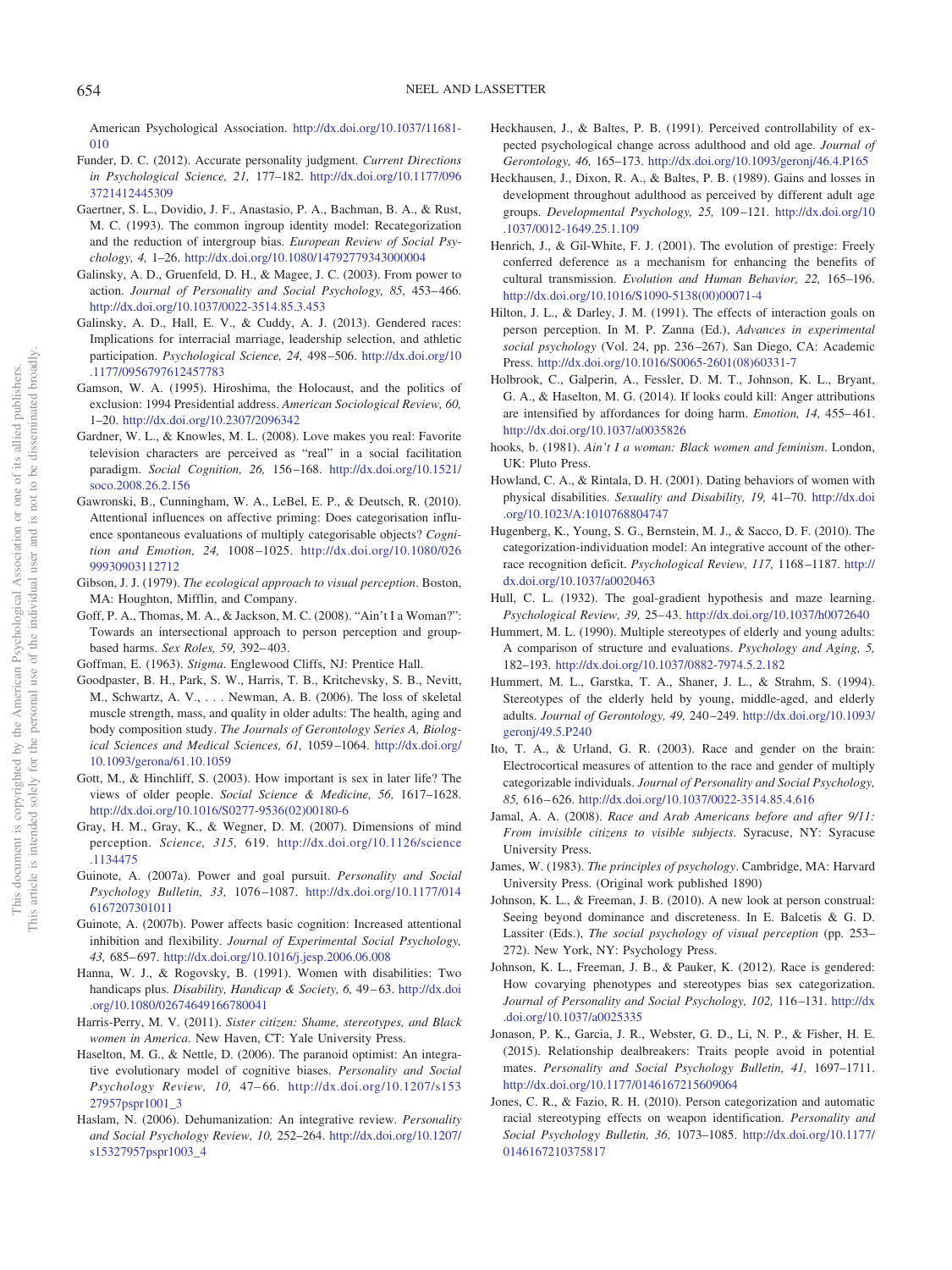American Psychological Association. http://dx.doi.org/10.1037/11681-010

Funder, D. C. (2012). Accurate personality judgment. *Current Directions in Psychological Science, 21,* 177–182. http://dx.doi.org/10.1177/0963721412445309

Gaertner, S. L., Dovidio, J. F., Anastasio, P. A., Bachman, B. A., & Rust, M. C. (1993). The common ingroup identity model: Recategorization and the reduction of intergroup bias. *European Review of Social Psychology, 4,* 1–26. http://dx.doi.org/10.1080/14792779343000004

Galinsky, A. D., Gruenfeld, D. H., & Magee, J. C. (2003). From power to action. *Journal of Personality and Social Psychology, 85,* 453–466. http://dx.doi.org/10.1037/0022-3514.85.3.453

Galinsky, A. D., Hall, E. V., & Cuddy, A. J. (2013). Gendered races: Implications for interracial marriage, leadership selection, and athletic participation. *Psychological Science, 24,* 498–506. http://dx.doi.org/10.1177/0956797612457783

Gamson, W. A. (1995). Hiroshima, the Holocaust, and the politics of exclusion: 1994 Presidential address. *American Sociological Review, 60,* 1–20. http://dx.doi.org/10.2307/2096342

Gardner, W. L., & Knowles, M. L. (2008). Love makes you real: Favorite television characters are perceived as "real" in a social facilitation paradigm. *Social Cognition, 26,* 156–168. http://dx.doi.org/10.1521/soco.2008.26.2.156

Gawronski, B., Cunningham, W. A., LeBel, E. P., & Deutsch, R. (2010). Attentional influences on affective priming: Does categorisation influence spontaneous evaluations of multiply categorisable objects? *Cognition and Emotion, 24,* 1008–1025. http://dx.doi.org/10.1080/02699930903112712

Gibson, J. J. (1979). *The ecological approach to visual perception*. Boston, MA: Houghton, Mifflin, and Company.

Goff, P. A., Thomas, M. A., & Jackson, M. C. (2008). "Ain't I a Woman?": Towards an intersectional approach to person perception and group-based harms. *Sex Roles, 59,* 392–403.

Goffman, E. (1963). *Stigma*. Englewood Cliffs, NJ: Prentice Hall.

Goodpaster, B. H., Park, S. W., Harris, T. B., Kritchevsky, S. B., Nevitt, M., Schwartz, A. V., . . . Newman, A. B. (2006). The loss of skeletal muscle strength, mass, and quality in older adults: The health, aging and body composition study. *The Journals of Gerontology Series A, Biological Sciences and Medical Sciences, 61,* 1059–1064. http://dx.doi.org/10.1093/gerona/61.10.1059

Gott, M., & Hinchliff, S. (2003). How important is sex in later life? The views of older people. *Social Science & Medicine, 56,* 1617–1628. http://dx.doi.org/10.1016/S0277-9536(02)00180-6

Gray, H. M., Gray, K., & Wegner, D. M. (2007). Dimensions of mind perception. *Science, 315,* 619. http://dx.doi.org/10.1126/science.1134475

Guinote, A. (2007a). Power and goal pursuit. *Personality and Social Psychology Bulletin, 33,* 1076–1087. http://dx.doi.org/10.1177/0146167207301011

Guinote, A. (2007b). Power affects basic cognition: Increased attentional inhibition and flexibility. *Journal of Experimental Social Psychology, 43,* 685–697. http://dx.doi.org/10.1016/j.jesp.2006.06.008

Hanna, W. J., & Rogovsky, B. (1991). Women with disabilities: Two handicaps plus. *Disability, Handicap & Society, 6,* 49–63. http://dx.doi.org/10.1080/02674649166780041

Harris-Perry, M. V. (2011). *Sister citizen: Shame, stereotypes, and Black women in America*. New Haven, CT: Yale University Press.

Haselton, M. G., & Nettle, D. (2006). The paranoid optimist: An integrative evolutionary model of cognitive biases. *Personality and Social Psychology Review, 10,* 47–66. http://dx.doi.org/10.1207/s15327957pspr1001_3

Haslam, N. (2006). Dehumanization: An integrative review. *Personality and Social Psychology Review, 10,* 252–264. http://dx.doi.org/10.1207/s15327957pspr1003_4

Heckhausen, J., & Baltes, P. B. (1991). Perceived controllability of expected psychological change across adulthood and old age. *Journal of Gerontology, 46,* 165–173. http://dx.doi.org/10.1093/geronj/46.4.P165

Heckhausen, J., Dixon, R. A., & Baltes, P. B. (1989). Gains and losses in development throughout adulthood as perceived by different adult age groups. *Developmental Psychology, 25,* 109–121. http://dx.doi.org/10.1037/0012-1649.25.1.109

Henrich, J., & Gil-White, F. J. (2001). The evolution of prestige: Freely conferred deference as a mechanism for enhancing the benefits of cultural transmission. *Evolution and Human Behavior, 22,* 165–196. http://dx.doi.org/10.1016/S1090-5138(00)00071-4

Hilton, J. L., & Darley, J. M. (1991). The effects of interaction goals on person perception. In M. P. Zanna (Ed.), *Advances in experimental social psychology* (Vol. 24, pp. 236–267). San Diego, CA: Academic Press. http://dx.doi.org/10.1016/S0065-2601(08)60331-7

Holbrook, C., Galperin, A., Fessler, D. M. T., Johnson, K. L., Bryant, G. A., & Haselton, M. G. (2014). If looks could kill: Anger attributions are intensified by affordances for doing harm. *Emotion, 14,* 455–461. http://dx.doi.org/10.1037/a0035826

hooks, b. (1981). *Ain't I a woman: Black women and feminism*. London, UK: Pluto Press.

Howland, C. A., & Rintala, D. H. (2001). Dating behaviors of women with physical disabilities. *Sexuality and Disability, 19,* 41–70. http://dx.doi.org/10.1023/A:1010768804747

Hugenberg, K., Young, S. G., Bernstein, M. J., & Sacco, D. F. (2010). The categorization-individuation model: An integrative account of the other-race recognition deficit. *Psychological Review, 117,* 1168–1187. http://dx.doi.org/10.1037/a0020463

Hull, C. L. (1932). The goal-gradient hypothesis and maze learning. *Psychological Review, 39,* 25–43. http://dx.doi.org/10.1037/h0072640

Hummert, M. L. (1990). Multiple stereotypes of elderly and young adults: A comparison of structure and evaluations. *Psychology and Aging, 5,* 182–193. http://dx.doi.org/10.1037/0882-7974.5.2.182

Hummert, M. L., Garstka, T. A., Shaner, J. L., & Strahm, S. (1994). Stereotypes of the elderly held by young, middle-aged, and elderly adults. *Journal of Gerontology, 49,* 240–249. http://dx.doi.org/10.1093/geronj/49.5.P240

Ito, T. A., & Urland, G. R. (2003). Race and gender on the brain: Electrocortical measures of attention to the race and gender of multiply categorizable individuals. *Journal of Personality and Social Psychology, 85,* 616–626. http://dx.doi.org/10.1037/0022-3514.85.4.616

Jamal, A. A. (2008). *Race and Arab Americans before and after 9/11: From invisible citizens to visible subjects*. Syracuse, NY: Syracuse University Press.

James, W. (1983). *The principles of psychology*. Cambridge, MA: Harvard University Press. (Original work published 1890)

Johnson, K. L., & Freeman, J. B. (2010). A new look at person construal: Seeing beyond dominance and discreteness. In E. Balcetis & G. D. Lassiter (Eds.), *The social psychology of visual perception* (pp. 253–272). New York, NY: Psychology Press.

Johnson, K. L., Freeman, J. B., & Pauker, K. (2012). Race is gendered: How covarying phenotypes and stereotypes bias sex categorization. *Journal of Personality and Social Psychology, 102,* 116–131. http://dx.doi.org/10.1037/a0025335

Jonason, P. K., Garcia, J. R., Webster, G. D., Li, N. P., & Fisher, H. E. (2015). Relationship dealbreakers: Traits people avoid in potential mates. *Personality and Social Psychology Bulletin, 41,* 1697–1711. http://dx.doi.org/10.1177/0146167215609064

Jones, C. R., & Fazio, R. H. (2010). Person categorization and automatic racial stereotyping effects on weapon identification. *Personality and Social Psychology Bulletin, 36,* 1073–1085. http://dx.doi.org/10.1177/0146167210375817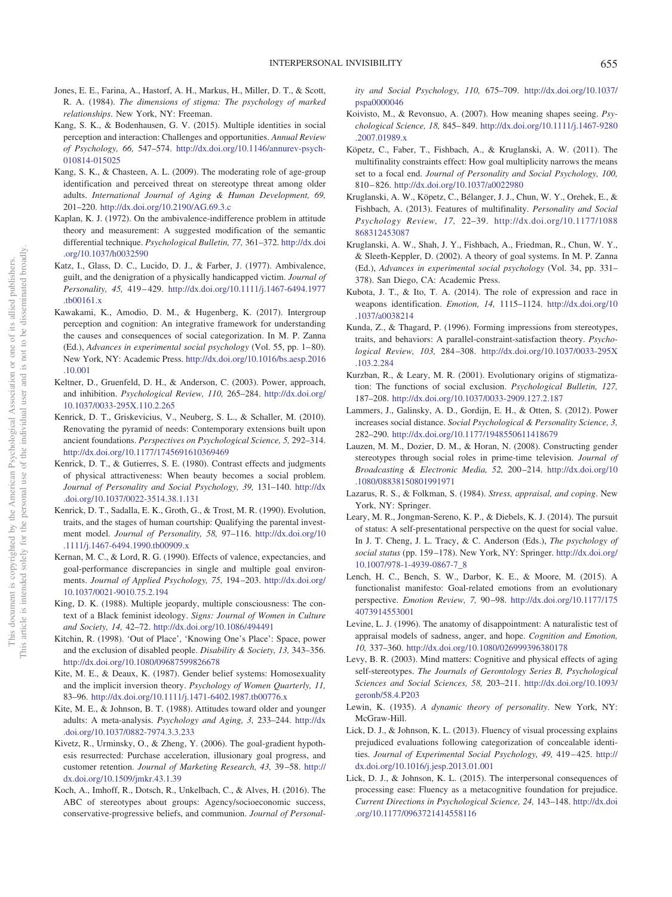Jones, E. E., Farina, A., Hastorf, A. H., Markus, H., Miller, D. T., & Scott, R. A. (1984). *The dimensions of stigma: The psychology of marked relationships*. New York, NY: Freeman.

Kang, S. K., & Bodenhausen, G. V. (2015). Multiple identities in social perception and interaction: Challenges and opportunities. *Annual Review of Psychology, 66,* 547–574. http://dx.doi.org/10.1146/annurev-psych-010814-015025

Kang, S. K., & Chasteen, A. L. (2009). The moderating role of age-group identification and perceived threat on stereotype threat among older adults. *International Journal of Aging & Human Development, 69,* 201–220. http://dx.doi.org/10.2190/AG.69.3.c

Kaplan, K. J. (1972). On the ambivalence-indifference problem in attitude theory and measurement: A suggested modification of the semantic differential technique. *Psychological Bulletin, 77,* 361–372. http://dx.doi.org/10.1037/h0032590

Katz, I., Glass, D. C., Lucido, D. J., & Farber, J. (1977). Ambivalence, guilt, and the denigration of a physically handicapped victim. *Journal of Personality, 45,* 419–429. http://dx.doi.org/10.1111/j.1467-6494.1977.tb00161.x

Kawakami, K., Amodio, D. M., & Hugenberg, K. (2017). Intergroup perception and cognition: An integrative framework for understanding the causes and consequences of social categorization. In M. P. Zanna (Ed.), *Advances in experimental social psychology* (Vol. 55, pp. 1–80). New York, NY: Academic Press. http://dx.doi.org/10.1016/bs.aesp.2016.10.001

Keltner, D., Gruenfeld, D. H., & Anderson, C. (2003). Power, approach, and inhibition. *Psychological Review, 110,* 265–284. http://dx.doi.org/10.1037/0033-295X.110.2.265

Kenrick, D. T., Griskevicius, V., Neuberg, S. L., & Schaller, M. (2010). Renovating the pyramid of needs: Contemporary extensions built upon ancient foundations. *Perspectives on Psychological Science, 5,* 292–314. http://dx.doi.org/10.1177/1745691610369469

Kenrick, D. T., & Gutierres, S. E. (1980). Contrast effects and judgments of physical attractiveness: When beauty becomes a social problem. *Journal of Personality and Social Psychology, 39,* 131–140. http://dx.doi.org/10.1037/0022-3514.38.1.131

Kenrick, D. T., Sadalla, E. K., Groth, G., & Trost, M. R. (1990). Evolution, traits, and the stages of human courtship: Qualifying the parental investment model. *Journal of Personality, 58,* 97–116. http://dx.doi.org/10.1111/j.1467-6494.1990.tb00909.x

Kernan, M. C., & Lord, R. G. (1990). Effects of valence, expectancies, and goal-performance discrepancies in single and multiple goal environments. *Journal of Applied Psychology, 75,* 194–203. http://dx.doi.org/10.1037/0021-9010.75.2.194

King, D. K. (1988). Multiple jeopardy, multiple consciousness: The context of a Black feminist ideology. *Signs: Journal of Women in Culture and Society, 14,* 42–72. http://dx.doi.org/10.1086/494491

Kitchin, R. (1998). 'Out of Place', 'Knowing One's Place': Space, power and the exclusion of disabled people. *Disability & Society, 13,* 343–356. http://dx.doi.org/10.1080/09687599826678

Kite, M. E., & Deaux, K. (1987). Gender belief systems: Homosexuality and the implicit inversion theory. *Psychology of Women Quarterly, 11,* 83–96. http://dx.doi.org/10.1111/j.1471-6402.1987.tb00776.x

Kite, M. E., & Johnson, B. T. (1988). Attitudes toward older and younger adults: A meta-analysis. *Psychology and Aging, 3,* 233–244. http://dx.doi.org/10.1037/0882-7974.3.3.233

Kivetz, R., Urminsky, O., & Zheng, Y. (2006). The goal-gradient hypothesis resurrected: Purchase acceleration, illusionary goal progress, and customer retention. *Journal of Marketing Research, 43,* 39–58. http://dx.doi.org/10.1509/jmkr.43.1.39

Koch, A., Imhoff, R., Dotsch, R., Unkelbach, C., & Alves, H. (2016). The ABC of stereotypes about groups: Agency/socioeconomic success, conservative-progressive beliefs, and communion. *Journal of Personality and Social Psychology, 110,* 675–709. http://dx.doi.org/10.1037/pspa0000046

Koivisto, M., & Revonsuo, A. (2007). How meaning shapes seeing. *Psychological Science, 18,* 845–849. http://dx.doi.org/10.1111/j.1467-9280.2007.01989.x

Köpetz, C., Faber, T., Fishbach, A., & Kruglanski, A. W. (2011). The multifinality constraints effect: How goal multiplicity narrows the means set to a focal end. *Journal of Personality and Social Psychology, 100,* 810–826. http://dx.doi.org/10.1037/a0022980

Kruglanski, A. W., Köpetz, C., Bélanger, J. J., Chun, W. Y., Orehek, E., & Fishbach, A. (2013). Features of multifinality. *Personality and Social Psychology Review, 17,* 22–39. http://dx.doi.org/10.1177/1088868312453087

Kruglanski, A. W., Shah, J. Y., Fishbach, A., Friedman, R., Chun, W. Y., & Sleeth-Keppler, D. (2002). A theory of goal systems. In M. P. Zanna (Ed.), *Advances in experimental social psychology* (Vol. 34, pp. 331–378). San Diego, CA: Academic Press.

Kubota, J. T., & Ito, T. A. (2014). The role of expression and race in weapons identification. *Emotion, 14,* 1115–1124. http://dx.doi.org/10.1037/a0038214

Kunda, Z., & Thagard, P. (1996). Forming impressions from stereotypes, traits, and behaviors: A parallel-constraint-satisfaction theory. *Psychological Review, 103,* 284–308. http://dx.doi.org/10.1037/0033-295X.103.2.284

Kurzban, R., & Leary, M. R. (2001). Evolutionary origins of stigmatization: The functions of social exclusion. *Psychological Bulletin, 127,* 187–208. http://dx.doi.org/10.1037/0033-2909.127.2.187

Lammers, J., Galinsky, A. D., Gordijn, E. H., & Otten, S. (2012). Power increases social distance. *Social Psychological & Personality Science, 3,* 282–290. http://dx.doi.org/10.1177/1948550611418679

Lauzen, M. M., Dozier, D. M., & Horan, N. (2008). Constructing gender stereotypes through social roles in prime-time television. *Journal of Broadcasting & Electronic Media, 52,* 200–214. http://dx.doi.org/10.1080/08838150801991971

Lazarus, R. S., & Folkman, S. (1984). *Stress, appraisal, and coping*. New York, NY: Springer.

Leary, M. R., Jongman-Sereno, K. P., & Diebels, K. J. (2014). The pursuit of status: A self-presentational perspective on the quest for social value. In J. T. Cheng, J. L. Tracy, & C. Anderson (Eds.), *The psychology of social status* (pp. 159–178). New York, NY: Springer. http://dx.doi.org/10.1007/978-1-4939-0867-7_8

Lench, H. C., Bench, S. W., Darbor, K. E., & Moore, M. (2015). A functionalist manifesto: Goal-related emotions from an evolutionary perspective. *Emotion Review, 7,* 90–98. http://dx.doi.org/10.1177/1754073914553001

Levine, L. J. (1996). The anatomy of disappointment: A naturalistic test of appraisal models of sadness, anger, and hope. *Cognition and Emotion, 10,* 337–360. http://dx.doi.org/10.1080/026999396380178

Levy, B. R. (2003). Mind matters: Cognitive and physical effects of aging self-stereotypes. *The Journals of Gerontology Series B, Psychological Sciences and Social Sciences, 58,* 203–211. http://dx.doi.org/10.1093/geronb/58.4.P203

Lewin, K. (1935). *A dynamic theory of personality*. New York, NY: McGraw-Hill.

Lick, D. J., & Johnson, K. L. (2013). Fluency of visual processing explains prejudiced evaluations following categorization of concealable identities. *Journal of Experimental Social Psychology, 49,* 419–425. http://dx.doi.org/10.1016/j.jesp.2013.01.001

Lick, D. J., & Johnson, K. L. (2015). The interpersonal consequences of processing ease: Fluency as a metacognitive foundation for prejudice. *Current Directions in Psychological Science, 24,* 143–148. http://dx.doi.org/10.1177/0963721414558116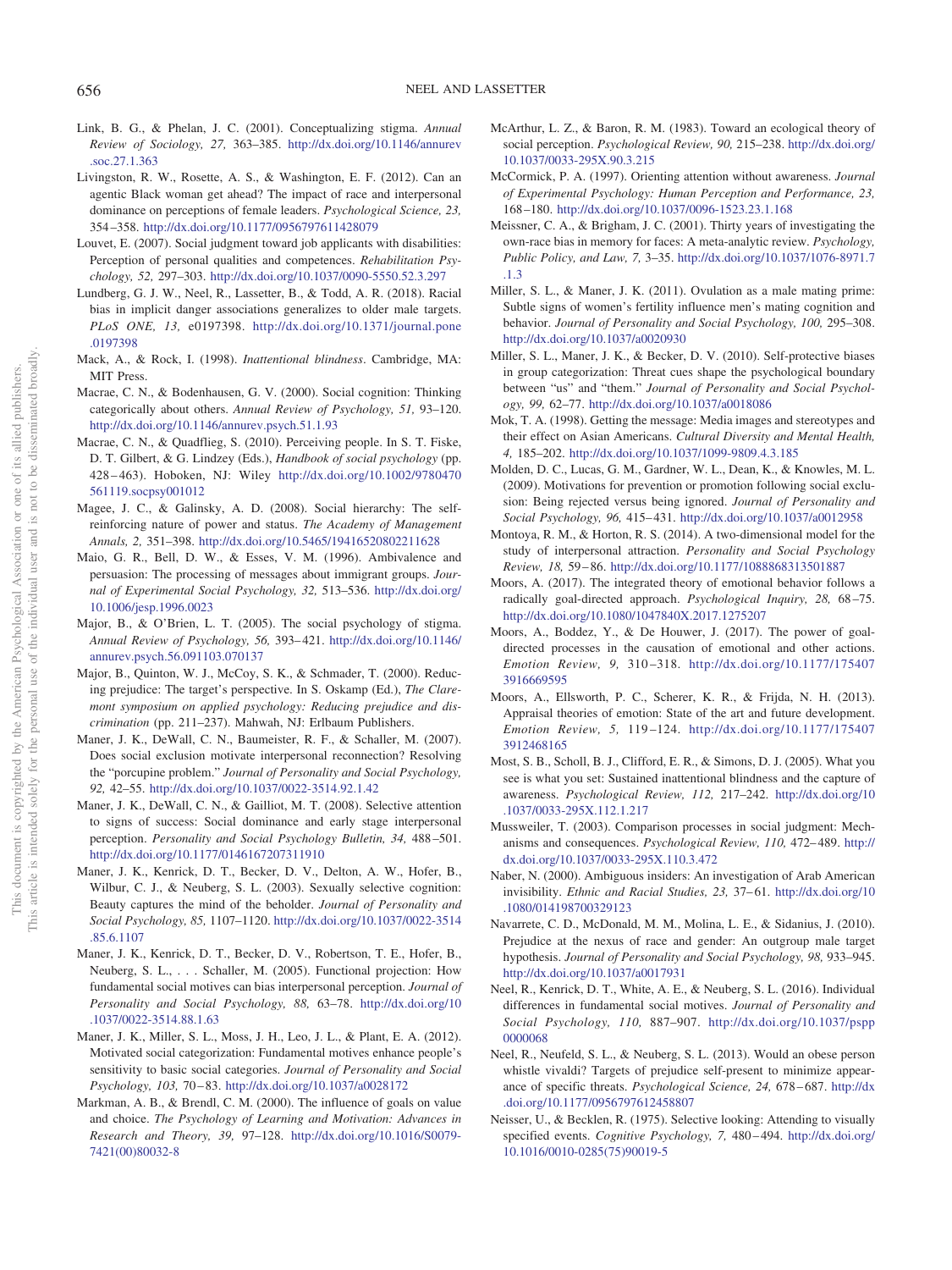Link, B. G., & Phelan, J. C. (2001). Conceptualizing stigma. *Annual Review of Sociology, 27,* 363–385. http://dx.doi.org/10.1146/annurev.soc.27.1.363

Livingston, R. W., Rosette, A. S., & Washington, E. F. (2012). Can an agentic Black woman get ahead? The impact of race and interpersonal dominance on perceptions of female leaders. *Psychological Science, 23,* 354–358. http://dx.doi.org/10.1177/0956797611428079

Louvet, E. (2007). Social judgment toward job applicants with disabilities: Perception of personal qualities and competences. *Rehabilitation Psychology, 52,* 297–303. http://dx.doi.org/10.1037/0090-5550.52.3.297

Lundberg, G. J. W., Neel, R., Lassetter, B., & Todd, A. R. (2018). Racial bias in implicit danger associations generalizes to older male targets. *PLoS ONE, 13,* e0197398. http://dx.doi.org/10.1371/journal.pone.0197398

Mack, A., & Rock, I. (1998). *Inattentional blindness*. Cambridge, MA: MIT Press.

Macrae, C. N., & Bodenhausen, G. V. (2000). Social cognition: Thinking categorically about others. *Annual Review of Psychology, 51,* 93–120. http://dx.doi.org/10.1146/annurev.psych.51.1.93

Macrae, C. N., & Quadflieg, S. (2010). Perceiving people. In S. T. Fiske, D. T. Gilbert, & G. Lindzey (Eds.), *Handbook of social psychology* (pp. 428–463). Hoboken, NJ: Wiley http://dx.doi.org/10.1002/9780470561119.socpsy001012

Magee, J. C., & Galinsky, A. D. (2008). Social hierarchy: The self-reinforcing nature of power and status. *The Academy of Management Annals, 2,* 351–398. http://dx.doi.org/10.5465/19416520802211628

Maio, G. R., Bell, D. W., & Esses, V. M. (1996). Ambivalence and persuasion: The processing of messages about immigrant groups. *Journal of Experimental Social Psychology, 32,* 513–536. http://dx.doi.org/10.1006/jesp.1996.0023

Major, B., & O'Brien, L. T. (2005). The social psychology of stigma. *Annual Review of Psychology, 56,* 393–421. http://dx.doi.org/10.1146/annurev.psych.56.091103.070137

Major, B., Quinton, W. J., McCoy, S. K., & Schmader, T. (2000). Reducing prejudice: The target's perspective. In S. Oskamp (Ed.), *The Claremont symposium on applied psychology: Reducing prejudice and discrimination* (pp. 211–237). Mahwah, NJ: Erlbaum Publishers.

Maner, J. K., DeWall, C. N., Baumeister, R. F., & Schaller, M. (2007). Does social exclusion motivate interpersonal reconnection? Resolving the "porcupine problem." *Journal of Personality and Social Psychology, 92,* 42–55. http://dx.doi.org/10.1037/0022-3514.92.1.42

Maner, J. K., DeWall, C. N., & Gailliot, M. T. (2008). Selective attention to signs of success: Social dominance and early stage interpersonal perception. *Personality and Social Psychology Bulletin, 34,* 488–501. http://dx.doi.org/10.1177/0146167207311910

Maner, J. K., Kenrick, D. T., Becker, D. V., Delton, A. W., Hofer, B., Wilbur, C. J., & Neuberg, S. L. (2003). Sexually selective cognition: Beauty captures the mind of the beholder. *Journal of Personality and Social Psychology, 85,* 1107–1120. http://dx.doi.org/10.1037/0022-3514.85.6.1107

Maner, J. K., Kenrick, D. T., Becker, D. V., Robertson, T. E., Hofer, B., Neuberg, S. L., . . . Schaller, M. (2005). Functional projection: How fundamental social motives can bias interpersonal perception. *Journal of Personality and Social Psychology, 88,* 63–78. http://dx.doi.org/10.1037/0022-3514.88.1.63

Maner, J. K., Miller, S. L., Moss, J. H., Leo, J. L., & Plant, E. A. (2012). Motivated social categorization: Fundamental motives enhance people's sensitivity to basic social categories. *Journal of Personality and Social Psychology, 103,* 70–83. http://dx.doi.org/10.1037/a0028172

Markman, A. B., & Brendl, C. M. (2000). The influence of goals on value and choice. *The Psychology of Learning and Motivation: Advances in Research and Theory, 39,* 97–128. http://dx.doi.org/10.1016/S0079-7421(00)80032-8

McArthur, L. Z., & Baron, R. M. (1983). Toward an ecological theory of social perception. *Psychological Review, 90,* 215–238. http://dx.doi.org/10.1037/0033-295X.90.3.215

McCormick, P. A. (1997). Orienting attention without awareness. *Journal of Experimental Psychology: Human Perception and Performance, 23,* 168–180. http://dx.doi.org/10.1037/0096-1523.23.1.168

Meissner, C. A., & Brigham, J. C. (2001). Thirty years of investigating the own-race bias in memory for faces: A meta-analytic review. *Psychology, Public Policy, and Law, 7,* 3–35. http://dx.doi.org/10.1037/1076-8971.7.1.3

Miller, S. L., & Maner, J. K. (2011). Ovulation as a male mating prime: Subtle signs of women's fertility influence men's mating cognition and behavior. *Journal of Personality and Social Psychology, 100,* 295–308. http://dx.doi.org/10.1037/a0020930

Miller, S. L., Maner, J. K., & Becker, D. V. (2010). Self-protective biases in group categorization: Threat cues shape the psychological boundary between "us" and "them." *Journal of Personality and Social Psychology, 99,* 62–77. http://dx.doi.org/10.1037/a0018086

Mok, T. A. (1998). Getting the message: Media images and stereotypes and their effect on Asian Americans. *Cultural Diversity and Mental Health, 4,* 185–202. http://dx.doi.org/10.1037/1099-9809.4.3.185

Molden, D. C., Lucas, G. M., Gardner, W. L., Dean, K., & Knowles, M. L. (2009). Motivations for prevention or promotion following social exclusion: Being rejected versus being ignored. *Journal of Personality and Social Psychology, 96,* 415–431. http://dx.doi.org/10.1037/a0012958

Montoya, R. M., & Horton, R. S. (2014). A two-dimensional model for the study of interpersonal attraction. *Personality and Social Psychology Review, 18,* 59–86. http://dx.doi.org/10.1177/1088868313501887

Moors, A. (2017). The integrated theory of emotional behavior follows a radically goal-directed approach. *Psychological Inquiry, 28,* 68–75. http://dx.doi.org/10.1080/1047840X.2017.1275207

Moors, A., Boddez, Y., & De Houwer, J. (2017). The power of goal-directed processes in the causation of emotional and other actions. *Emotion Review, 9,* 310–318. http://dx.doi.org/10.1177/1754073916669595

Moors, A., Ellsworth, P. C., Scherer, K. R., & Frijda, N. H. (2013). Appraisal theories of emotion: State of the art and future development. *Emotion Review, 5,* 119–124. http://dx.doi.org/10.1177/1754073912468165

Most, S. B., Scholl, B. J., Clifford, E. R., & Simons, D. J. (2005). What you see is what you set: Sustained inattentional blindness and the capture of awareness. *Psychological Review, 112,* 217–242. http://dx.doi.org/10.1037/0033-295X.112.1.217

Mussweiler, T. (2003). Comparison processes in social judgment: Mechanisms and consequences. *Psychological Review, 110,* 472–489. http://dx.doi.org/10.1037/0033-295X.110.3.472

Naber, N. (2000). Ambiguous insiders: An investigation of Arab American invisibility. *Ethnic and Racial Studies, 23,* 37–61. http://dx.doi.org/10.1080/014198700329123

Navarrete, C. D., McDonald, M. M., Molina, L. E., & Sidanius, J. (2010). Prejudice at the nexus of race and gender: An outgroup male target hypothesis. *Journal of Personality and Social Psychology, 98,* 933–945. http://dx.doi.org/10.1037/a0017931

Neel, R., Kenrick, D. T., White, A. E., & Neuberg, S. L. (2016). Individual differences in fundamental social motives. *Journal of Personality and Social Psychology, 110,* 887–907. http://dx.doi.org/10.1037/pspp0000068

Neel, R., Neufeld, S. L., & Neuberg, S. L. (2013). Would an obese person whistle vivaldi? Targets of prejudice self-present to minimize appearance of specific threats. *Psychological Science, 24,* 678–687. http://dx.doi.org/10.1177/0956797612458807

Neisser, U., & Becklen, R. (1975). Selective looking: Attending to visually specified events. *Cognitive Psychology, 7,* 480–494. http://dx.doi.org/10.1016/0010-0285(75)90019-5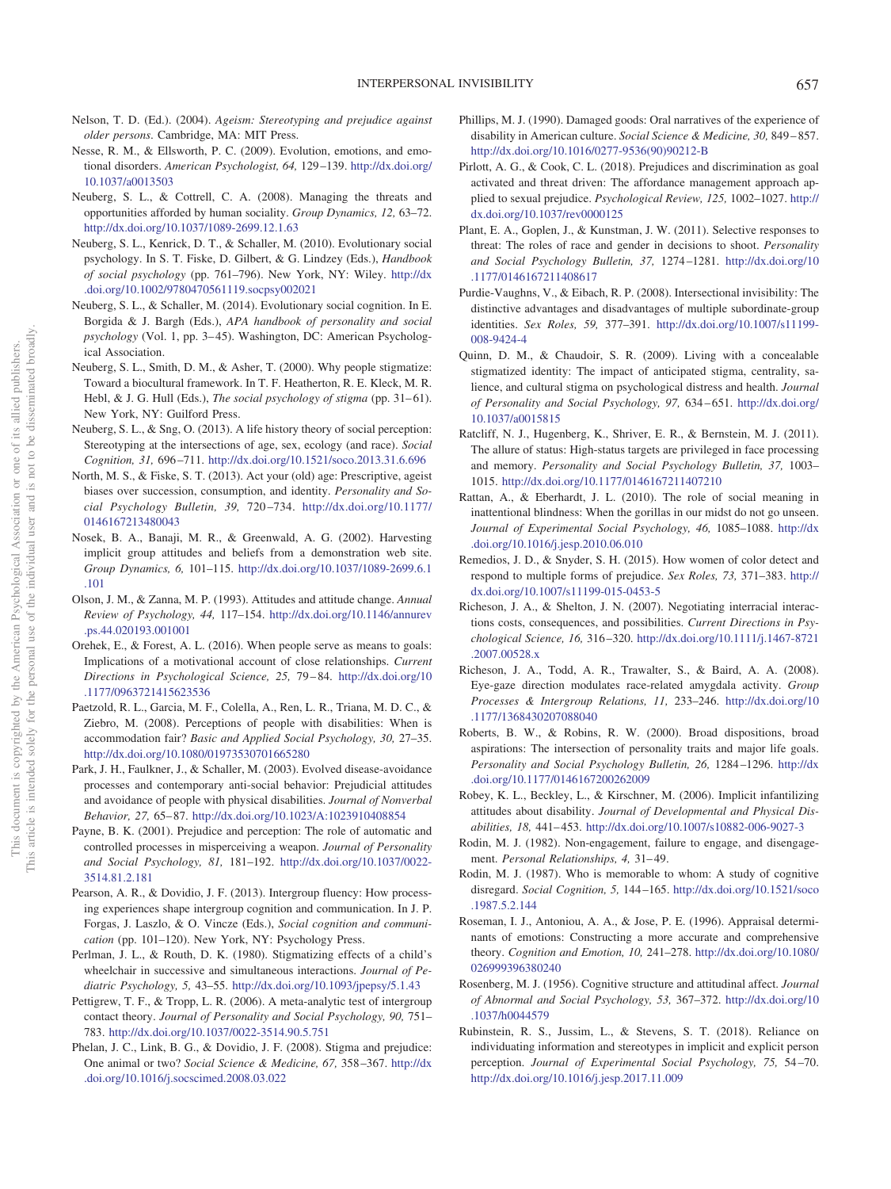Nelson, T. D. (Ed.). (2004). *Ageism: Stereotyping and prejudice against older persons*. Cambridge, MA: MIT Press.

Nesse, R. M., & Ellsworth, P. C. (2009). Evolution, emotions, and emotional disorders. *American Psychologist, 64,* 129–139. http://dx.doi.org/10.1037/a0013503

Neuberg, S. L., & Cottrell, C. A. (2008). Managing the threats and opportunities afforded by human sociality. *Group Dynamics, 12,* 63–72. http://dx.doi.org/10.1037/1089-2699.12.1.63

Neuberg, S. L., Kenrick, D. T., & Schaller, M. (2010). Evolutionary social psychology. In S. T. Fiske, D. Gilbert, & G. Lindzey (Eds.), *Handbook of social psychology* (pp. 761–796). New York, NY: Wiley. http://dx.doi.org/10.1002/9780470561119.socpsy002021

Neuberg, S. L., & Schaller, M. (2014). Evolutionary social cognition. In E. Borgida & J. Bargh (Eds.), *APA handbook of personality and social psychology* (Vol. 1, pp. 3–45). Washington, DC: American Psychological Association.

Neuberg, S. L., Smith, D. M., & Asher, T. (2000). Why people stigmatize: Toward a biocultural framework. In T. F. Heatherton, R. E. Kleck, M. R. Hebl, & J. G. Hull (Eds.), *The social psychology of stigma* (pp. 31–61). New York, NY: Guilford Press.

Neuberg, S. L., & Sng, O. (2013). A life history theory of social perception: Stereotyping at the intersections of age, sex, ecology (and race). *Social Cognition, 31,* 696–711. http://dx.doi.org/10.1521/soco.2013.31.6.696

North, M. S., & Fiske, S. T. (2013). Act your (old) age: Prescriptive, ageist biases over succession, consumption, and identity. *Personality and Social Psychology Bulletin, 39,* 720–734. http://dx.doi.org/10.1177/0146167213480043

Nosek, B. A., Banaji, M. R., & Greenwald, A. G. (2002). Harvesting implicit group attitudes and beliefs from a demonstration web site. *Group Dynamics, 6,* 101–115. http://dx.doi.org/10.1037/1089-2699.6.1.101

Olson, J. M., & Zanna, M. P. (1993). Attitudes and attitude change. *Annual Review of Psychology, 44,* 117–154. http://dx.doi.org/10.1146/annurev.ps.44.020193.001001

Orehek, E., & Forest, A. L. (2016). When people serve as means to goals: Implications of a motivational account of close relationships. *Current Directions in Psychological Science, 25,* 79–84. http://dx.doi.org/10.1177/0963721415623536

Paetzold, R. L., Garcia, M. F., Colella, A., Ren, L. R., Triana, M. D. C., & Ziebro, M. (2008). Perceptions of people with disabilities: When is accommodation fair? *Basic and Applied Social Psychology, 30,* 27–35. http://dx.doi.org/10.1080/01973530701665280

Park, J. H., Faulkner, J., & Schaller, M. (2003). Evolved disease-avoidance processes and contemporary anti-social behavior: Prejudicial attitudes and avoidance of people with physical disabilities. *Journal of Nonverbal Behavior, 27,* 65–87. http://dx.doi.org/10.1023/A:1023910408854

Payne, B. K. (2001). Prejudice and perception: The role of automatic and controlled processes in misperceiving a weapon. *Journal of Personality and Social Psychology, 81,* 181–192. http://dx.doi.org/10.1037/0022-3514.81.2.181

Pearson, A. R., & Dovidio, J. F. (2013). Intergroup fluency: How processing experiences shape intergroup cognition and communication. In J. P. Forgas, J. Laszlo, & O. Vincze (Eds.), *Social cognition and communication* (pp. 101–120). New York, NY: Psychology Press.

Perlman, J. L., & Routh, D. K. (1980). Stigmatizing effects of a child's wheelchair in successive and simultaneous interactions. *Journal of Pediatric Psychology, 5,* 43–55. http://dx.doi.org/10.1093/jpepsy/5.1.43

Pettigrew, T. F., & Tropp, L. R. (2006). A meta-analytic test of intergroup contact theory. *Journal of Personality and Social Psychology, 90,* 751–783. http://dx.doi.org/10.1037/0022-3514.90.5.751

Phelan, J. C., Link, B. G., & Dovidio, J. F. (2008). Stigma and prejudice: One animal or two? *Social Science & Medicine, 67,* 358–367. http://dx.doi.org/10.1016/j.socscimed.2008.03.022

Phillips, M. J. (1990). Damaged goods: Oral narratives of the experience of disability in American culture. *Social Science & Medicine, 30,* 849–857. http://dx.doi.org/10.1016/0277-9536(90)90212-B

Pirlott, A. G., & Cook, C. L. (2018). Prejudices and discrimination as goal activated and threat driven: The affordance management approach applied to sexual prejudice. *Psychological Review, 125,* 1002–1027. http://dx.doi.org/10.1037/rev0000125

Plant, E. A., Goplen, J., & Kunstman, J. W. (2011). Selective responses to threat: The roles of race and gender in decisions to shoot. *Personality and Social Psychology Bulletin, 37,* 1274–1281. http://dx.doi.org/10.1177/0146167211408617

Purdie-Vaughns, V., & Eibach, R. P. (2008). Intersectional invisibility: The distinctive advantages and disadvantages of multiple subordinate-group identities. *Sex Roles, 59,* 377–391. http://dx.doi.org/10.1007/s11199-008-9424-4

Quinn, D. M., & Chaudoir, S. R. (2009). Living with a concealable stigmatized identity: The impact of anticipated stigma, centrality, salience, and cultural stigma on psychological distress and health. *Journal of Personality and Social Psychology, 97,* 634–651. http://dx.doi.org/10.1037/a0015815

Ratcliff, N. J., Hugenberg, K., Shriver, E. R., & Bernstein, M. J. (2011). The allure of status: High-status targets are privileged in face processing and memory. *Personality and Social Psychology Bulletin, 37,* 1003–1015. http://dx.doi.org/10.1177/0146167211407210

Rattan, A., & Eberhardt, J. L. (2010). The role of social meaning in inattentional blindness: When the gorillas in our midst do not go unseen. *Journal of Experimental Social Psychology, 46,* 1085–1088. http://dx.doi.org/10.1016/j.jesp.2010.06.010

Remedios, J. D., & Snyder, S. H. (2015). How women of color detect and respond to multiple forms of prejudice. *Sex Roles, 73,* 371–383. http://dx.doi.org/10.1007/s11199-015-0453-5

Richeson, J. A., & Shelton, J. N. (2007). Negotiating interracial interactions costs, consequences, and possibilities. *Current Directions in Psychological Science, 16,* 316–320. http://dx.doi.org/10.1111/j.1467-8721.2007.00528.x

Richeson, J. A., Todd, A. R., Trawalter, S., & Baird, A. A. (2008). Eye-gaze direction modulates race-related amygdala activity. *Group Processes & Intergroup Relations, 11,* 233–246. http://dx.doi.org/10.1177/1368430207088040

Roberts, B. W., & Robins, R. W. (2000). Broad dispositions, broad aspirations: The intersection of personality traits and major life goals. *Personality and Social Psychology Bulletin, 26,* 1284–1296. http://dx.doi.org/10.1177/0146167200262009

Robey, K. L., Beckley, L., & Kirschner, M. (2006). Implicit infantilizing attitudes about disability. *Journal of Developmental and Physical Disabilities, 18,* 441–453. http://dx.doi.org/10.1007/s10882-006-9027-3

Rodin, M. J. (1982). Non-engagement, failure to engage, and disengagement. *Personal Relationships, 4,* 31–49.

Rodin, M. J. (1987). Who is memorable to whom: A study of cognitive disregard. *Social Cognition, 5,* 144–165. http://dx.doi.org/10.1521/soco.1987.5.2.144

Roseman, I. J., Antoniou, A. A., & Jose, P. E. (1996). Appraisal determinants of emotions: Constructing a more accurate and comprehensive theory. *Cognition and Emotion, 10,* 241–278. http://dx.doi.org/10.1080/026999396380240

Rosenberg, M. J. (1956). Cognitive structure and attitudinal affect. *Journal of Abnormal and Social Psychology, 53,* 367–372. http://dx.doi.org/10.1037/h0044579

Rubinstein, R. S., Jussim, L., & Stevens, S. T. (2018). Reliance on individuating information and stereotypes in implicit and explicit person perception. *Journal of Experimental Social Psychology, 75,* 54–70. http://dx.doi.org/10.1016/j.jesp.2017.11.009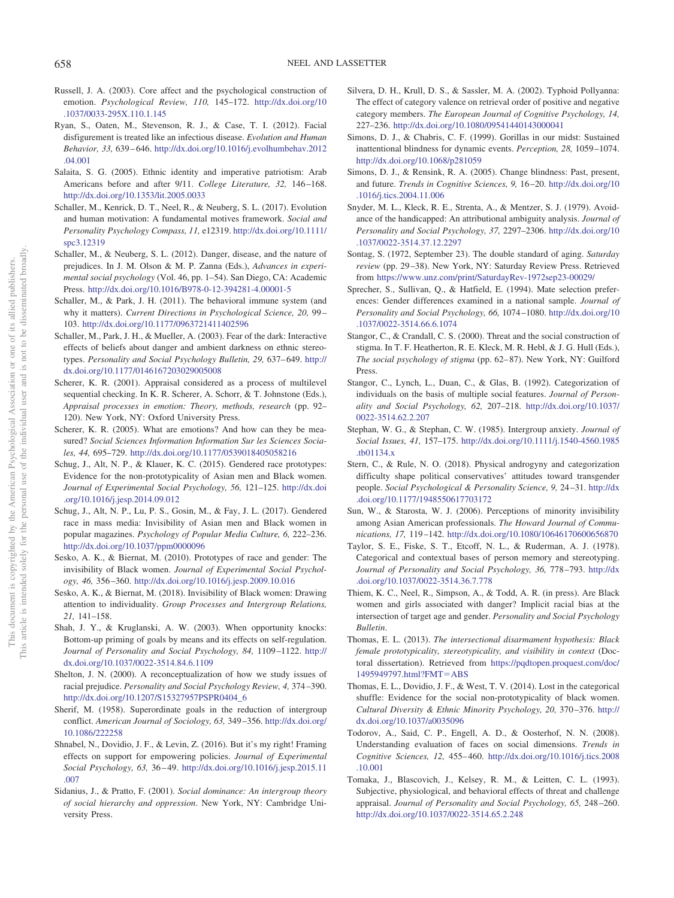Russell, J. A. (2003). Core affect and the psychological construction of emotion. *Psychological Review, 110,* 145–172. http://dx.doi.org/10.1037/0033-295X.110.1.145

Ryan, S., Oaten, M., Stevenson, R. J., & Case, T. I. (2012). Facial disfigurement is treated like an infectious disease. *Evolution and Human Behavior, 33,* 639–646. http://dx.doi.org/10.1016/j.evolhumbehav.2012.04.001

Salaita, S. G. (2005). Ethnic identity and imperative patriotism: Arab Americans before and after 9/11. *College Literature, 32,* 146–168. http://dx.doi.org/10.1353/lit.2005.0033

Schaller, M., Kenrick, D. T., Neel, R., & Neuberg, S. L. (2017). Evolution and human motivation: A fundamental motives framework. *Social and Personality Psychology Compass, 11,* e12319. http://dx.doi.org/10.1111/spc3.12319

Schaller, M., & Neuberg, S. L. (2012). Danger, disease, and the nature of prejudices. In J. M. Olson & M. P. Zanna (Eds.), *Advances in experimental social psychology* (Vol. 46, pp. 1–54). San Diego, CA: Academic Press. http://dx.doi.org/10.1016/B978-0-12-394281-4.00001-5

Schaller, M., & Park, J. H. (2011). The behavioral immune system (and why it matters). *Current Directions in Psychological Science, 20,* 99–103. http://dx.doi.org/10.1177/0963721411402596

Schaller, M., Park, J. H., & Mueller, A. (2003). Fear of the dark: Interactive effects of beliefs about danger and ambient darkness on ethnic stereotypes. *Personality and Social Psychology Bulletin, 29,* 637–649. http://dx.doi.org/10.1177/0146167203029005008

Scherer, K. R. (2001). Appraisal considered as a process of multilevel sequential checking. In K. R. Scherer, A. Schorr, & T. Johnstone (Eds.), *Appraisal processes in emotion: Theory, methods, research* (pp. 92–120). New York, NY: Oxford University Press.

Scherer, K. R. (2005). What are emotions? And how can they be measured? *Social Sciences Information Information Sur les Sciences Sociales, 44,* 695–729. http://dx.doi.org/10.1177/0539018405058216

Schug, J., Alt, N. P., & Klauer, K. C. (2015). Gendered race prototypes: Evidence for the non-prototypicality of Asian men and Black women. *Journal of Experimental Social Psychology, 56,* 121–125. http://dx.doi.org/10.1016/j.jesp.2014.09.012

Schug, J., Alt, N. P., Lu, P. S., Gosin, M., & Fay, J. L. (2017). Gendered race in mass media: Invisibility of Asian men and Black women in popular magazines. *Psychology of Popular Media Culture, 6,* 222–236. http://dx.doi.org/10.1037/ppm0000096

Sesko, A. K., & Biernat, M. (2010). Prototypes of race and gender: The invisibility of Black women. *Journal of Experimental Social Psychology, 46,* 356–360. http://dx.doi.org/10.1016/j.jesp.2009.10.016

Sesko, A. K., & Biernat, M. (2018). Invisibility of Black women: Drawing attention to individuality. *Group Processes and Intergroup Relations, 21,* 141–158.

Shah, J. Y., & Kruglanski, A. W. (2003). When opportunity knocks: Bottom-up priming of goals by means and its effects on self-regulation. *Journal of Personality and Social Psychology, 84,* 1109–1122. http://dx.doi.org/10.1037/0022-3514.84.6.1109

Shelton, J. N. (2000). A reconceptualization of how we study issues of racial prejudice. *Personality and Social Psychology Review, 4,* 374–390. http://dx.doi.org/10.1207/S15327957PSPR0404_6

Sherif, M. (1958). Superordinate goals in the reduction of intergroup conflict. *American Journal of Sociology, 63,* 349–356. http://dx.doi.org/10.1086/222258

Shnabel, N., Dovidio, J. F., & Levin, Z. (2016). But it's my right! Framing effects on support for empowering policies. *Journal of Experimental Social Psychology, 63,* 36–49. http://dx.doi.org/10.1016/j.jesp.2015.11.007

Sidanius, J., & Pratto, F. (2001). *Social dominance: An intergroup theory of social hierarchy and oppression*. New York, NY: Cambridge University Press.

Silvera, D. H., Krull, D. S., & Sassler, M. A. (2002). Typhoid Pollyanna: The effect of category valence on retrieval order of positive and negative category members. *The European Journal of Cognitive Psychology, 14,* 227–236. http://dx.doi.org/10.1080/09541440143000041

Simons, D. J., & Chabris, C. F. (1999). Gorillas in our midst: Sustained inattentional blindness for dynamic events. *Perception, 28,* 1059–1074. http://dx.doi.org/10.1068/p281059

Simons, D. J., & Rensink, R. A. (2005). Change blindness: Past, present, and future. *Trends in Cognitive Sciences, 9,* 16–20. http://dx.doi.org/10.1016/j.tics.2004.11.006

Snyder, M. L., Kleck, R. E., Strenta, A., & Mentzer, S. J. (1979). Avoidance of the handicapped: An attributional ambiguity analysis. *Journal of Personality and Social Psychology, 37,* 2297–2306. http://dx.doi.org/10.1037/0022-3514.37.12.2297

Sontag, S. (1972, September 23). The double standard of aging. *Saturday review* (pp. 29–38). New York, NY: Saturday Review Press. Retrieved from https://www.unz.com/print/SaturdayRev-1972sep23-00029/

Sprecher, S., Sullivan, Q., & Hatfield, E. (1994). Mate selection preferences: Gender differences examined in a national sample. *Journal of Personality and Social Psychology, 66,* 1074–1080. http://dx.doi.org/10.1037/0022-3514.66.6.1074

Stangor, C., & Crandall, C. S. (2000). Threat and the social construction of stigma. In T. F. Heatherton, R. E. Kleck, M. R. Hebl, & J. G. Hull (Eds.), *The social psychology of stigma* (pp. 62–87). New York, NY: Guilford Press.

Stangor, C., Lynch, L., Duan, C., & Glas, B. (1992). Categorization of individuals on the basis of multiple social features. *Journal of Personality and Social Psychology, 62,* 207–218. http://dx.doi.org/10.1037/0022-3514.62.2.207

Stephan, W. G., & Stephan, C. W. (1985). Intergroup anxiety. *Journal of Social Issues, 41,* 157–175. http://dx.doi.org/10.1111/j.1540-4560.1985.tb01134.x

Stern, C., & Rule, N. O. (2018). Physical androgyny and categorization difficulty shape political conservatives' attitudes toward transgender people. *Social Psychological & Personality Science, 9,* 24–31. http://dx.doi.org/10.1177/1948550617703172

Sun, W., & Starosta, W. J. (2006). Perceptions of minority invisibility among Asian American professionals. *The Howard Journal of Communications, 17,* 119–142. http://dx.doi.org/10.1080/10646170600656870

Taylor, S. E., Fiske, S. T., Etcoff, N. L., & Ruderman, A. J. (1978). Categorical and contextual bases of person memory and stereotyping. *Journal of Personality and Social Psychology, 36,* 778–793. http://dx.doi.org/10.1037/0022-3514.36.7.778

Thiem, K. C., Neel, R., Simpson, A., & Todd, A. R. (in press). Are Black women and girls associated with danger? Implicit racial bias at the intersection of target age and gender. *Personality and Social Psychology Bulletin*.

Thomas, E. L. (2013). *The intersectional disarmament hypothesis: Black female prototypicality, stereotypicality, and visibility in context* (Doctoral dissertation). Retrieved from https://pqdtopen.proquest.com/doc/1495949797.html?FMT=ABS

Thomas, E. L., Dovidio, J. F., & West, T. V. (2014). Lost in the categorical shuffle: Evidence for the social non-prototypicality of black women. *Cultural Diversity & Ethnic Minority Psychology, 20,* 370–376. http://dx.doi.org/10.1037/a0035096

Todorov, A., Said, C. P., Engell, A. D., & Oosterhof, N. N. (2008). Understanding evaluation of faces on social dimensions. *Trends in Cognitive Sciences, 12,* 455–460. http://dx.doi.org/10.1016/j.tics.2008.10.001

Tomaka, J., Blascovich, J., Kelsey, R. M., & Leitten, C. L. (1993). Subjective, physiological, and behavioral effects of threat and challenge appraisal. *Journal of Personality and Social Psychology, 65,* 248–260. http://dx.doi.org/10.1037/0022-3514.65.2.248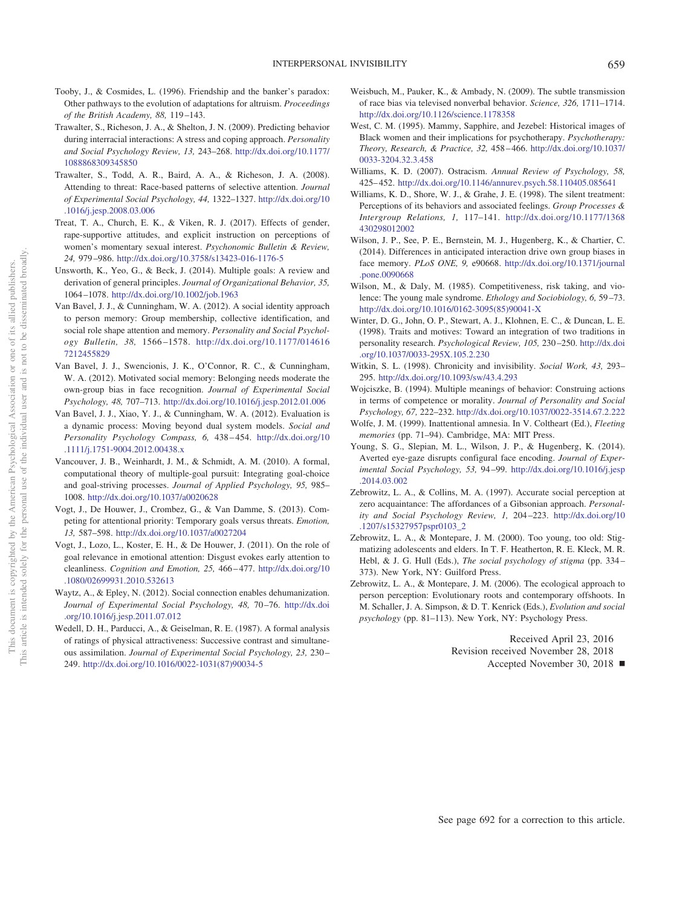Tooby, J., & Cosmides, L. (1996). Friendship and the banker's paradox: Other pathways to the evolution of adaptations for altruism. *Proceedings of the British Academy, 88,* 119–143.

Trawalter, S., Richeson, J. A., & Shelton, J. N. (2009). Predicting behavior during interracial interactions: A stress and coping approach. *Personality and Social Psychology Review, 13,* 243–268. http://dx.doi.org/10.1177/1088868309345850

Trawalter, S., Todd, A. R., Baird, A. A., & Richeson, J. A. (2008). Attending to threat: Race-based patterns of selective attention. *Journal of Experimental Social Psychology, 44,* 1322–1327. http://dx.doi.org/10.1016/j.jesp.2008.03.006

Treat, T. A., Church, E. K., & Viken, R. J. (2017). Effects of gender, rape-supportive attitudes, and explicit instruction on perceptions of women's momentary sexual interest. *Psychonomic Bulletin & Review, 24,* 979–986. http://dx.doi.org/10.3758/s13423-016-1176-5

Unsworth, K., Yeo, G., & Beck, J. (2014). Multiple goals: A review and derivation of general principles. *Journal of Organizational Behavior, 35,* 1064–1078. http://dx.doi.org/10.1002/job.1963

Van Bavel, J. J., & Cunningham, W. A. (2012). A social identity approach to person memory: Group membership, collective identification, and social role shape attention and memory. *Personality and Social Psychology Bulletin, 38,* 1566–1578. http://dx.doi.org/10.1177/0146167212455829

Van Bavel, J. J., Swencionis, J. K., O'Connor, R. C., & Cunningham, W. A. (2012). Motivated social memory: Belonging needs moderate the own-group bias in face recognition. *Journal of Experimental Social Psychology, 48,* 707–713. http://dx.doi.org/10.1016/j.jesp.2012.01.006

Van Bavel, J. J., Xiao, Y. J., & Cunningham, W. A. (2012). Evaluation is a dynamic process: Moving beyond dual system models. *Social and Personality Psychology Compass, 6,* 438–454. http://dx.doi.org/10.1111/j.1751-9004.2012.00438.x

Vancouver, J. B., Weinhardt, J. M., & Schmidt, A. M. (2010). A formal, computational theory of multiple-goal pursuit: Integrating goal-choice and goal-striving processes. *Journal of Applied Psychology, 95,* 985–1008. http://dx.doi.org/10.1037/a0020628

Vogt, J., De Houwer, J., Crombez, G., & Van Damme, S. (2013). Competing for attentional priority: Temporary goals versus threats. *Emotion, 13,* 587–598. http://dx.doi.org/10.1037/a0027204

Vogt, J., Lozo, L., Koster, E. H., & De Houwer, J. (2011). On the role of goal relevance in emotional attention: Disgust evokes early attention to cleanliness. *Cognition and Emotion, 25,* 466–477. http://dx.doi.org/10.1080/02699931.2010.532613

Waytz, A., & Epley, N. (2012). Social connection enables dehumanization. *Journal of Experimental Social Psychology, 48,* 70–76. http://dx.doi.org/10.1016/j.jesp.2011.07.012

Wedell, D. H., Parducci, A., & Geiselman, R. E. (1987). A formal analysis of ratings of physical attractiveness: Successive contrast and simultaneous assimilation. *Journal of Experimental Social Psychology, 23,* 230–249. http://dx.doi.org/10.1016/0022-1031(87)90034-5

Weisbuch, M., Pauker, K., & Ambady, N. (2009). The subtle transmission of race bias via televised nonverbal behavior. *Science, 326,* 1711–1714. http://dx.doi.org/10.1126/science.1178358

West, C. M. (1995). Mammy, Sapphire, and Jezebel: Historical images of Black women and their implications for psychotherapy. *Psychotherapy: Theory, Research, & Practice, 32,* 458–466. http://dx.doi.org/10.1037/0033-3204.32.3.458

Williams, K. D. (2007). Ostracism. *Annual Review of Psychology, 58,* 425–452. http://dx.doi.org/10.1146/annurev.psych.58.110405.085641

Williams, K. D., Shore, W. J., & Grahe, J. E. (1998). The silent treatment: Perceptions of its behaviors and associated feelings. *Group Processes & Intergroup Relations, 1,* 117–141. http://dx.doi.org/10.1177/1368430298012002

Wilson, J. P., See, P. E., Bernstein, M. J., Hugenberg, K., & Chartier, C. (2014). Differences in anticipated interaction drive own group biases in face memory. *PLoS ONE, 9,* e90668. http://dx.doi.org/10.1371/journal.pone.0090668

Wilson, M., & Daly, M. (1985). Competitiveness, risk taking, and violence: The young male syndrome. *Ethology and Sociobiology, 6,* 59–73. http://dx.doi.org/10.1016/0162-3095(85)90041-X

Winter, D. G., John, O. P., Stewart, A. J., Klohnen, E. C., & Duncan, L. E. (1998). Traits and motives: Toward an integration of two traditions in personality research. *Psychological Review, 105,* 230–250. http://dx.doi.org/10.1037/0033-295X.105.2.230

Witkin, S. L. (1998). Chronicity and invisibility. *Social Work, 43,* 293–295. http://dx.doi.org/10.1093/sw/43.4.293

Wojciszke, B. (1994). Multiple meanings of behavior: Construing actions in terms of competence or morality. *Journal of Personality and Social Psychology, 67,* 222–232. http://dx.doi.org/10.1037/0022-3514.67.2.222

Wolfe, J. M. (1999). Inattentional amnesia. In V. Coltheart (Ed.), *Fleeting memories* (pp. 71–94). Cambridge, MA: MIT Press.

Young, S. G., Slepian, M. L., Wilson, J. P., & Hugenberg, K. (2014). Averted eye-gaze disrupts configural face encoding. *Journal of Experimental Social Psychology, 53,* 94–99. http://dx.doi.org/10.1016/j.jesp.2014.03.002

Zebrowitz, L. A., & Collins, M. A. (1997). Accurate social perception at zero acquaintance: The affordances of a Gibsonian approach. *Personality and Social Psychology Review, 1,* 204–223. http://dx.doi.org/10.1207/s15327957pspr0103_2

Zebrowitz, L. A., & Montepare, J. M. (2000). Too young, too old: Stigmatizing adolescents and elders. In T. F. Heatherton, R. E. Kleck, M. R. Hebl, & J. G. Hull (Eds.), *The social psychology of stigma* (pp. 334–373). New York, NY: Guilford Press.

Zebrowitz, L. A., & Montepare, J. M. (2006). The ecological approach to person perception: Evolutionary roots and contemporary offshoots. In M. Schaller, J. A. Simpson, & D. T. Kenrick (Eds.), *Evolution and social psychology* (pp. 81–113). New York, NY: Psychology Press.

Received April 23, 2016
Revision received November 28, 2018
Accepted November 30, 2018 ■

See page 692 for a correction to this article.